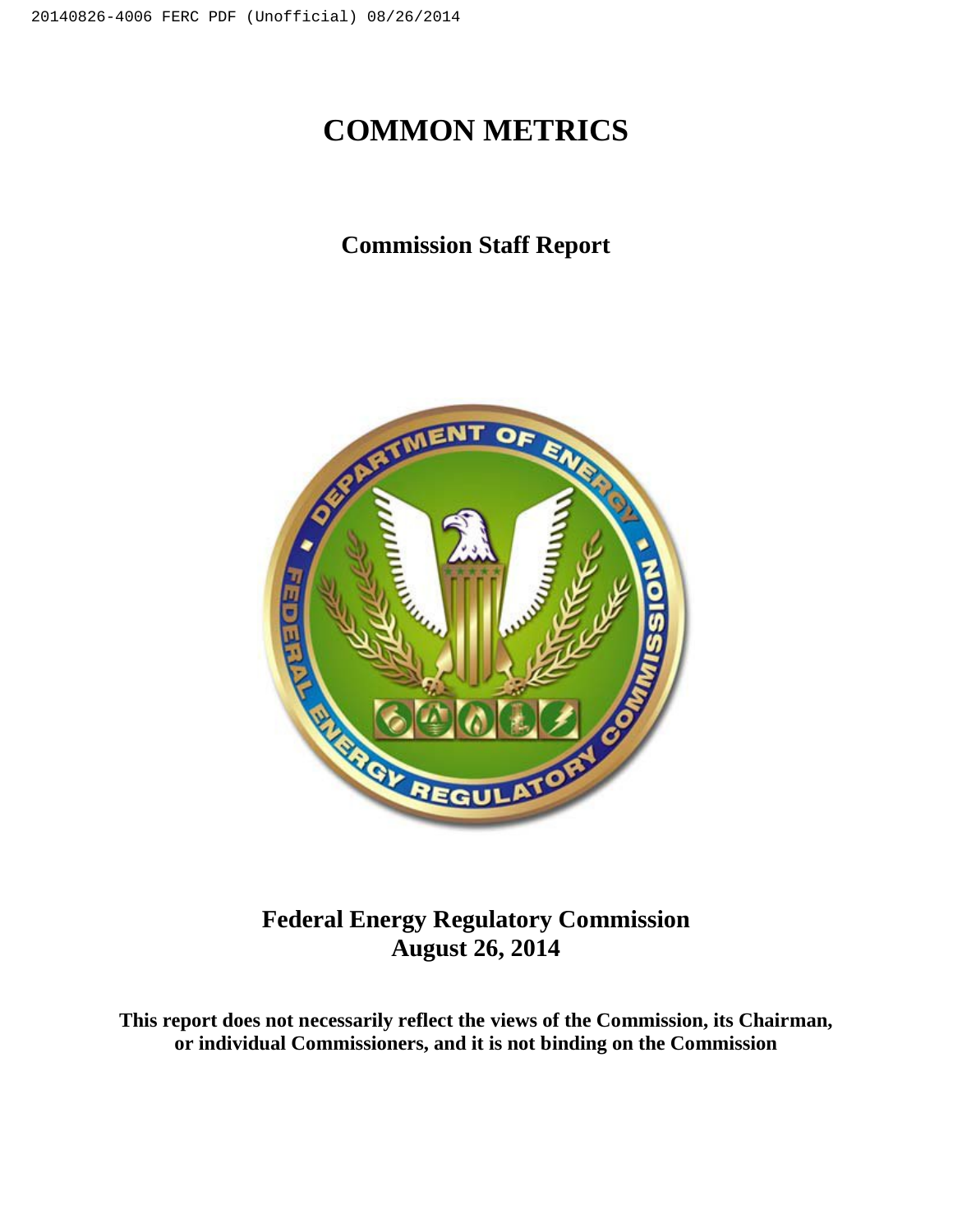# COMMON METRICS

## Commission Staff Report

**Federal Energy Regulatory Commission**
**August 26, 2014**

**This report does not necessarily reflect the views of the Commission, its Chairman, or individual Commissioners, and it is not binding on the Commission**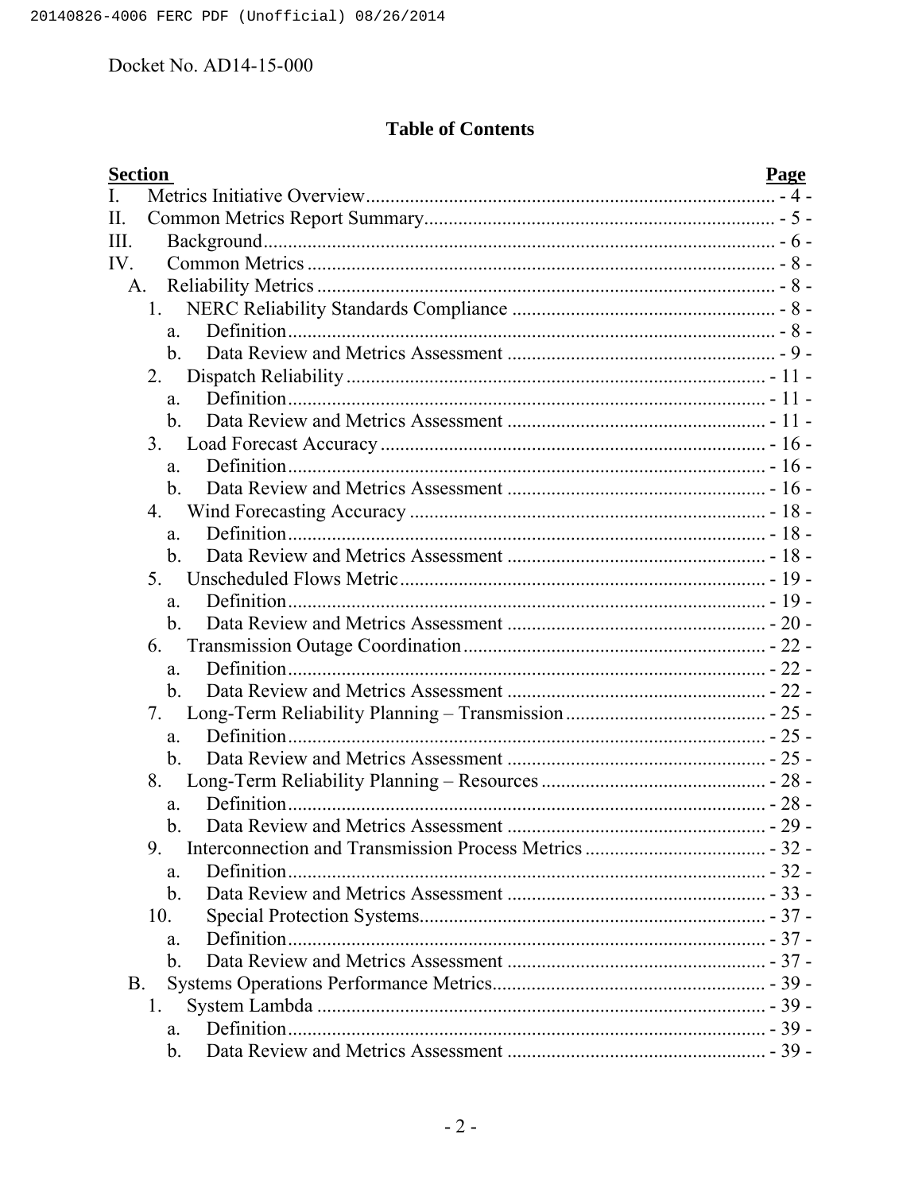Docket No. AD14-15-000

## Table of Contents

| Section | Page |
|---|---|
| I. Metrics Initiative Overview | - 4 - |
| II. Common Metrics Report Summary | - 5 - |
| III. Background | - 6 - |
| IV. Common Metrics | - 8 - |
| A. Reliability Metrics | - 8 - |
| 1. NERC Reliability Standards Compliance | - 8 - |
| a. Definition | - 8 - |
| b. Data Review and Metrics Assessment | - 9 - |
| 2. Dispatch Reliability | - 11 - |
| a. Definition | - 11 - |
| b. Data Review and Metrics Assessment | - 11 - |
| 3. Load Forecast Accuracy | - 16 - |
| a. Definition | - 16 - |
| b. Data Review and Metrics Assessment | - 16 - |
| 4. Wind Forecasting Accuracy | - 18 - |
| a. Definition | - 18 - |
| b. Data Review and Metrics Assessment | - 18 - |
| 5. Unscheduled Flows Metric | - 19 - |
| a. Definition | - 19 - |
| b. Data Review and Metrics Assessment | - 20 - |
| 6. Transmission Outage Coordination | - 22 - |
| a. Definition | - 22 - |
| b. Data Review and Metrics Assessment | - 22 - |
| 7. Long-Term Reliability Planning – Transmission | - 25 - |
| a. Definition | - 25 - |
| b. Data Review and Metrics Assessment | - 25 - |
| 8. Long-Term Reliability Planning – Resources | - 28 - |
| a. Definition | - 28 - |
| b. Data Review and Metrics Assessment | - 29 - |
| 9. Interconnection and Transmission Process Metrics | - 32 - |
| a. Definition | - 32 - |
| b. Data Review and Metrics Assessment | - 33 - |
| 10. Special Protection Systems | - 37 - |
| a. Definition | - 37 - |
| b. Data Review and Metrics Assessment | - 37 - |
| B. Systems Operations Performance Metrics | - 39 - |
| 1. System Lambda | - 39 - |
| a. Definition | - 39 - |
| b. Data Review and Metrics Assessment | - 39 - |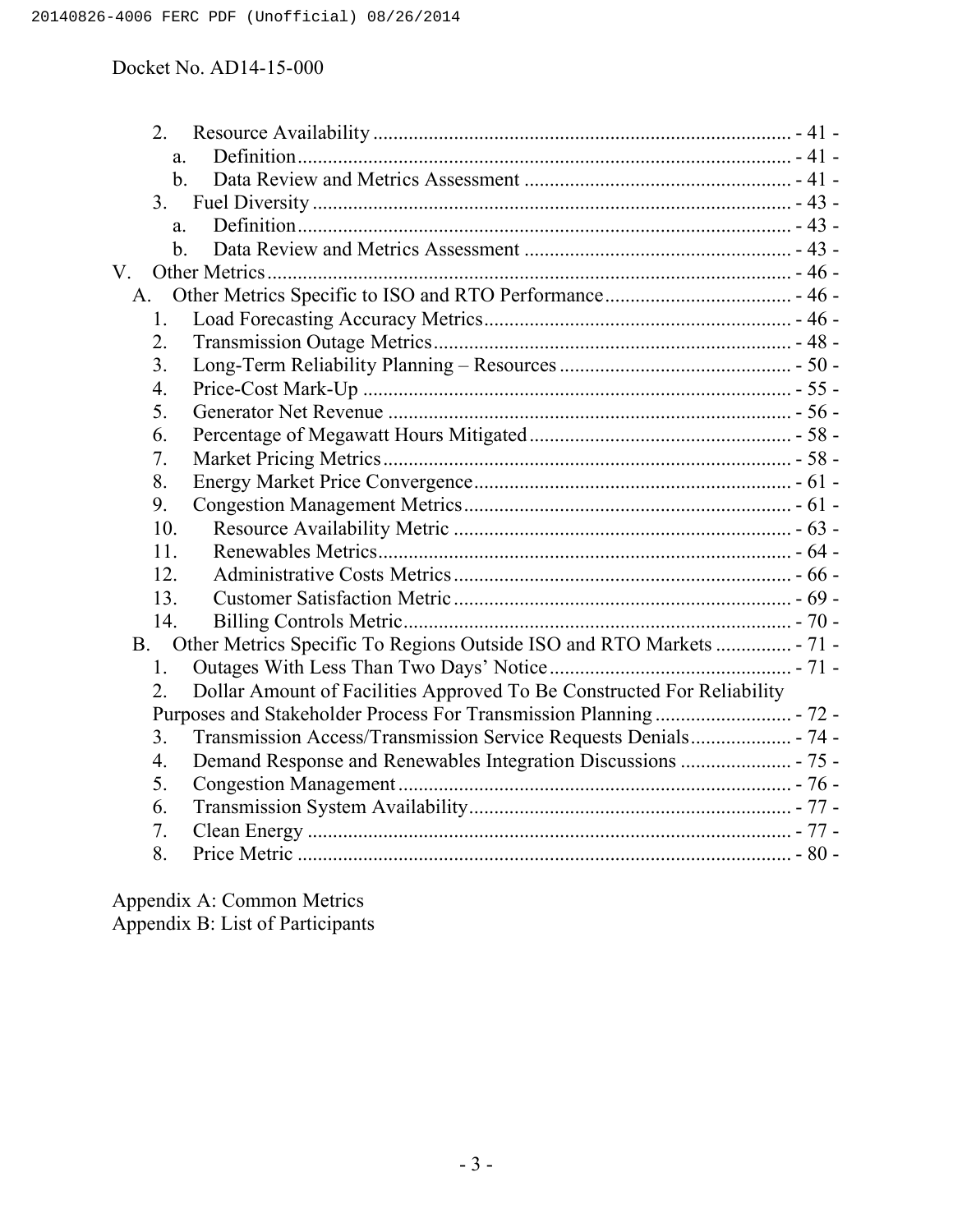2. Resource Availability - 41 -
   a. Definition - 41 -
   b. Data Review and Metrics Assessment - 41 -
3. Fuel Diversity - 43 -
   a. Definition - 43 -
   b. Data Review and Metrics Assessment - 43 -

V. Other Metrics - 46 -
  A. Other Metrics Specific to ISO and RTO Performance - 46 -
    1. Load Forecasting Accuracy Metrics - 46 -
    2. Transmission Outage Metrics - 48 -
    3. Long-Term Reliability Planning – Resources - 50 -
    4. Price-Cost Mark-Up - 55 -
    5. Generator Net Revenue - 56 -
    6. Percentage of Megawatt Hours Mitigated - 58 -
    7. Market Pricing Metrics - 58 -
    8. Energy Market Price Convergence - 61 -
    9. Congestion Management Metrics - 61 -
    10. Resource Availability Metric - 63 -
    11. Renewables Metrics - 64 -
    12. Administrative Costs Metrics - 66 -
    13. Customer Satisfaction Metric - 69 -
    14. Billing Controls Metric - 70 -
  B. Other Metrics Specific To Regions Outside ISO and RTO Markets - 71 -
    1. Outages With Less Than Two Days' Notice - 71 -
    2. Dollar Amount of Facilities Approved To Be Constructed For Reliability Purposes and Stakeholder Process For Transmission Planning - 72 -
    3. Transmission Access/Transmission Service Requests Denials - 74 -
    4. Demand Response and Renewables Integration Discussions - 75 -
    5. Congestion Management - 76 -
    6. Transmission System Availability - 77 -
    7. Clean Energy - 77 -
    8. Price Metric - 80 -

Appendix A: Common Metrics
Appendix B: List of Participants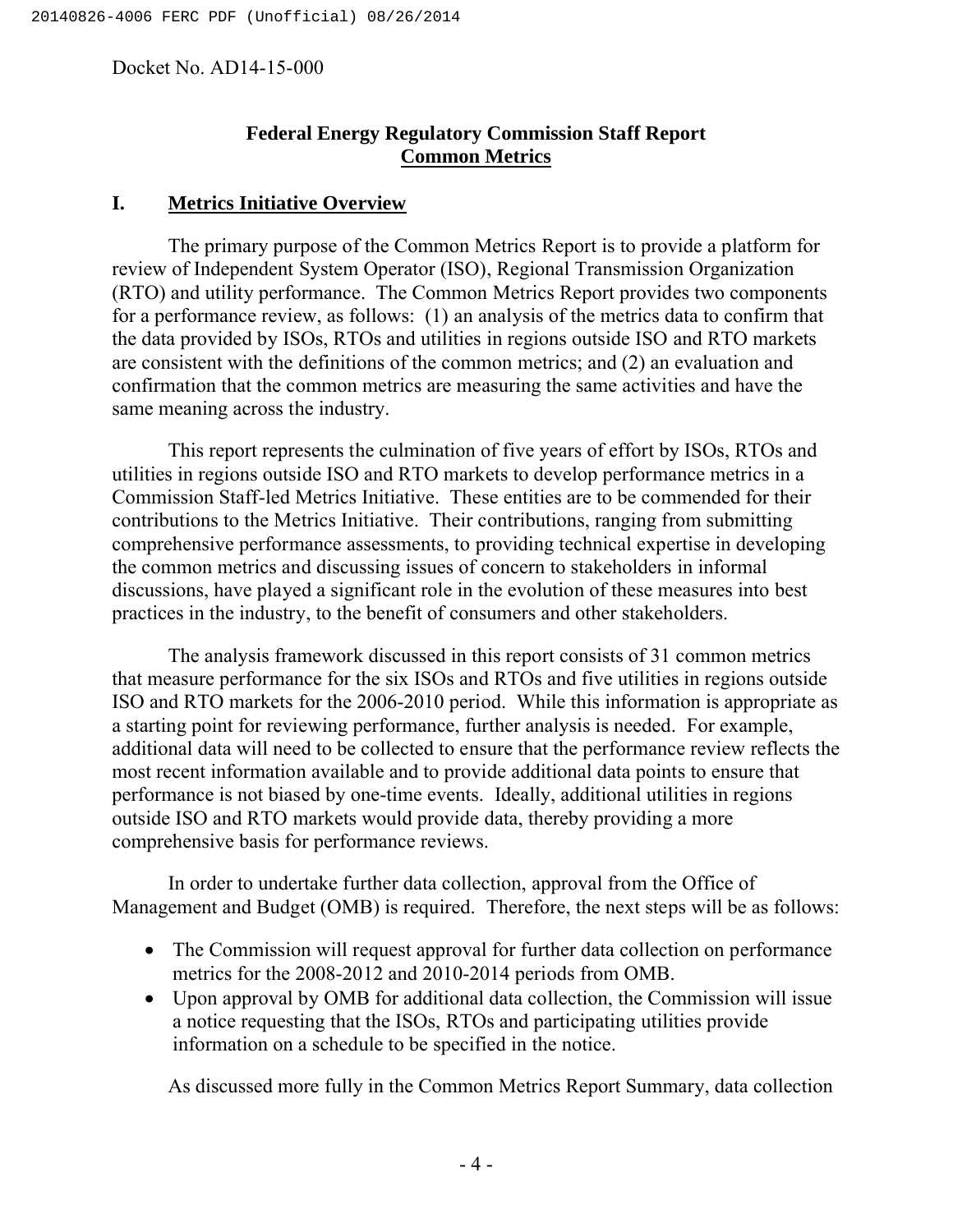Docket No. AD14-15-000

## Federal Energy Regulatory Commission Staff Report
## Common Metrics

## I. Metrics Initiative Overview

The primary purpose of the Common Metrics Report is to provide a platform for review of Independent System Operator (ISO), Regional Transmission Organization (RTO) and utility performance. The Common Metrics Report provides two components for a performance review, as follows: (1) an analysis of the metrics data to confirm that the data provided by ISOs, RTOs and utilities in regions outside ISO and RTO markets are consistent with the definitions of the common metrics; and (2) an evaluation and confirmation that the common metrics are measuring the same activities and have the same meaning across the industry.

This report represents the culmination of five years of effort by ISOs, RTOs and utilities in regions outside ISO and RTO markets to develop performance metrics in a Commission Staff-led Metrics Initiative. These entities are to be commended for their contributions to the Metrics Initiative. Their contributions, ranging from submitting comprehensive performance assessments, to providing technical expertise in developing the common metrics and discussing issues of concern to stakeholders in informal discussions, have played a significant role in the evolution of these measures into best practices in the industry, to the benefit of consumers and other stakeholders.

The analysis framework discussed in this report consists of 31 common metrics that measure performance for the six ISOs and RTOs and five utilities in regions outside ISO and RTO markets for the 2006-2010 period. While this information is appropriate as a starting point for reviewing performance, further analysis is needed. For example, additional data will need to be collected to ensure that the performance review reflects the most recent information available and to provide additional data points to ensure that performance is not biased by one-time events. Ideally, additional utilities in regions outside ISO and RTO markets would provide data, thereby providing a more comprehensive basis for performance reviews.

In order to undertake further data collection, approval from the Office of Management and Budget (OMB) is required. Therefore, the next steps will be as follows:

- The Commission will request approval for further data collection on performance metrics for the 2008-2012 and 2010-2014 periods from OMB.
- Upon approval by OMB for additional data collection, the Commission will issue a notice requesting that the ISOs, RTOs and participating utilities provide information on a schedule to be specified in the notice.

As discussed more fully in the Common Metrics Report Summary, data collection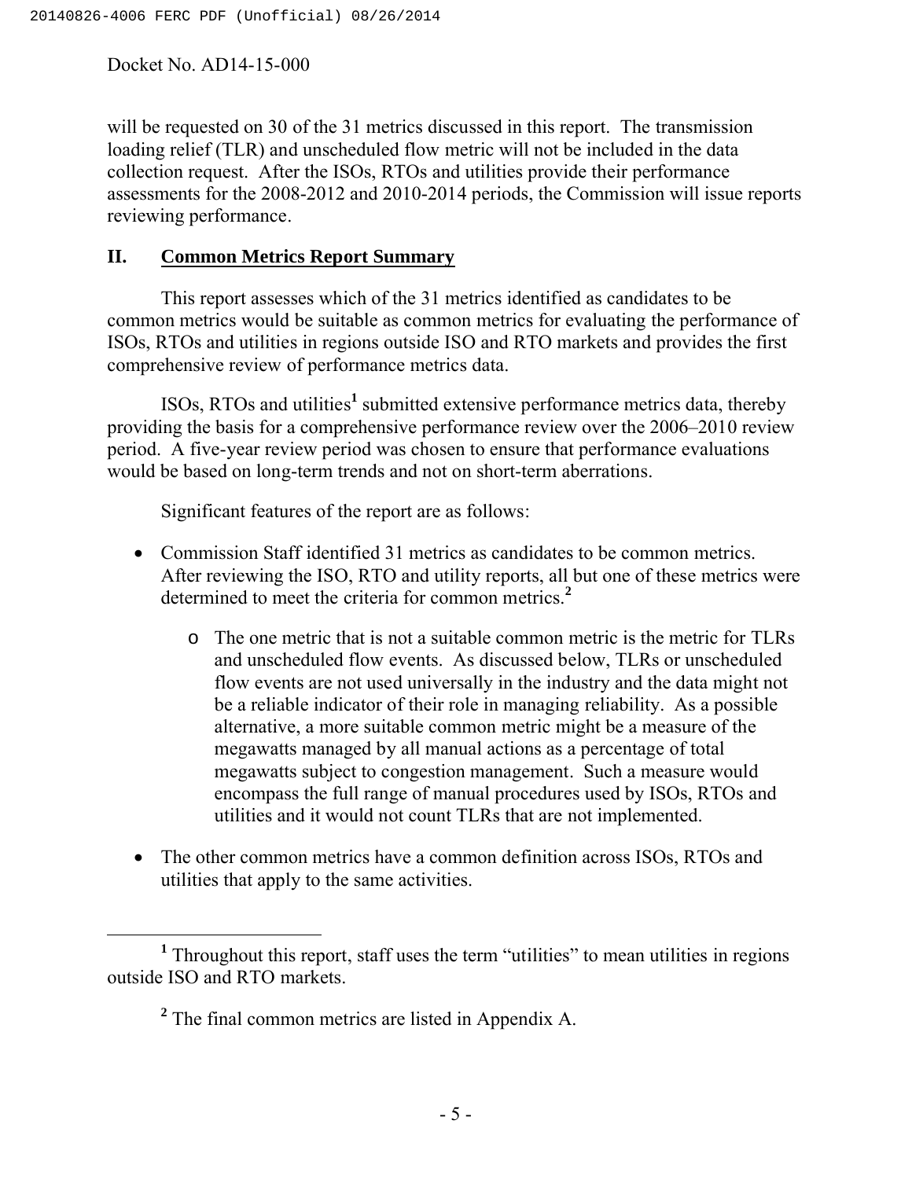will be requested on 30 of the 31 metrics discussed in this report. The transmission loading relief (TLR) and unscheduled flow metric will not be included in the data collection request. After the ISOs, RTOs and utilities provide their performance assessments for the 2008-2012 and 2010-2014 periods, the Commission will issue reports reviewing performance.

## II. Common Metrics Report Summary

This report assesses which of the 31 metrics identified as candidates to be common metrics would be suitable as common metrics for evaluating the performance of ISOs, RTOs and utilities in regions outside ISO and RTO markets and provides the first comprehensive review of performance metrics data.

ISOs, RTOs and utilities[1] submitted extensive performance metrics data, thereby providing the basis for a comprehensive performance review over the 2006–2010 review period. A five-year review period was chosen to ensure that performance evaluations would be based on long-term trends and not on short-term aberrations.

Significant features of the report are as follows:

- Commission Staff identified 31 metrics as candidates to be common metrics. After reviewing the ISO, RTO and utility reports, all but one of these metrics were determined to meet the criteria for common metrics.[2]
    - The one metric that is not a suitable common metric is the metric for TLRs and unscheduled flow events. As discussed below, TLRs or unscheduled flow events are not used universally in the industry and the data might not be a reliable indicator of their role in managing reliability. As a possible alternative, a more suitable common metric might be a measure of the megawatts managed by all manual actions as a percentage of total megawatts subject to congestion management. Such a measure would encompass the full range of manual procedures used by ISOs, RTOs and utilities and it would not count TLRs that are not implemented.
- The other common metrics have a common definition across ISOs, RTOs and utilities that apply to the same activities.

---

[1] Throughout this report, staff uses the term "utilities" to mean utilities in regions outside ISO and RTO markets.

[2] The final common metrics are listed in Appendix A.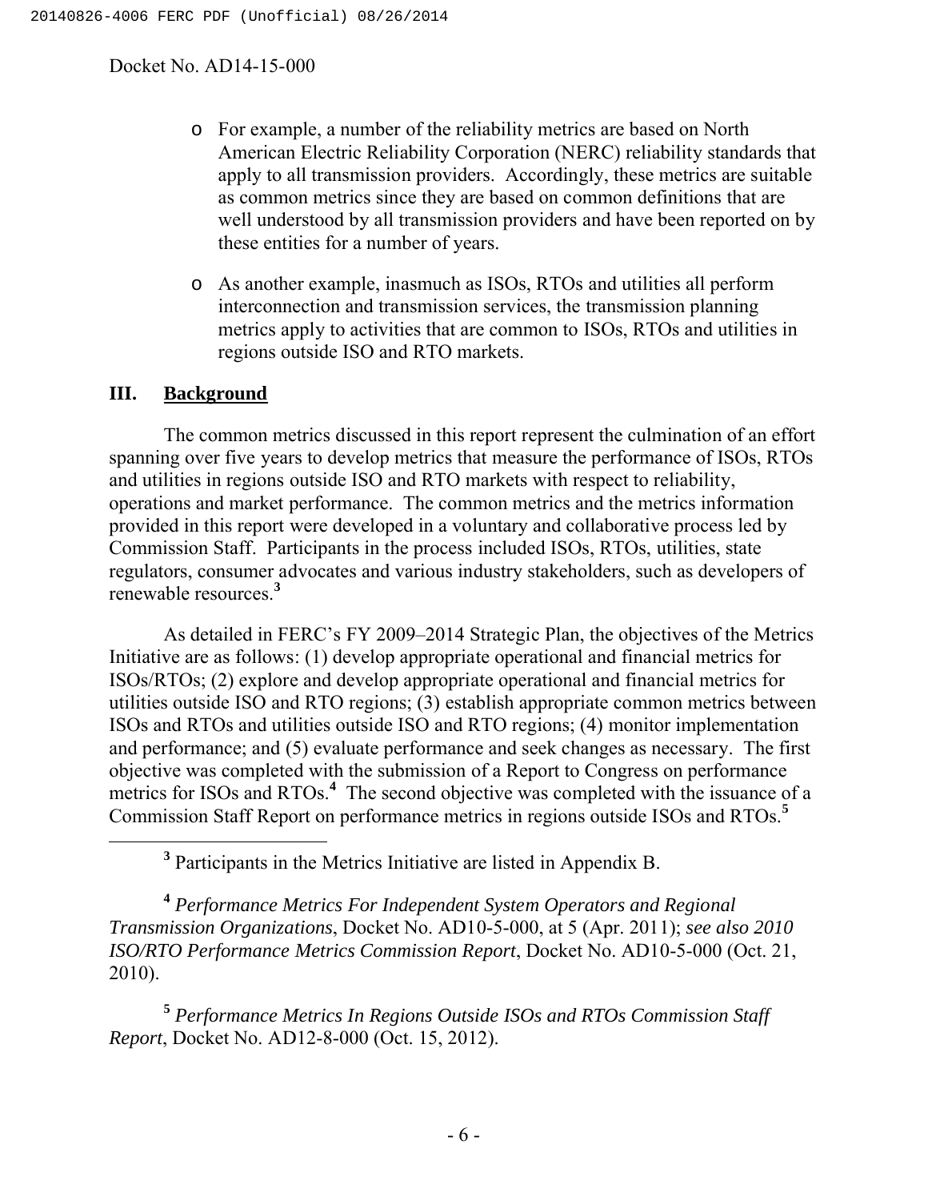- For example, a number of the reliability metrics are based on North American Electric Reliability Corporation (NERC) reliability standards that apply to all transmission providers. Accordingly, these metrics are suitable as common metrics since they are based on common definitions that are well understood by all transmission providers and have been reported on by these entities for a number of years.

- As another example, inasmuch as ISOs, RTOs and utilities all perform interconnection and transmission services, the transmission planning metrics apply to activities that are common to ISOs, RTOs and utilities in regions outside ISO and RTO markets.

## III. Background

The common metrics discussed in this report represent the culmination of an effort spanning over five years to develop metrics that measure the performance of ISOs, RTOs and utilities in regions outside ISO and RTO markets with respect to reliability, operations and market performance. The common metrics and the metrics information provided in this report were developed in a voluntary and collaborative process led by Commission Staff. Participants in the process included ISOs, RTOs, utilities, state regulators, consumer advocates and various industry stakeholders, such as developers of renewable resources.[3]

As detailed in FERC's FY 2009–2014 Strategic Plan, the objectives of the Metrics Initiative are as follows: (1) develop appropriate operational and financial metrics for ISOs/RTOs; (2) explore and develop appropriate operational and financial metrics for utilities outside ISO and RTO regions; (3) establish appropriate common metrics between ISOs and RTOs and utilities outside ISO and RTO regions; (4) monitor implementation and performance; and (5) evaluate performance and seek changes as necessary. The first objective was completed with the submission of a Report to Congress on performance metrics for ISOs and RTOs.[4] The second objective was completed with the issuance of a Commission Staff Report on performance metrics in regions outside ISOs and RTOs.[5]

---

[3] Participants in the Metrics Initiative are listed in Appendix B.

[4] *Performance Metrics For Independent System Operators and Regional Transmission Organizations*, Docket No. AD10-5-000, at 5 (Apr. 2011); *see also 2010 ISO/RTO Performance Metrics Commission Report*, Docket No. AD10-5-000 (Oct. 21, 2010).

[5] *Performance Metrics In Regions Outside ISOs and RTOs Commission Staff Report*, Docket No. AD12-8-000 (Oct. 15, 2012).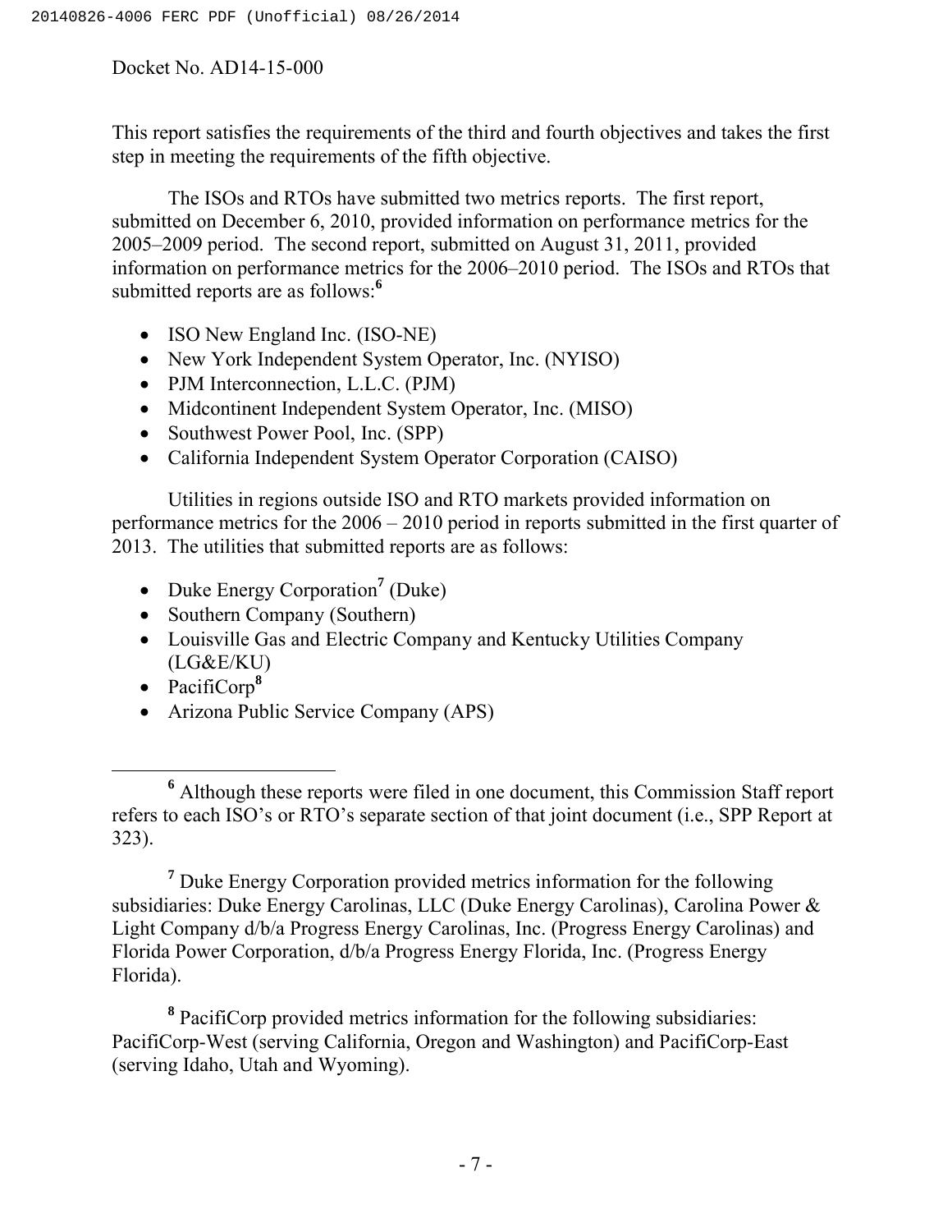This report satisfies the requirements of the third and fourth objectives and takes the first step in meeting the requirements of the fifth objective.

The ISOs and RTOs have submitted two metrics reports. The first report, submitted on December 6, 2010, provided information on performance metrics for the 2005–2009 period. The second report, submitted on August 31, 2011, provided information on performance metrics for the 2006–2010 period. The ISOs and RTOs that submitted reports are as follows:[6]

- ISO New England Inc. (ISO-NE)
- New York Independent System Operator, Inc. (NYISO)
- PJM Interconnection, L.L.C. (PJM)
- Midcontinent Independent System Operator, Inc. (MISO)
- Southwest Power Pool, Inc. (SPP)
- California Independent System Operator Corporation (CAISO)

Utilities in regions outside ISO and RTO markets provided information on performance metrics for the 2006 – 2010 period in reports submitted in the first quarter of 2013. The utilities that submitted reports are as follows:

- Duke Energy Corporation[7] (Duke)
- Southern Company (Southern)
- Louisville Gas and Electric Company and Kentucky Utilities Company (LG&E/KU)
- PacifiCorp[8]
- Arizona Public Service Company (APS)

---

[6] Although these reports were filed in one document, this Commission Staff report refers to each ISO's or RTO's separate section of that joint document (i.e., SPP Report at 323).

[7] Duke Energy Corporation provided metrics information for the following subsidiaries: Duke Energy Carolinas, LLC (Duke Energy Carolinas), Carolina Power & Light Company d/b/a Progress Energy Carolinas, Inc. (Progress Energy Carolinas) and Florida Power Corporation, d/b/a Progress Energy Florida, Inc. (Progress Energy Florida).

[8] PacifiCorp provided metrics information for the following subsidiaries: PacifiCorp-West (serving California, Oregon and Washington) and PacifiCorp-East (serving Idaho, Utah and Wyoming).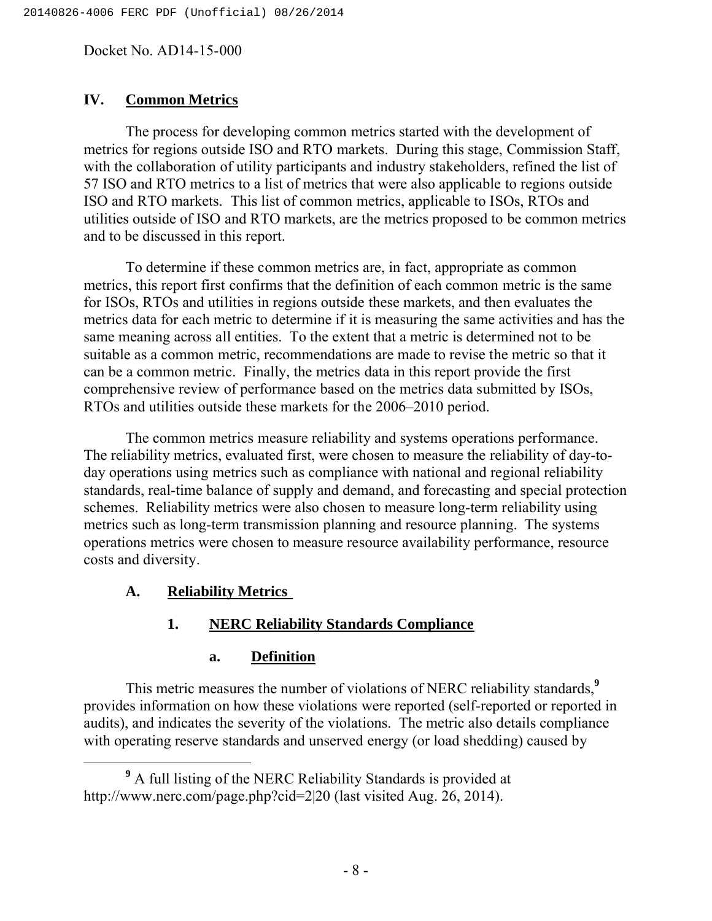Docket No. AD14-15-000

## IV. Common Metrics

The process for developing common metrics started with the development of metrics for regions outside ISO and RTO markets. During this stage, Commission Staff, with the collaboration of utility participants and industry stakeholders, refined the list of 57 ISO and RTO metrics to a list of metrics that were also applicable to regions outside ISO and RTO markets. This list of common metrics, applicable to ISOs, RTOs and utilities outside of ISO and RTO markets, are the metrics proposed to be common metrics and to be discussed in this report.

To determine if these common metrics are, in fact, appropriate as common metrics, this report first confirms that the definition of each common metric is the same for ISOs, RTOs and utilities in regions outside these markets, and then evaluates the metrics data for each metric to determine if it is measuring the same activities and has the same meaning across all entities. To the extent that a metric is determined not to be suitable as a common metric, recommendations are made to revise the metric so that it can be a common metric. Finally, the metrics data in this report provide the first comprehensive review of performance based on the metrics data submitted by ISOs, RTOs and utilities outside these markets for the 2006–2010 period.

The common metrics measure reliability and systems operations performance. The reliability metrics, evaluated first, were chosen to measure the reliability of day-to-day operations using metrics such as compliance with national and regional reliability standards, real-time balance of supply and demand, and forecasting and special protection schemes. Reliability metrics were also chosen to measure long-term reliability using metrics such as long-term transmission planning and resource planning. The systems operations metrics were chosen to measure resource availability performance, resource costs and diversity.

### A. Reliability Metrics

#### 1. NERC Reliability Standards Compliance

##### a. Definition

This metric measures the number of violations of NERC reliability standards,[9] provides information on how these violations were reported (self-reported or reported in audits), and indicates the severity of the violations. The metric also details compliance with operating reserve standards and unserved energy (or load shedding) caused by

[9] A full listing of the NERC Reliability Standards is provided at http://www.nerc.com/page.php?cid=2|20 (last visited Aug. 26, 2014).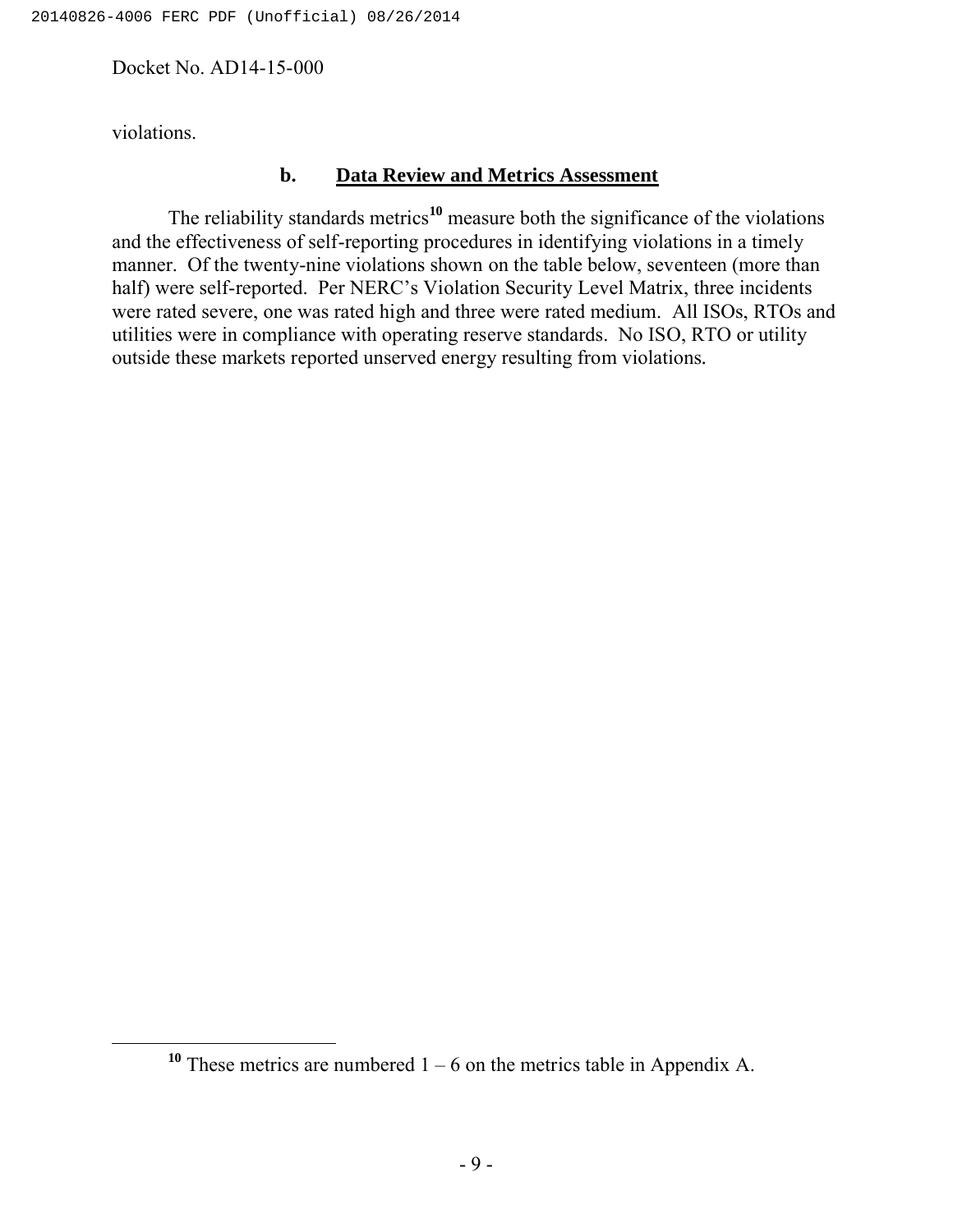violations.

### b. Data Review and Metrics Assessment

The reliability standards metrics[10] measure both the significance of the violations and the effectiveness of self-reporting procedures in identifying violations in a timely manner. Of the twenty-nine violations shown on the table below, seventeen (more than half) were self-reported. Per NERC's Violation Security Level Matrix, three incidents were rated severe, one was rated high and three were rated medium. All ISOs, RTOs and utilities were in compliance with operating reserve standards. No ISO, RTO or utility outside these markets reported unserved energy resulting from violations.

[10] These metrics are numbered 1 – 6 on the metrics table in Appendix A.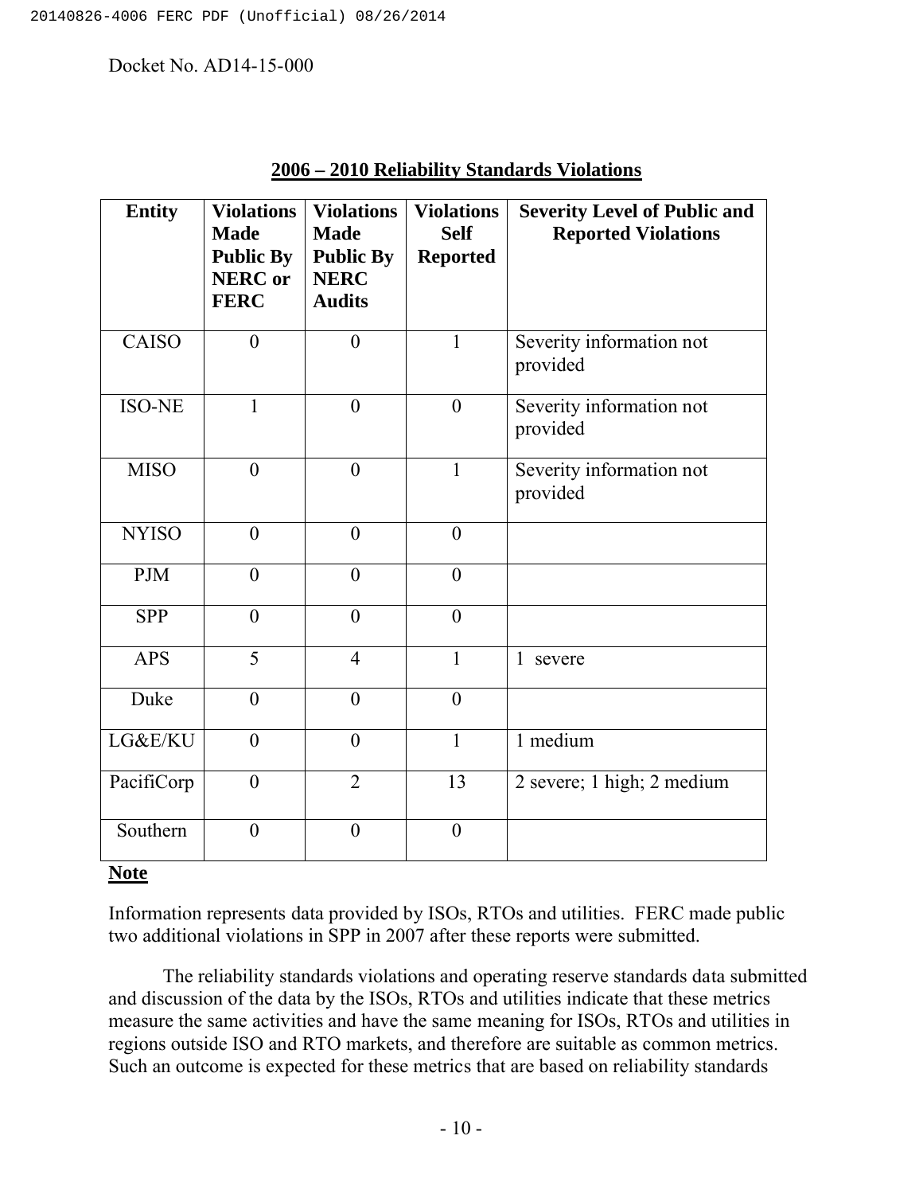## 2006 – 2010 Reliability Standards Violations

| Entity | Violations Made Public By NERC or FERC | Violations Made Public By NERC Audits | Violations Self Reported | Severity Level of Public and Reported Violations |
|---|---|---|---|---|
| CAISO | 0 | 0 | 1 | Severity information not provided |
| ISO-NE | 1 | 0 | 0 | Severity information not provided |
| MISO | 0 | 0 | 1 | Severity information not provided |
| NYISO | 0 | 0 | 0 | |
| PJM | 0 | 0 | 0 | |
| SPP | 0 | 0 | 0 | |
| APS | 5 | 4 | 1 | 1 severe |
| Duke | 0 | 0 | 0 | |
| LG&E/KU | 0 | 0 | 1 | 1 medium |
| PacifiCorp | 0 | 2 | 13 | 2 severe; 1 high; 2 medium |
| Southern | 0 | 0 | 0 | |

**Note**

Information represents data provided by ISOs, RTOs and utilities. FERC made public two additional violations in SPP in 2007 after these reports were submitted.

The reliability standards violations and operating reserve standards data submitted and discussion of the data by the ISOs, RTOs and utilities indicate that these metrics measure the same activities and have the same meaning for ISOs, RTOs and utilities in regions outside ISO and RTO markets, and therefore are suitable as common metrics. Such an outcome is expected for these metrics that are based on reliability standards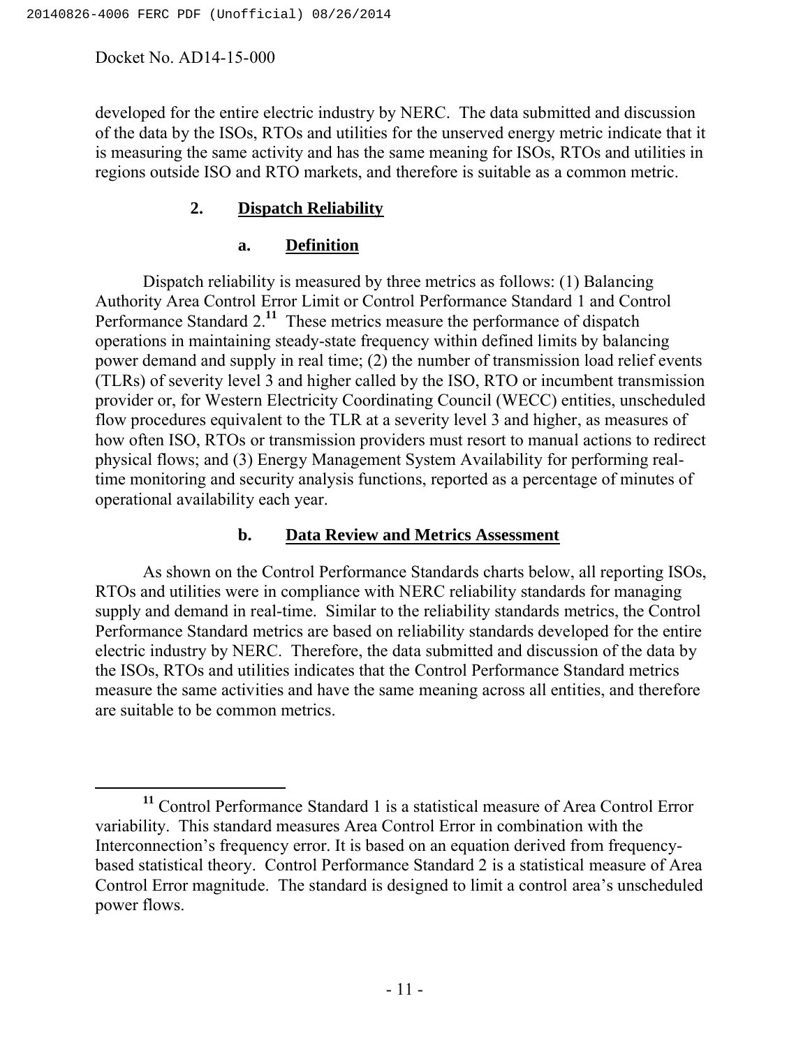developed for the entire electric industry by NERC. The data submitted and discussion of the data by the ISOs, RTOs and utilities for the unserved energy metric indicate that it is measuring the same activity and has the same meaning for ISOs, RTOs and utilities in regions outside ISO and RTO markets, and therefore is suitable as a common metric.

### 2. Dispatch Reliability

#### a. Definition

Dispatch reliability is measured by three metrics as follows: (1) Balancing Authority Area Control Error Limit or Control Performance Standard 1 and Control Performance Standard 2.[11] These metrics measure the performance of dispatch operations in maintaining steady-state frequency within defined limits by balancing power demand and supply in real time; (2) the number of transmission load relief events (TLRs) of severity level 3 and higher called by the ISO, RTO or incumbent transmission provider or, for Western Electricity Coordinating Council (WECC) entities, unscheduled flow procedures equivalent to the TLR at a severity level 3 and higher, as measures of how often ISO, RTOs or transmission providers must resort to manual actions to redirect physical flows; and (3) Energy Management System Availability for performing real-time monitoring and security analysis functions, reported as a percentage of minutes of operational availability each year.

#### b. Data Review and Metrics Assessment

As shown on the Control Performance Standards charts below, all reporting ISOs, RTOs and utilities were in compliance with NERC reliability standards for managing supply and demand in real-time. Similar to the reliability standards metrics, the Control Performance Standard metrics are based on reliability standards developed for the entire electric industry by NERC. Therefore, the data submitted and discussion of the data by the ISOs, RTOs and utilities indicates that the Control Performance Standard metrics measure the same activities and have the same meaning across all entities, and therefore are suitable to be common metrics.

---

[11] Control Performance Standard 1 is a statistical measure of Area Control Error variability. This standard measures Area Control Error in combination with the Interconnection's frequency error. It is based on an equation derived from frequency-based statistical theory. Control Performance Standard 2 is a statistical measure of Area Control Error magnitude. The standard is designed to limit a control area's unscheduled power flows.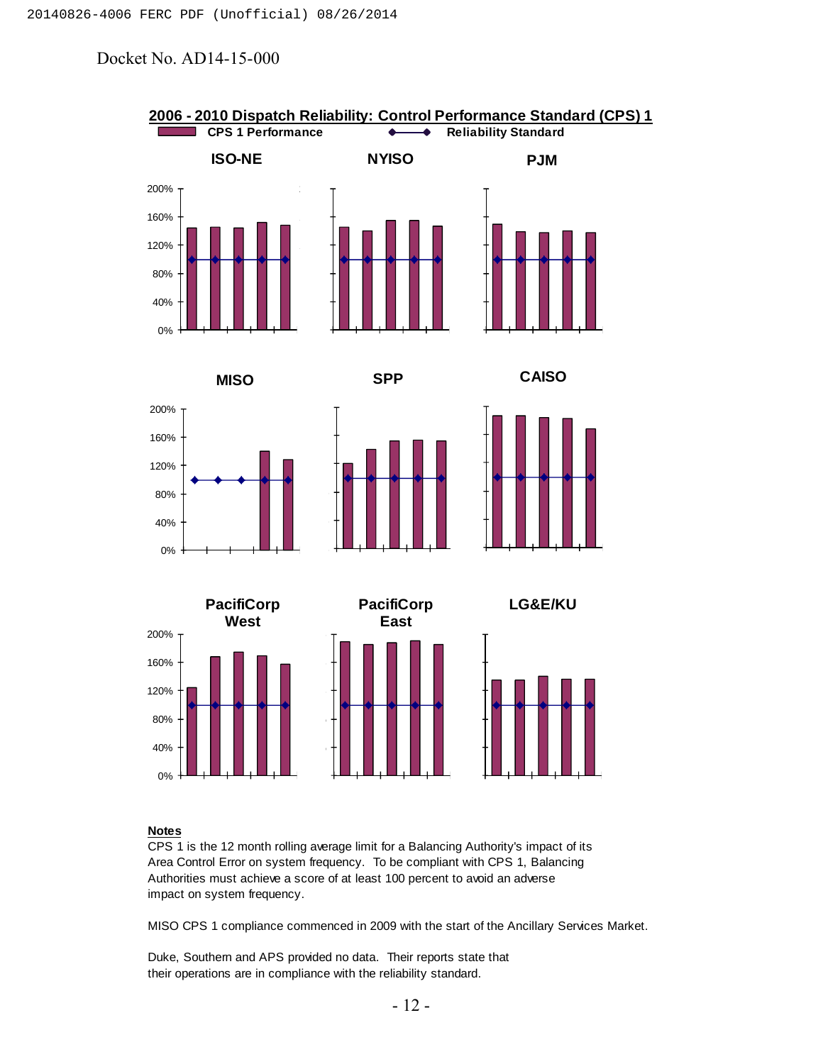Docket No. AD14-15-000

**2006 - 2010 Dispatch Reliability: Control Performance Standard (CPS) 1**

CPS 1 Performance — Reliability Standard

ISO-NE NYISO PJM

MISO SPP CAISO

PacifiCorp West PacifiCorp East LG&E/KU

200% 160% 120% 80% 40% 0%

**Notes**

CPS 1 is the 12 month rolling average limit for a Balancing Authority's impact of its Area Control Error on system frequency. To be compliant with CPS 1, Balancing Authorities must achieve a score of at least 100 percent to avoid an adverse impact on system frequency.

MISO CPS 1 compliance commenced in 2009 with the start of the Ancillary Services Market.

Duke, Southern and APS provided no data. Their reports state that their operations are in compliance with the reliability standard.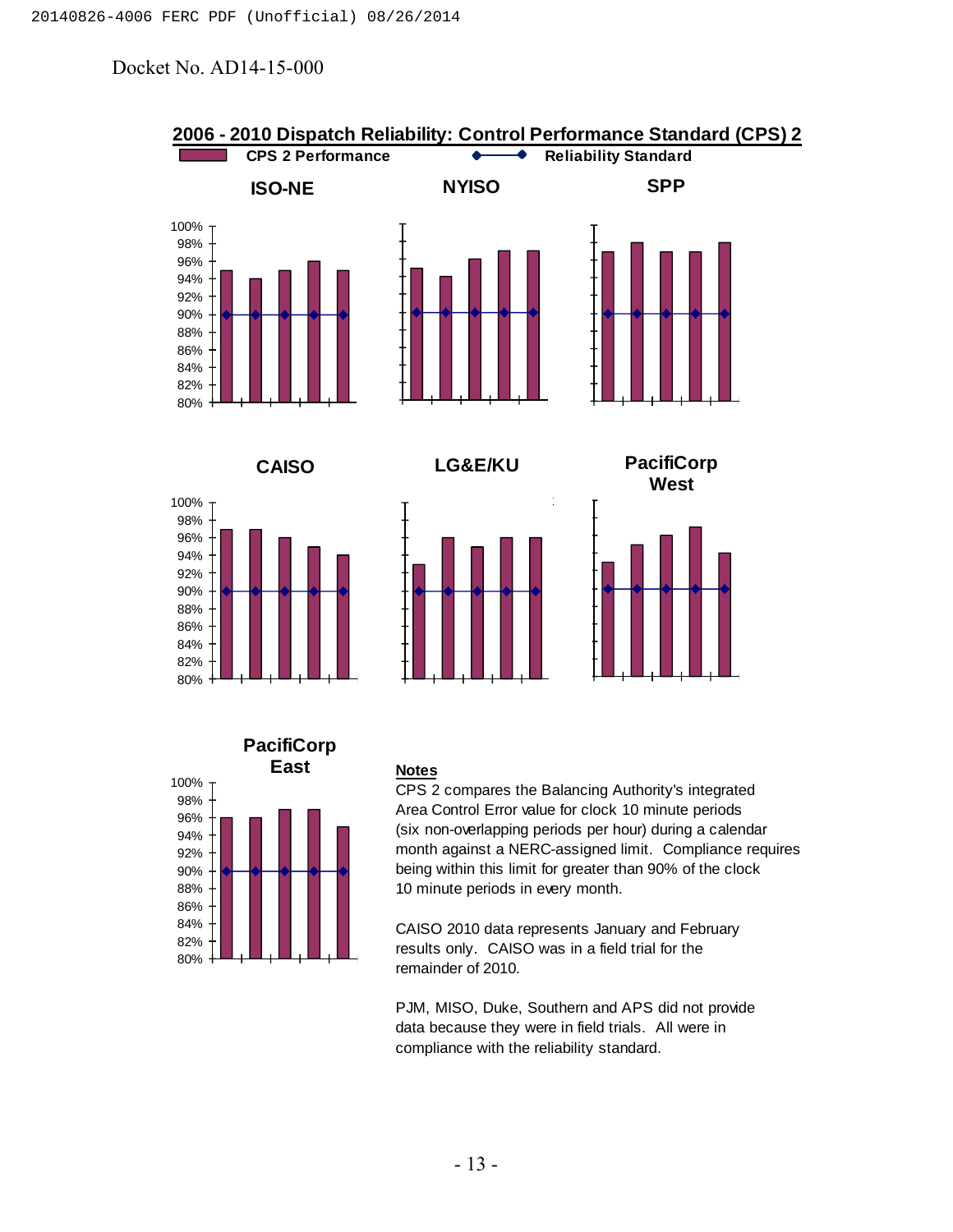Docket No. AD14-15-000

## 2006 - 2010 Dispatch Reliability: Control Performance Standard (CPS) 2

CPS 2 Performance — Reliability Standard

ISO-NE

NYISO

SPP

CAISO

LG&E/KU

PacifiCorp West

PacifiCorp East

**Notes**

CPS 2 compares the Balancing Authority's integrated Area Control Error value for clock 10 minute periods (six non-overlapping periods per hour) during a calendar month against a NERC-assigned limit. Compliance requires being within this limit for greater than 90% of the clock 10 minute periods in every month.

CAISO 2010 data represents January and February results only. CAISO was in a field trial for the remainder of 2010.

PJM, MISO, Duke, Southern and APS did not provide data because they were in field trials. All were in compliance with the reliability standard.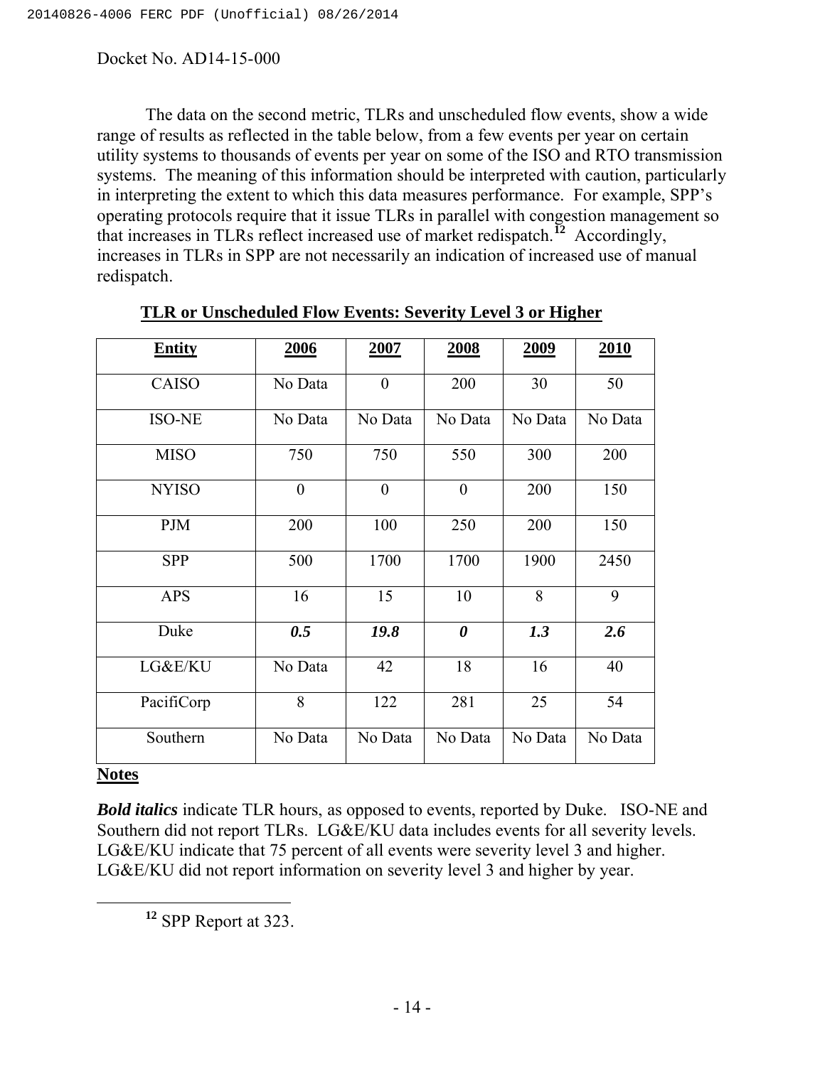The data on the second metric, TLRs and unscheduled flow events, show a wide range of results as reflected in the table below, from a few events per year on certain utility systems to thousands of events per year on some of the ISO and RTO transmission systems. The meaning of this information should be interpreted with caution, particularly in interpreting the extent to which this data measures performance. For example, SPP's operating protocols require that it issue TLRs in parallel with congestion management so that increases in TLRs reflect increased use of market redispatch.[12] Accordingly, increases in TLRs in SPP are not necessarily an indication of increased use of manual redispatch.

**TLR or Unscheduled Flow Events: Severity Level 3 or Higher**

| Entity | 2006 | 2007 | 2008 | 2009 | 2010 |
|---|---|---|---|---|---|
| CAISO | No Data | 0 | 200 | 30 | 50 |
| ISO-NE | No Data | No Data | No Data | No Data | No Data |
| MISO | 750 | 750 | 550 | 300 | 200 |
| NYISO | 0 | 0 | 0 | 200 | 150 |
| PJM | 200 | 100 | 250 | 200 | 150 |
| SPP | 500 | 1700 | 1700 | 1900 | 2450 |
| APS | 16 | 15 | 10 | 8 | 9 |
| Duke | ***0.5*** | ***19.8*** | ***0*** | ***1.3*** | ***2.6*** |
| LG&E/KU | No Data | 42 | 18 | 16 | 40 |
| PacifiCorp | 8 | 122 | 281 | 25 | 54 |
| Southern | No Data | No Data | No Data | No Data | No Data |

**Notes**

***Bold italics*** indicate TLR hours, as opposed to events, reported by Duke. ISO-NE and Southern did not report TLRs. LG&E/KU data includes events for all severity levels. LG&E/KU indicate that 75 percent of all events were severity level 3 and higher. LG&E/KU did not report information on severity level 3 and higher by year.

---

[12] SPP Report at 323.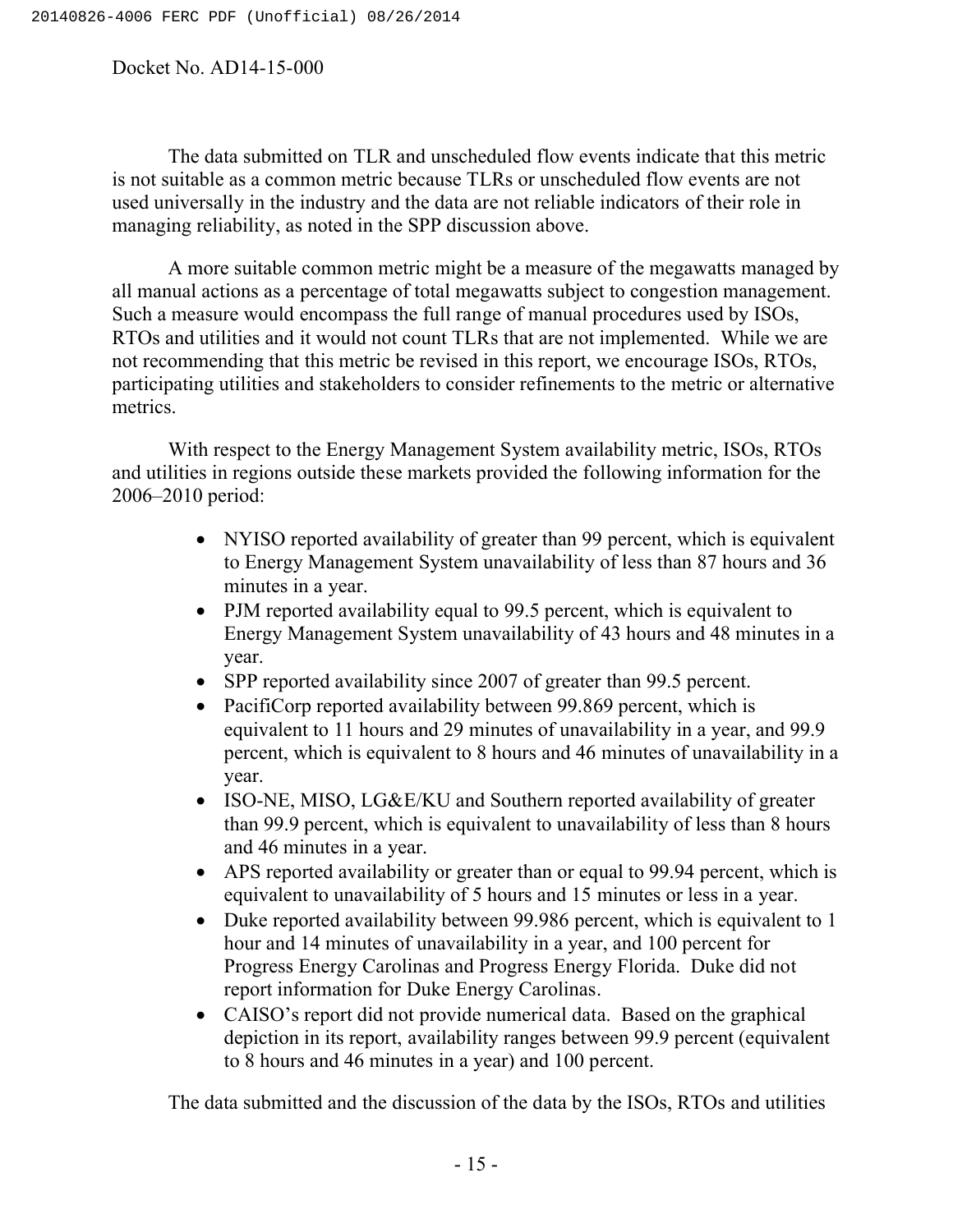The data submitted on TLR and unscheduled flow events indicate that this metric is not suitable as a common metric because TLRs or unscheduled flow events are not used universally in the industry and the data are not reliable indicators of their role in managing reliability, as noted in the SPP discussion above.

A more suitable common metric might be a measure of the megawatts managed by all manual actions as a percentage of total megawatts subject to congestion management. Such a measure would encompass the full range of manual procedures used by ISOs, RTOs and utilities and it would not count TLRs that are not implemented. While we are not recommending that this metric be revised in this report, we encourage ISOs, RTOs, participating utilities and stakeholders to consider refinements to the metric or alternative metrics.

With respect to the Energy Management System availability metric, ISOs, RTOs and utilities in regions outside these markets provided the following information for the 2006–2010 period:

- NYISO reported availability of greater than 99 percent, which is equivalent to Energy Management System unavailability of less than 87 hours and 36 minutes in a year.
- PJM reported availability equal to 99.5 percent, which is equivalent to Energy Management System unavailability of 43 hours and 48 minutes in a year.
- SPP reported availability since 2007 of greater than 99.5 percent.
- PacifiCorp reported availability between 99.869 percent, which is equivalent to 11 hours and 29 minutes of unavailability in a year, and 99.9 percent, which is equivalent to 8 hours and 46 minutes of unavailability in a year.
- ISO-NE, MISO, LG&E/KU and Southern reported availability of greater than 99.9 percent, which is equivalent to unavailability of less than 8 hours and 46 minutes in a year.
- APS reported availability or greater than or equal to 99.94 percent, which is equivalent to unavailability of 5 hours and 15 minutes or less in a year.
- Duke reported availability between 99.986 percent, which is equivalent to 1 hour and 14 minutes of unavailability in a year, and 100 percent for Progress Energy Carolinas and Progress Energy Florida. Duke did not report information for Duke Energy Carolinas.
- CAISO's report did not provide numerical data. Based on the graphical depiction in its report, availability ranges between 99.9 percent (equivalent to 8 hours and 46 minutes in a year) and 100 percent.

The data submitted and the discussion of the data by the ISOs, RTOs and utilities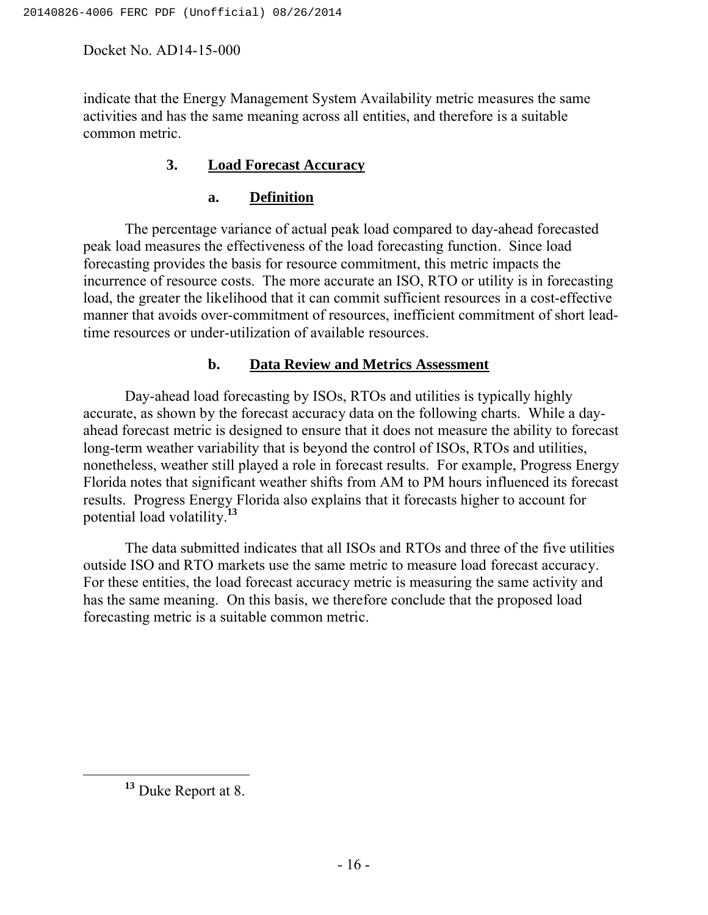indicate that the Energy Management System Availability metric measures the same activities and has the same meaning across all entities, and therefore is a suitable common metric.

### 3. Load Forecast Accuracy

#### a. Definition

The percentage variance of actual peak load compared to day-ahead forecasted peak load measures the effectiveness of the load forecasting function. Since load forecasting provides the basis for resource commitment, this metric impacts the incurrence of resource costs. The more accurate an ISO, RTO or utility is in forecasting load, the greater the likelihood that it can commit sufficient resources in a cost-effective manner that avoids over-commitment of resources, inefficient commitment of short lead-time resources or under-utilization of available resources.

#### b. Data Review and Metrics Assessment

Day-ahead load forecasting by ISOs, RTOs and utilities is typically highly accurate, as shown by the forecast accuracy data on the following charts. While a day-ahead forecast metric is designed to ensure that it does not measure the ability to forecast long-term weather variability that is beyond the control of ISOs, RTOs and utilities, nonetheless, weather still played a role in forecast results. For example, Progress Energy Florida notes that significant weather shifts from AM to PM hours influenced its forecast results. Progress Energy Florida also explains that it forecasts higher to account for potential load volatility.[13]

The data submitted indicates that all ISOs and RTOs and three of the five utilities outside ISO and RTO markets use the same metric to measure load forecast accuracy. For these entities, the load forecast accuracy metric is measuring the same activity and has the same meaning. On this basis, we therefore conclude that the proposed load forecasting metric is a suitable common metric.

---

[13] Duke Report at 8.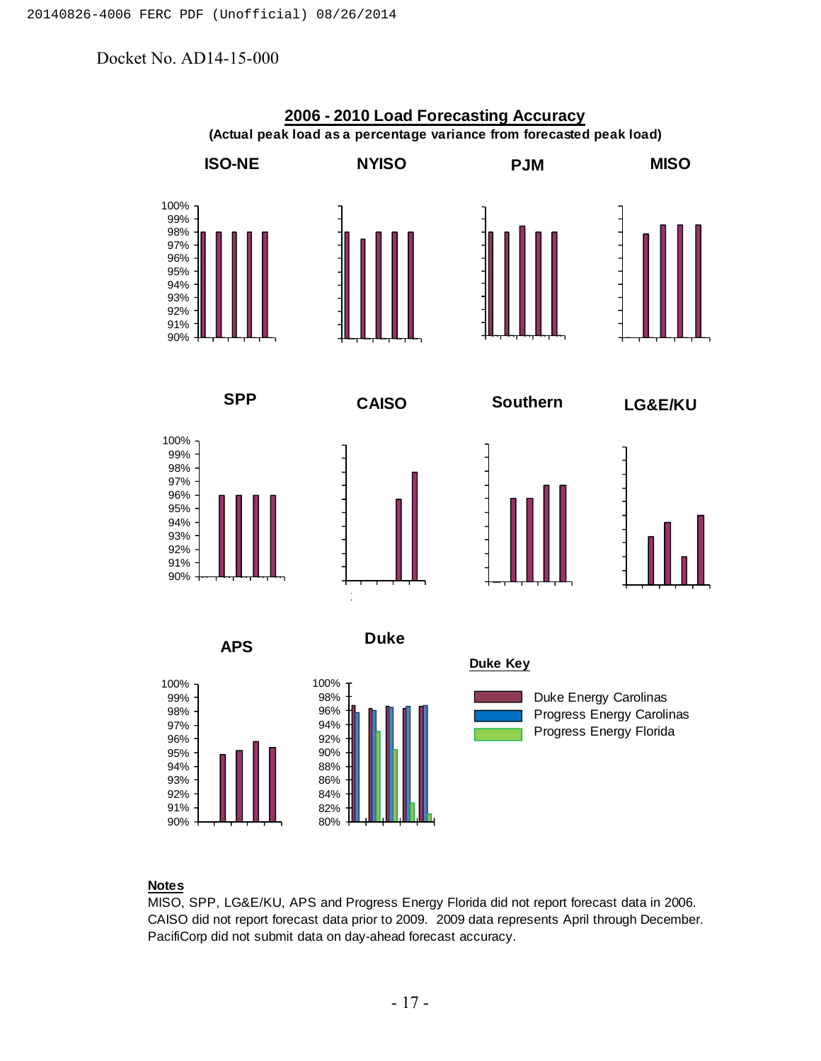Docket No. AD14-15-000

## 2006 - 2010 Load Forecasting Accuracy

**(Actual peak load as a percentage variance from forecasted peak load)**

**ISO-NE** **NYISO** **PJM** **MISO**

**SPP** **CAISO** **Southern** **LG&E/KU**

**APS** **Duke**

**Duke Key**

- Duke Energy Carolinas
- Progress Energy Carolinas
- Progress Energy Florida

**Notes**

MISO, SPP, LG&E/KU, APS and Progress Energy Florida did not report forecast data in 2006. CAISO did not report forecast data prior to 2009. 2009 data represents April through December. PacifiCorp did not submit data on day-ahead forecast accuracy.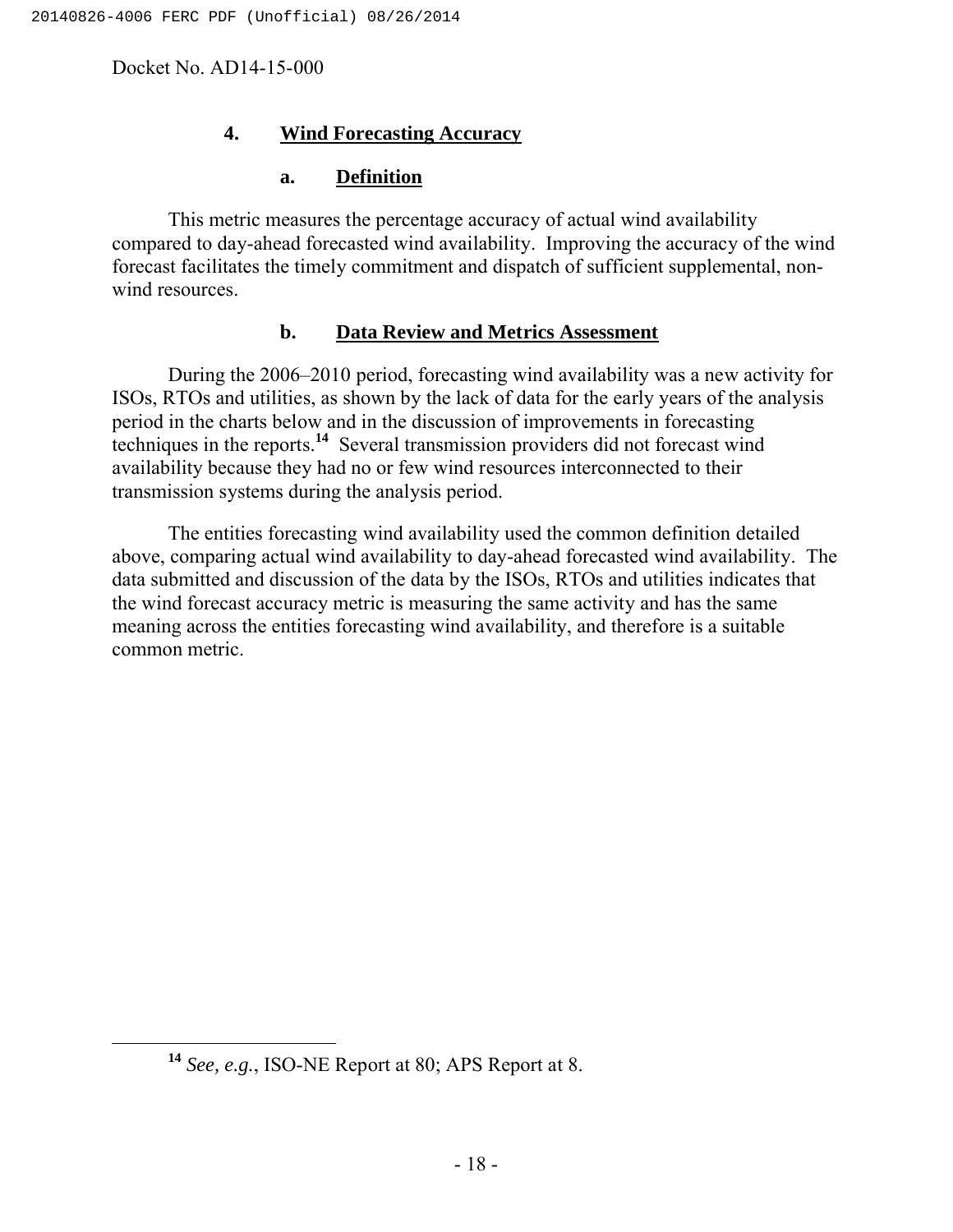### 4. Wind Forecasting Accuracy

#### a. Definition

This metric measures the percentage accuracy of actual wind availability compared to day-ahead forecasted wind availability. Improving the accuracy of the wind forecast facilitates the timely commitment and dispatch of sufficient supplemental, non-wind resources.

#### b. Data Review and Metrics Assessment

During the 2006–2010 period, forecasting wind availability was a new activity for ISOs, RTOs and utilities, as shown by the lack of data for the early years of the analysis period in the charts below and in the discussion of improvements in forecasting techniques in the reports.[14] Several transmission providers did not forecast wind availability because they had no or few wind resources interconnected to their transmission systems during the analysis period.

The entities forecasting wind availability used the common definition detailed above, comparing actual wind availability to day-ahead forecasted wind availability. The data submitted and discussion of the data by the ISOs, RTOs and utilities indicates that the wind forecast accuracy metric is measuring the same activity and has the same meaning across the entities forecasting wind availability, and therefore is a suitable common metric.

---

[14] *See, e.g.*, ISO-NE Report at 80; APS Report at 8.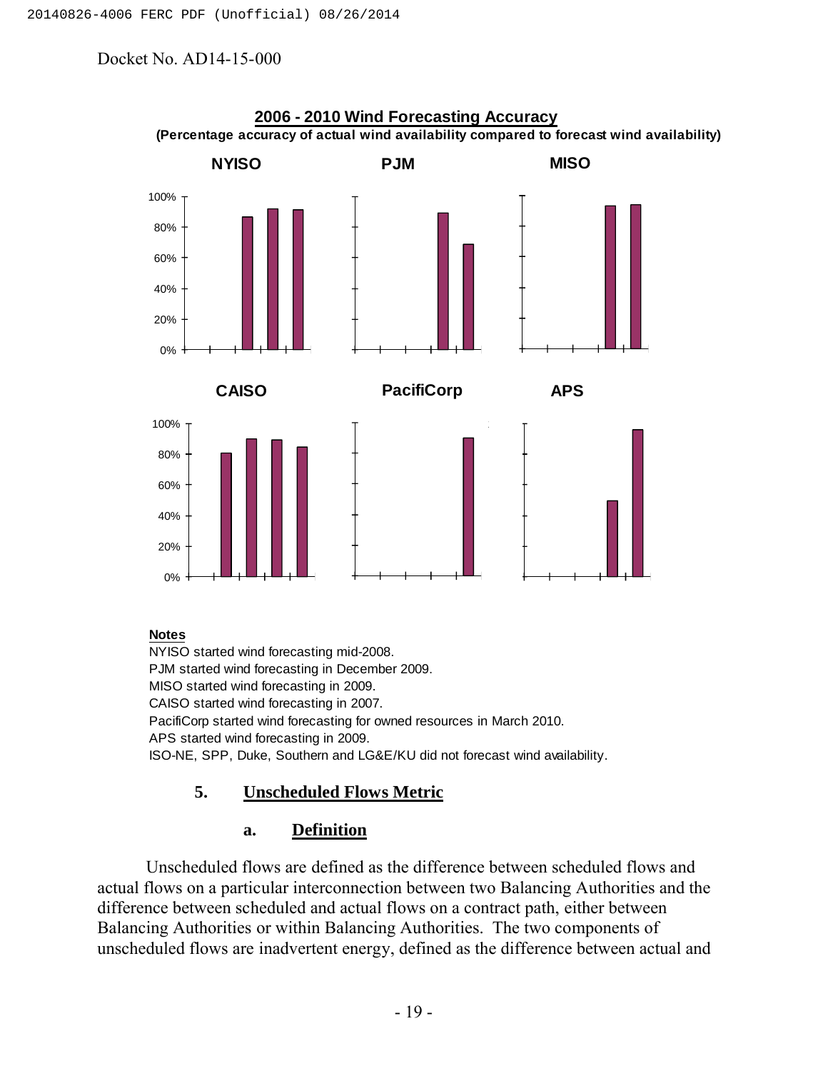**2006 - 2010 Wind Forecasting Accuracy**
**(Percentage accuracy of actual wind availability compared to forecast wind availability)**

**NYISO** **PJM** **MISO**

**CAISO** **PacifiCorp** **APS**

**Notes**
NYISO started wind forecasting mid-2008.
PJM started wind forecasting in December 2009.
MISO started wind forecasting in 2009.
CAISO started wind forecasting in 2007.
PacifiCorp started wind forecasting for owned resources in March 2010.
APS started wind forecasting in 2009.
ISO-NE, SPP, Duke, Southern and LG&E/KU did not forecast wind availability.

### 5. Unscheduled Flows Metric

#### a. Definition

Unscheduled flows are defined as the difference between scheduled flows and actual flows on a particular interconnection between two Balancing Authorities and the difference between scheduled and actual flows on a contract path, either between Balancing Authorities or within Balancing Authorities. The two components of unscheduled flows are inadvertent energy, defined as the difference between actual and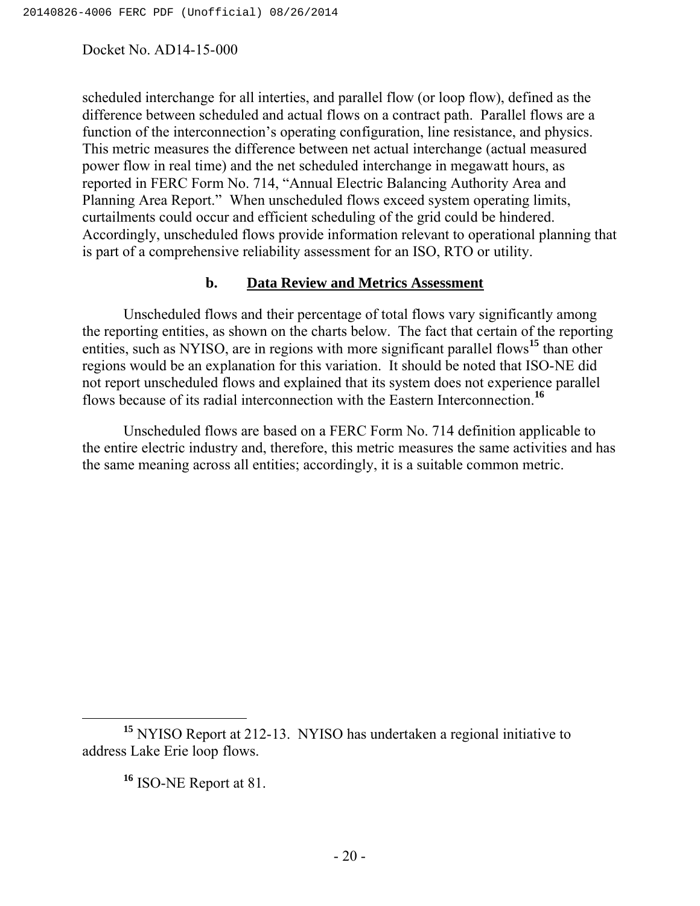scheduled interchange for all interties, and parallel flow (or loop flow), defined as the difference between scheduled and actual flows on a contract path. Parallel flows are a function of the interconnection's operating configuration, line resistance, and physics. This metric measures the difference between net actual interchange (actual measured power flow in real time) and the net scheduled interchange in megawatt hours, as reported in FERC Form No. 714, "Annual Electric Balancing Authority Area and Planning Area Report." When unscheduled flows exceed system operating limits, curtailments could occur and efficient scheduling of the grid could be hindered. Accordingly, unscheduled flows provide information relevant to operational planning that is part of a comprehensive reliability assessment for an ISO, RTO or utility.

### b. Data Review and Metrics Assessment

Unscheduled flows and their percentage of total flows vary significantly among the reporting entities, as shown on the charts below. The fact that certain of the reporting entities, such as NYISO, are in regions with more significant parallel flows[15] than other regions would be an explanation for this variation. It should be noted that ISO-NE did not report unscheduled flows and explained that its system does not experience parallel flows because of its radial interconnection with the Eastern Interconnection.[16]

Unscheduled flows are based on a FERC Form No. 714 definition applicable to the entire electric industry and, therefore, this metric measures the same activities and has the same meaning across all entities; accordingly, it is a suitable common metric.

---

[15] NYISO Report at 212-13. NYISO has undertaken a regional initiative to address Lake Erie loop flows.

[16] ISO-NE Report at 81.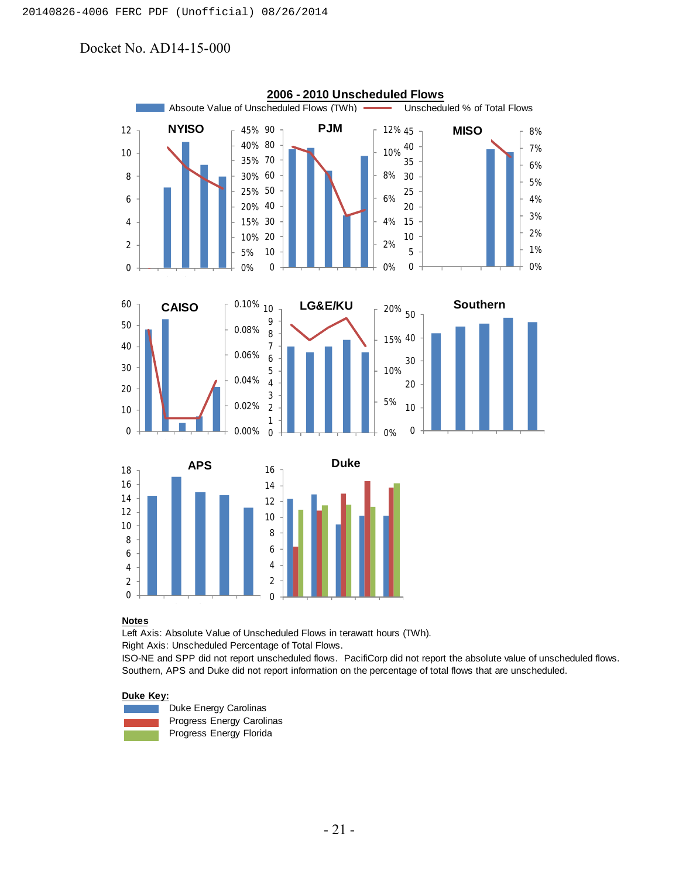Docket No. AD14-15-000

**2006 - 2010 Unscheduled Flows**

Absoute Value of Unscheduled Flows (TWh) — Unscheduled % of Total Flows

NYISO | PJM | MISO

CAISO | LG&E/KU | Southern

APS | Duke

**Notes**

Left Axis: Absolute Value of Unscheduled Flows in terawatt hours (TWh).

Right Axis: Unscheduled Percentage of Total Flows.

ISO-NE and SPP did not report unscheduled flows. PacifiCorp did not report the absolute value of unscheduled flows.

Southern, APS and Duke did not report information on the percentage of total flows that are unscheduled.

**Duke Key:**

- Duke Energy Carolinas
- Progress Energy Carolinas
- Progress Energy Florida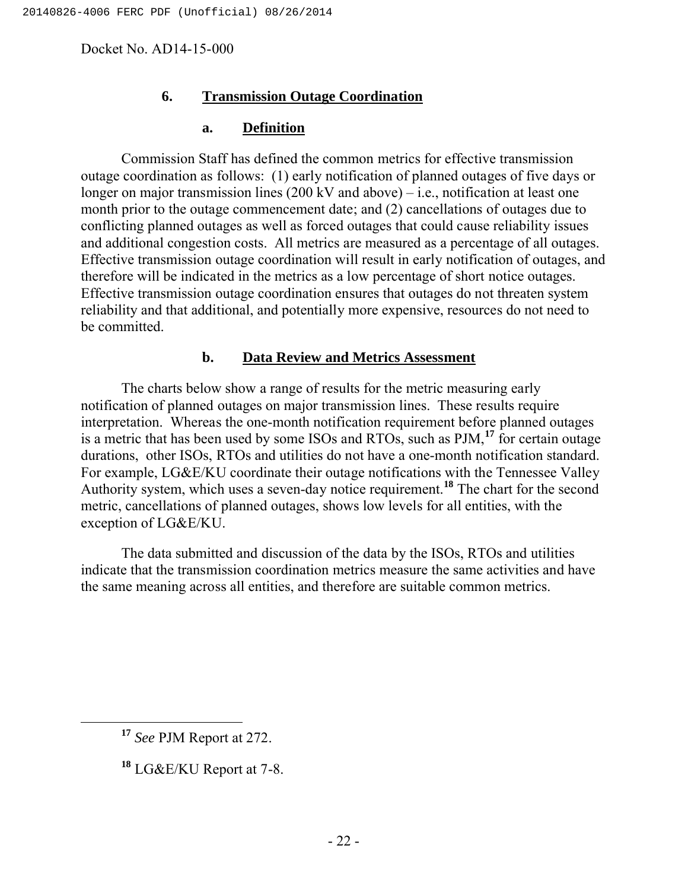Docket No. AD14-15-000

### 6. Transmission Outage Coordination

#### a. Definition

Commission Staff has defined the common metrics for effective transmission outage coordination as follows: (1) early notification of planned outages of five days or longer on major transmission lines (200 kV and above) – i.e., notification at least one month prior to the outage commencement date; and (2) cancellations of outages due to conflicting planned outages as well as forced outages that could cause reliability issues and additional congestion costs. All metrics are measured as a percentage of all outages. Effective transmission outage coordination will result in early notification of outages, and therefore will be indicated in the metrics as a low percentage of short notice outages. Effective transmission outage coordination ensures that outages do not threaten system reliability and that additional, and potentially more expensive, resources do not need to be committed.

#### b. Data Review and Metrics Assessment

The charts below show a range of results for the metric measuring early notification of planned outages on major transmission lines. These results require interpretation. Whereas the one-month notification requirement before planned outages is a metric that has been used by some ISOs and RTOs, such as PJM,[17] for certain outage durations, other ISOs, RTOs and utilities do not have a one-month notification standard. For example, LG&E/KU coordinate their outage notifications with the Tennessee Valley Authority system, which uses a seven-day notice requirement.[18] The chart for the second metric, cancellations of planned outages, shows low levels for all entities, with the exception of LG&E/KU.

The data submitted and discussion of the data by the ISOs, RTOs and utilities indicate that the transmission coordination metrics measure the same activities and have the same meaning across all entities, and therefore are suitable common metrics.

---

[17] *See* PJM Report at 272.

[18] LG&E/KU Report at 7-8.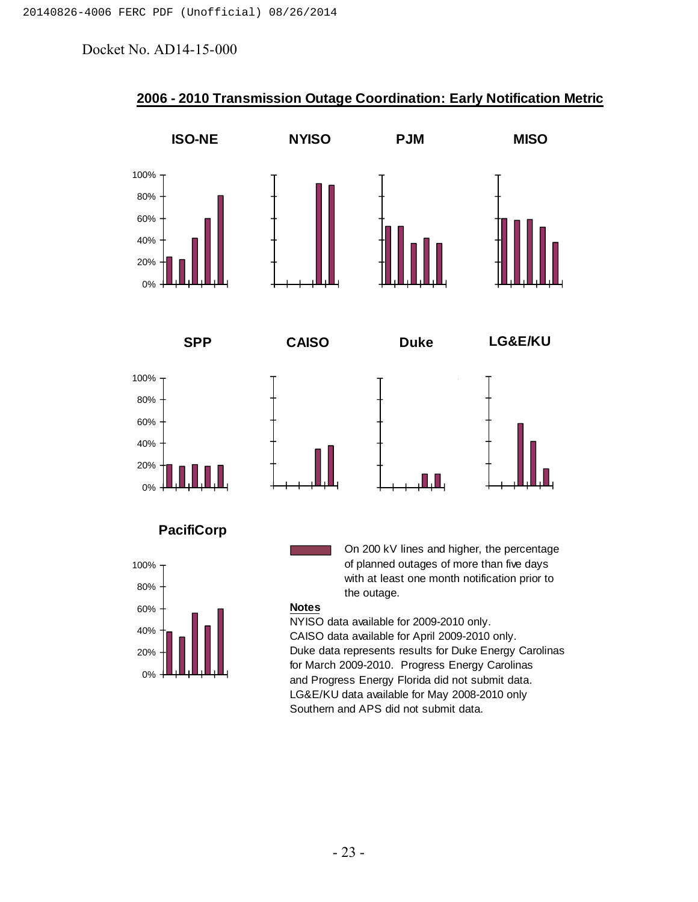Docket No. AD14-15-000

## 2006 - 2010 Transmission Outage Coordination: Early Notification Metric

ISO-NE

NYISO

PJM

MISO

SPP

CAISO

Duke

LG&E/KU

PacifiCorp

On 200 kV lines and higher, the percentage of planned outages of more than five days with at least one month notification prior to the outage.

**Notes**

NYISO data available for 2009-2010 only.
CAISO data available for April 2009-2010 only.
Duke data represents results for Duke Energy Carolinas for March 2009-2010. Progress Energy Carolinas and Progress Energy Florida did not submit data.
LG&E/KU data available for May 2008-2010 only
Southern and APS did not submit data.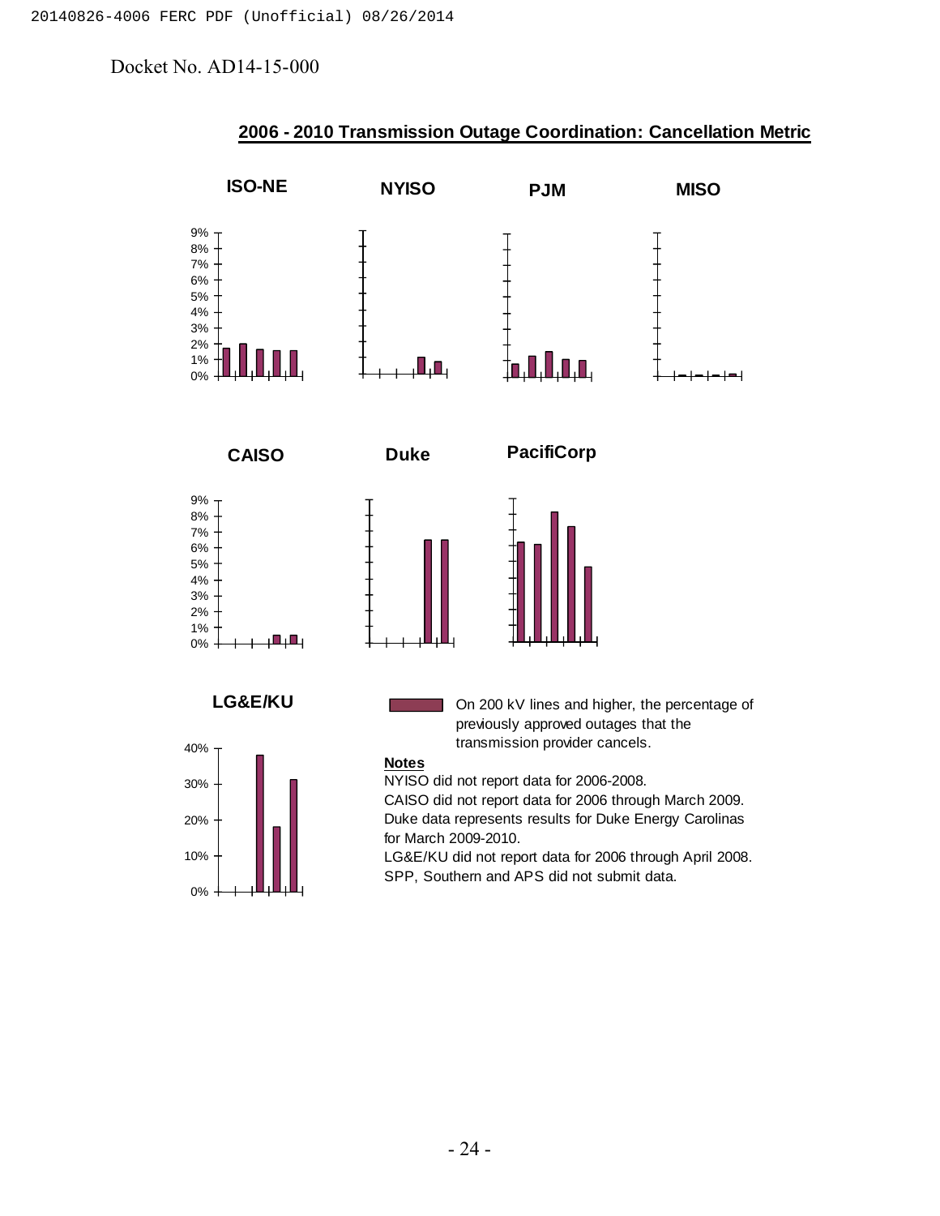Docket No. AD14-15-000

## 2006 - 2010 Transmission Outage Coordination: Cancellation Metric

ISO-NE NYISO PJM MISO

CAISO Duke PacifiCorp

LG&E/KU

On 200 kV lines and higher, the percentage of previously approved outages that the transmission provider cancels.

**Notes**

NYISO did not report data for 2006-2008.
CAISO did not report data for 2006 through March 2009.
Duke data represents results for Duke Energy Carolinas for March 2009-2010.
LG&E/KU did not report data for 2006 through April 2008.
SPP, Southern and APS did not submit data.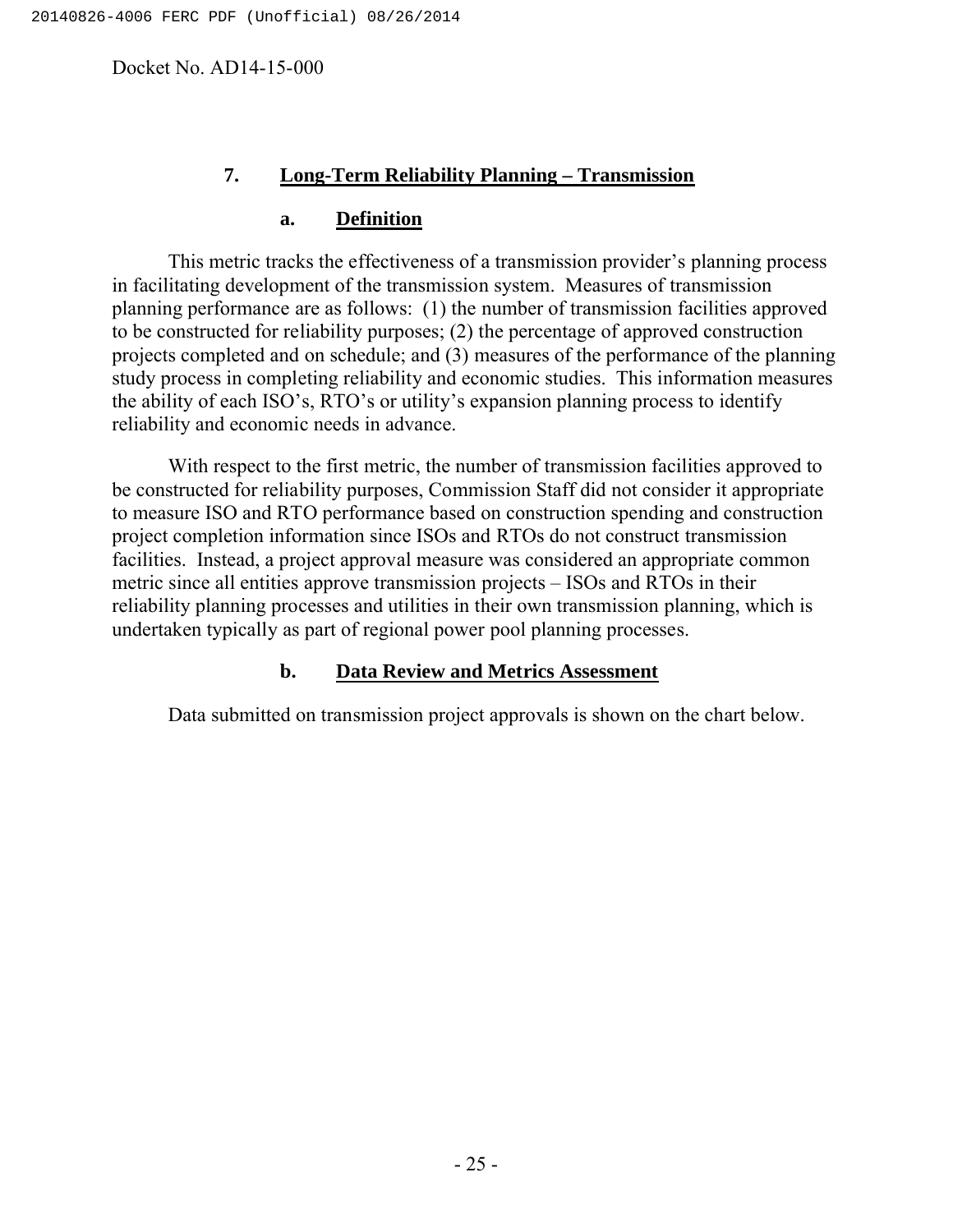### 7. Long-Term Reliability Planning – Transmission

#### a. Definition

This metric tracks the effectiveness of a transmission provider's planning process in facilitating development of the transmission system. Measures of transmission planning performance are as follows: (1) the number of transmission facilities approved to be constructed for reliability purposes; (2) the percentage of approved construction projects completed and on schedule; and (3) measures of the performance of the planning study process in completing reliability and economic studies. This information measures the ability of each ISO's, RTO's or utility's expansion planning process to identify reliability and economic needs in advance.

With respect to the first metric, the number of transmission facilities approved to be constructed for reliability purposes, Commission Staff did not consider it appropriate to measure ISO and RTO performance based on construction spending and construction project completion information since ISOs and RTOs do not construct transmission facilities. Instead, a project approval measure was considered an appropriate common metric since all entities approve transmission projects – ISOs and RTOs in their reliability planning processes and utilities in their own transmission planning, which is undertaken typically as part of regional power pool planning processes.

#### b. Data Review and Metrics Assessment

Data submitted on transmission project approvals is shown on the chart below.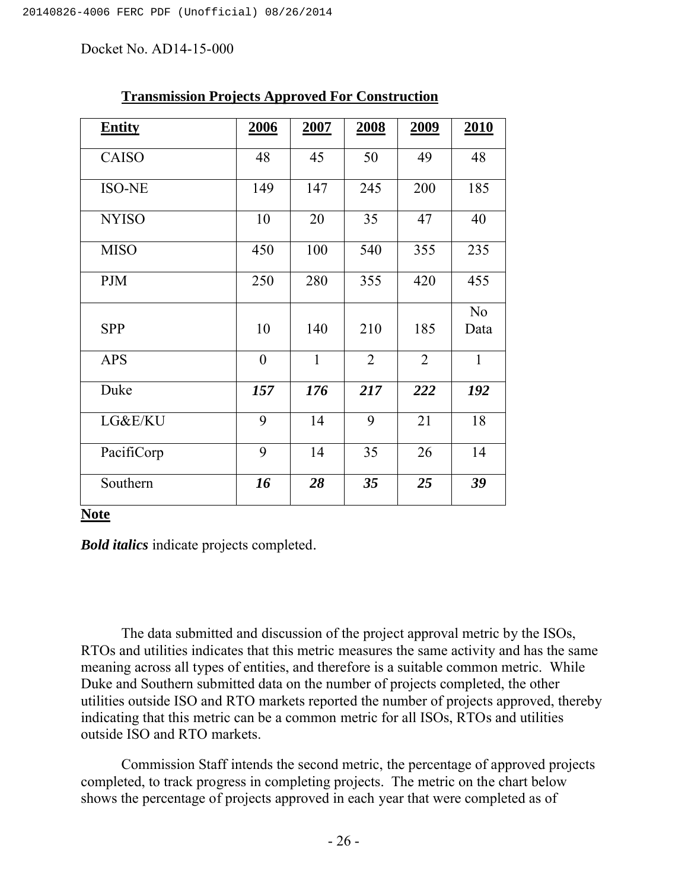Docket No. AD14-15-000

**Transmission Projects Approved For Construction**

| **Entity** | **2006** | **2007** | **2008** | **2009** | **2010** |
|---|---|---|---|---|---|
| CAISO | 48 | 45 | 50 | 49 | 48 |
| ISO-NE | 149 | 147 | 245 | 200 | 185 |
| NYISO | 10 | 20 | 35 | 47 | 40 |
| MISO | 450 | 100 | 540 | 355 | 235 |
| PJM | 250 | 280 | 355 | 420 | 455 |
| SPP | 10 | 140 | 210 | 185 | No Data |
| APS | 0 | 1 | 2 | 2 | 1 |
| Duke | ***157*** | ***176*** | ***217*** | ***222*** | ***192*** |
| LG&E/KU | 9 | 14 | 9 | 21 | 18 |
| PacifiCorp | 9 | 14 | 35 | 26 | 14 |
| Southern | ***16*** | ***28*** | ***35*** | ***25*** | ***39*** |

**Note**

***Bold italics*** indicate projects completed.

The data submitted and discussion of the project approval metric by the ISOs, RTOs and utilities indicates that this metric measures the same activity and has the same meaning across all types of entities, and therefore is a suitable common metric. While Duke and Southern submitted data on the number of projects completed, the other utilities outside ISO and RTO markets reported the number of projects approved, thereby indicating that this metric can be a common metric for all ISOs, RTOs and utilities outside ISO and RTO markets.

Commission Staff intends the second metric, the percentage of approved projects completed, to track progress in completing projects. The metric on the chart below shows the percentage of projects approved in each year that were completed as of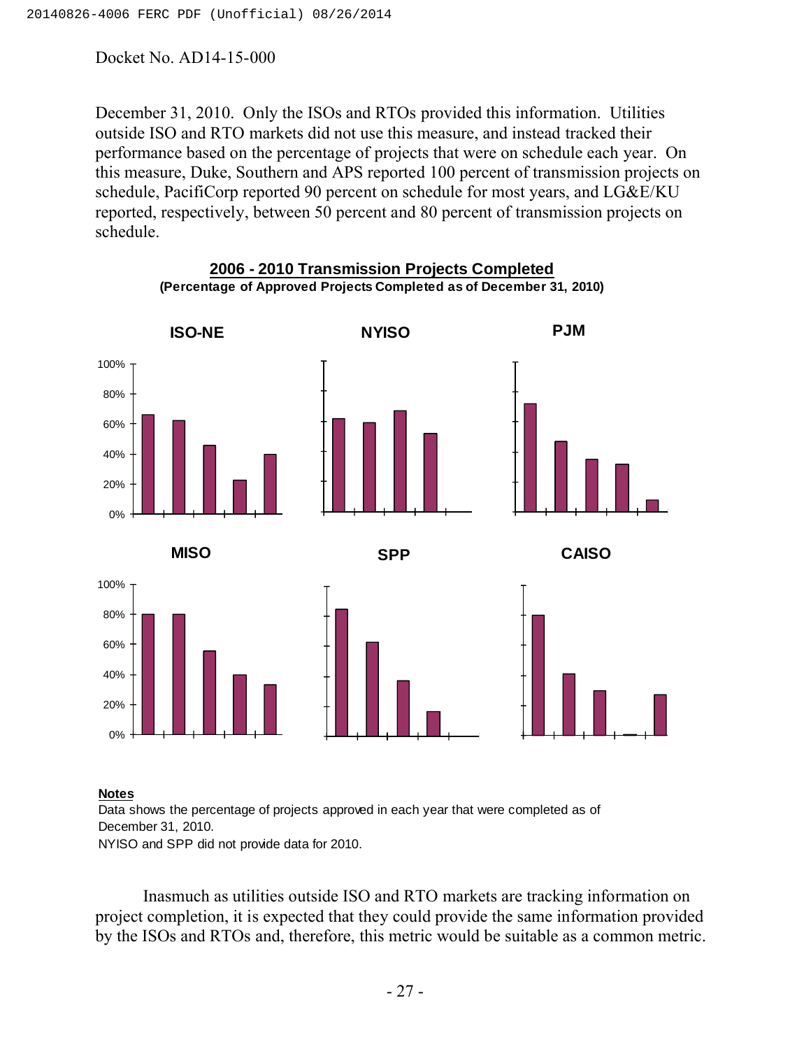December 31, 2010. Only the ISOs and RTOs provided this information. Utilities outside ISO and RTO markets did not use this measure, and instead tracked their performance based on the percentage of projects that were on schedule each year. On this measure, Duke, Southern and APS reported 100 percent of transmission projects on schedule, PacifiCorp reported 90 percent on schedule for most years, and LG&E/KU reported, respectively, between 50 percent and 80 percent of transmission projects on schedule.

**2006 - 2010 Transmission Projects Completed**
**(Percentage of Approved Projects Completed as of December 31, 2010)**

ISO-NE | NYISO | PJM | MISO | SPP | CAISO

**Notes**

Data shows the percentage of projects approved in each year that were completed as of December 31, 2010.

NYISO and SPP did not provide data for 2010.

Inasmuch as utilities outside ISO and RTO markets are tracking information on project completion, it is expected that they could provide the same information provided by the ISOs and RTOs and, therefore, this metric would be suitable as a common metric.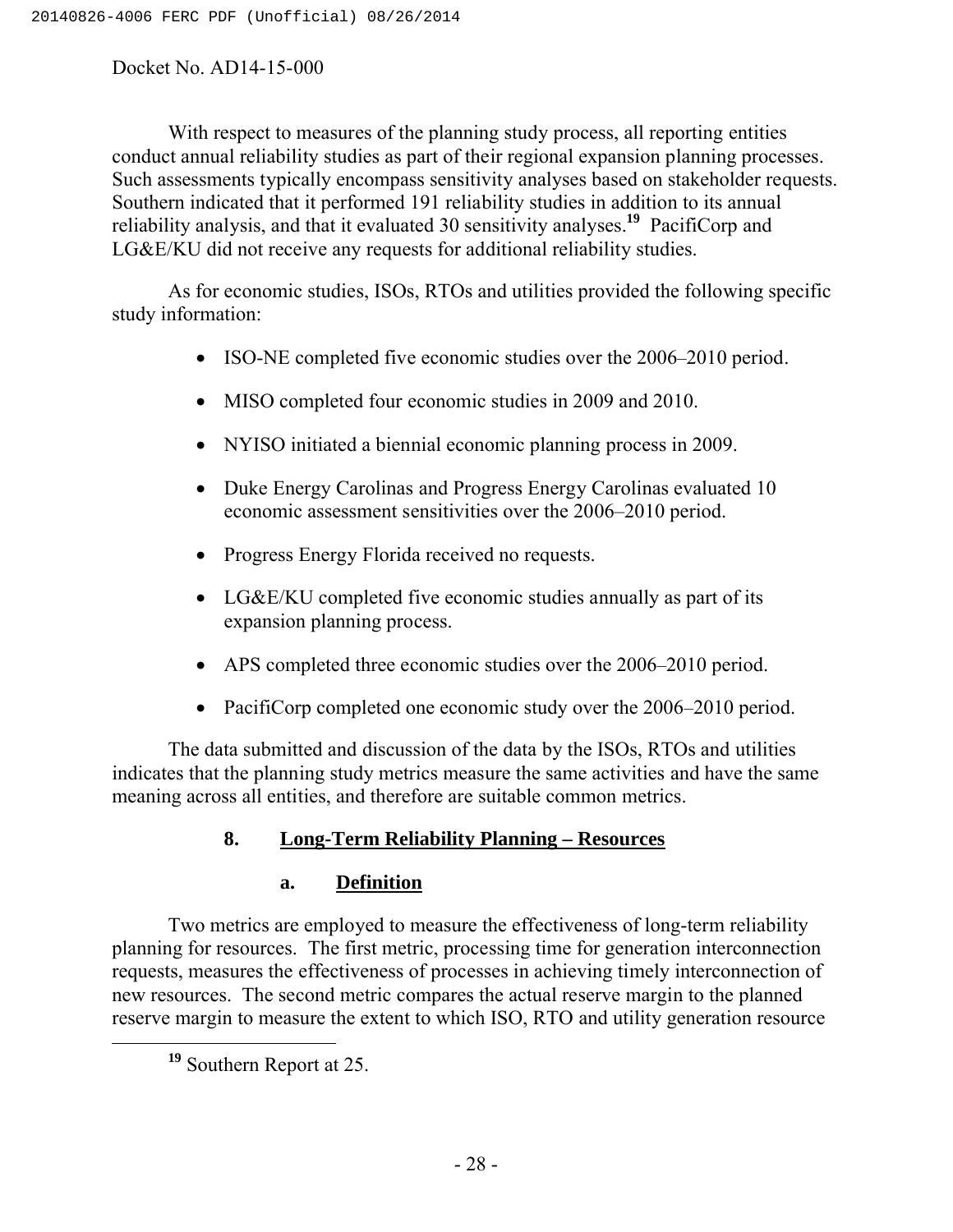With respect to measures of the planning study process, all reporting entities conduct annual reliability studies as part of their regional expansion planning processes. Such assessments typically encompass sensitivity analyses based on stakeholder requests. Southern indicated that it performed 191 reliability studies in addition to its annual reliability analysis, and that it evaluated 30 sensitivity analyses.[19] PacifiCorp and LG&E/KU did not receive any requests for additional reliability studies.

As for economic studies, ISOs, RTOs and utilities provided the following specific study information:

- ISO-NE completed five economic studies over the 2006–2010 period.
- MISO completed four economic studies in 2009 and 2010.
- NYISO initiated a biennial economic planning process in 2009.
- Duke Energy Carolinas and Progress Energy Carolinas evaluated 10 economic assessment sensitivities over the 2006–2010 period.
- Progress Energy Florida received no requests.
- LG&E/KU completed five economic studies annually as part of its expansion planning process.
- APS completed three economic studies over the 2006–2010 period.
- PacifiCorp completed one economic study over the 2006–2010 period.

The data submitted and discussion of the data by the ISOs, RTOs and utilities indicates that the planning study metrics measure the same activities and have the same meaning across all entities, and therefore are suitable common metrics.

### 8. Long-Term Reliability Planning – Resources

#### a. Definition

Two metrics are employed to measure the effectiveness of long-term reliability planning for resources. The first metric, processing time for generation interconnection requests, measures the effectiveness of processes in achieving timely interconnection of new resources. The second metric compares the actual reserve margin to the planned reserve margin to measure the extent to which ISO, RTO and utility generation resource

[19] Southern Report at 25.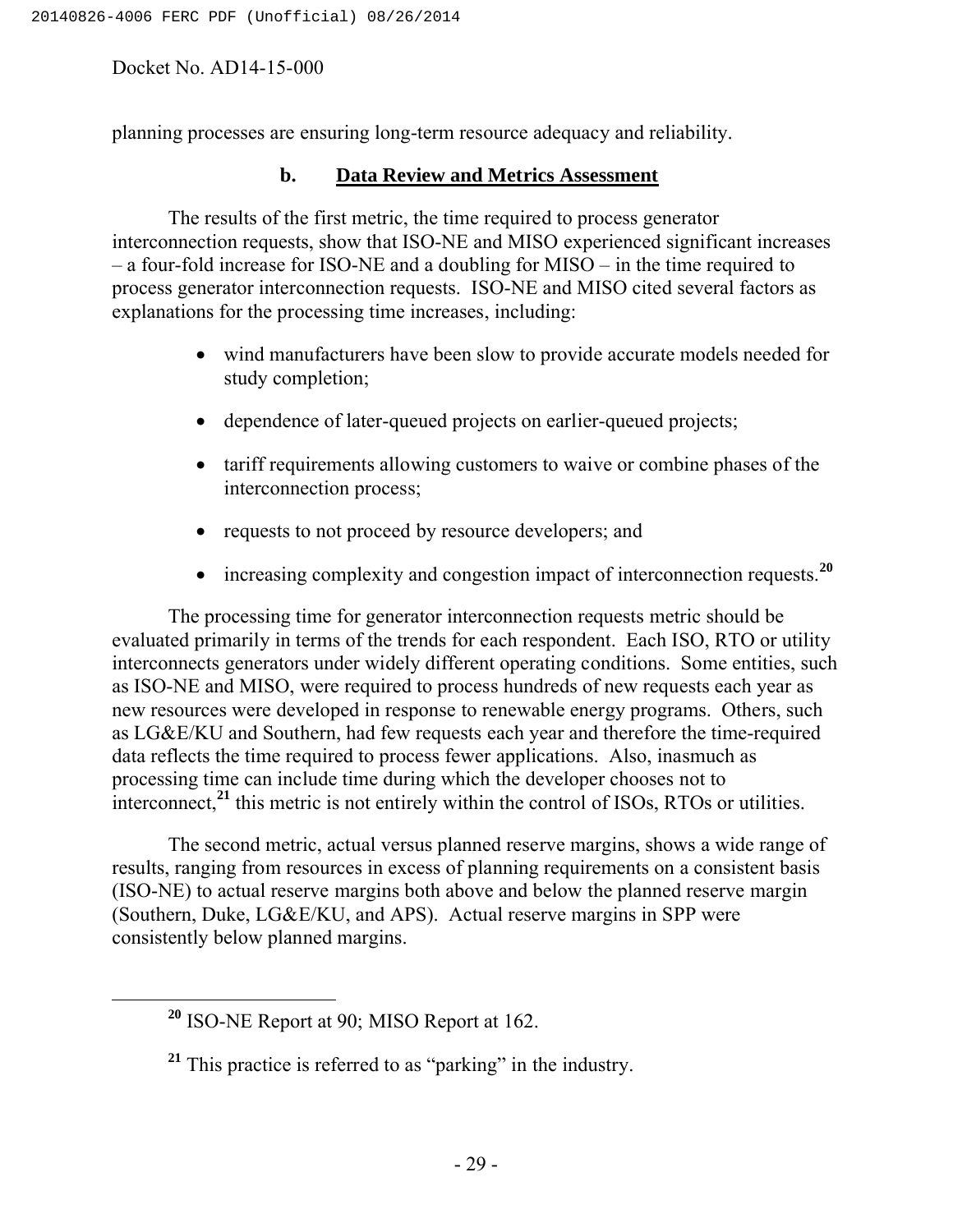planning processes are ensuring long-term resource adequacy and reliability.

### b. Data Review and Metrics Assessment

The results of the first metric, the time required to process generator interconnection requests, show that ISO-NE and MISO experienced significant increases – a four-fold increase for ISO-NE and a doubling for MISO – in the time required to process generator interconnection requests. ISO-NE and MISO cited several factors as explanations for the processing time increases, including:

- wind manufacturers have been slow to provide accurate models needed for study completion;
- dependence of later-queued projects on earlier-queued projects;
- tariff requirements allowing customers to waive or combine phases of the interconnection process;
- requests to not proceed by resource developers; and
- increasing complexity and congestion impact of interconnection requests.[20]

The processing time for generator interconnection requests metric should be evaluated primarily in terms of the trends for each respondent. Each ISO, RTO or utility interconnects generators under widely different operating conditions. Some entities, such as ISO-NE and MISO, were required to process hundreds of new requests each year as new resources were developed in response to renewable energy programs. Others, such as LG&E/KU and Southern, had few requests each year and therefore the time-required data reflects the time required to process fewer applications. Also, inasmuch as processing time can include time during which the developer chooses not to interconnect,[21] this metric is not entirely within the control of ISOs, RTOs or utilities.

The second metric, actual versus planned reserve margins, shows a wide range of results, ranging from resources in excess of planning requirements on a consistent basis (ISO-NE) to actual reserve margins both above and below the planned reserve margin (Southern, Duke, LG&E/KU, and APS). Actual reserve margins in SPP were consistently below planned margins.

---

[20] ISO-NE Report at 90; MISO Report at 162.

[21] This practice is referred to as "parking" in the industry.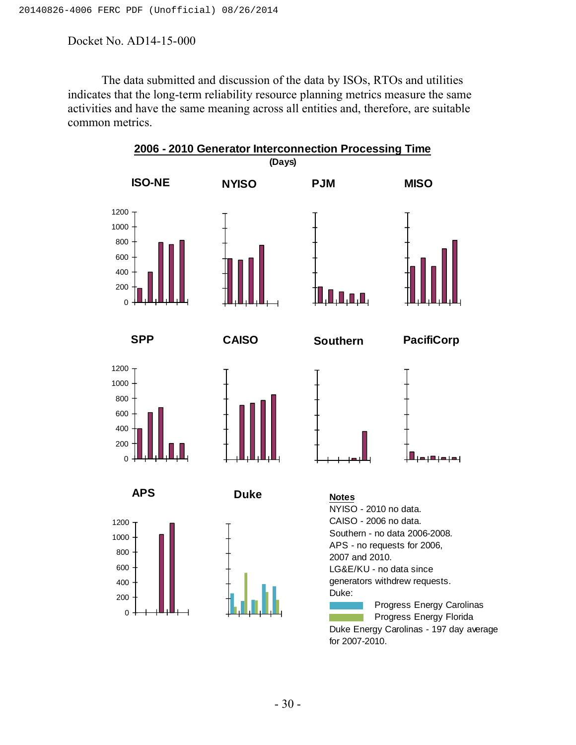Docket No. AD14-15-000

The data submitted and discussion of the data by ISOs, RTOs and utilities indicates that the long-term reliability resource planning metrics measure the same activities and have the same meaning across all entities and, therefore, are suitable common metrics.

**2006 - 2010 Generator Interconnection Processing Time**
**(Days)**

**ISO-NE** **NYISO** **PJM** **MISO**

**SPP** **CAISO** **Southern** **PacifiCorp**

**APS** **Duke**

**Notes**

NYISO - 2010 no data.
CAISO - 2006 no data.
Southern - no data 2006-2008.
APS - no requests for 2006, 2007 and 2010.
LG&E/KU - no data since generators withdrew requests.
Duke:
Progress Energy Carolinas
Progress Energy Florida
Duke Energy Carolinas - 197 day average for 2007-2010.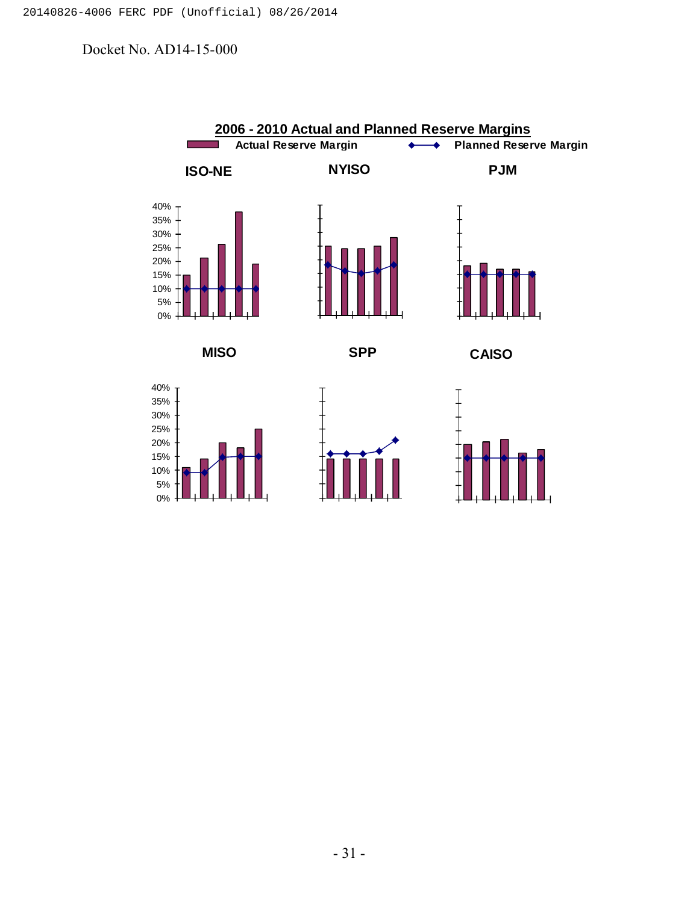Docket No. AD14-15-000

**2006 - 2010 Actual and Planned Reserve Margins**

Actual Reserve Margin — Planned Reserve Margin

**ISO-NE** **NYISO** **PJM**

40%
35%
30%
25%
20%
15%
10%
5%
0%

**MISO** **SPP** **CAISO**

40%
35%
30%
25%
20%
15%
10%
5%
0%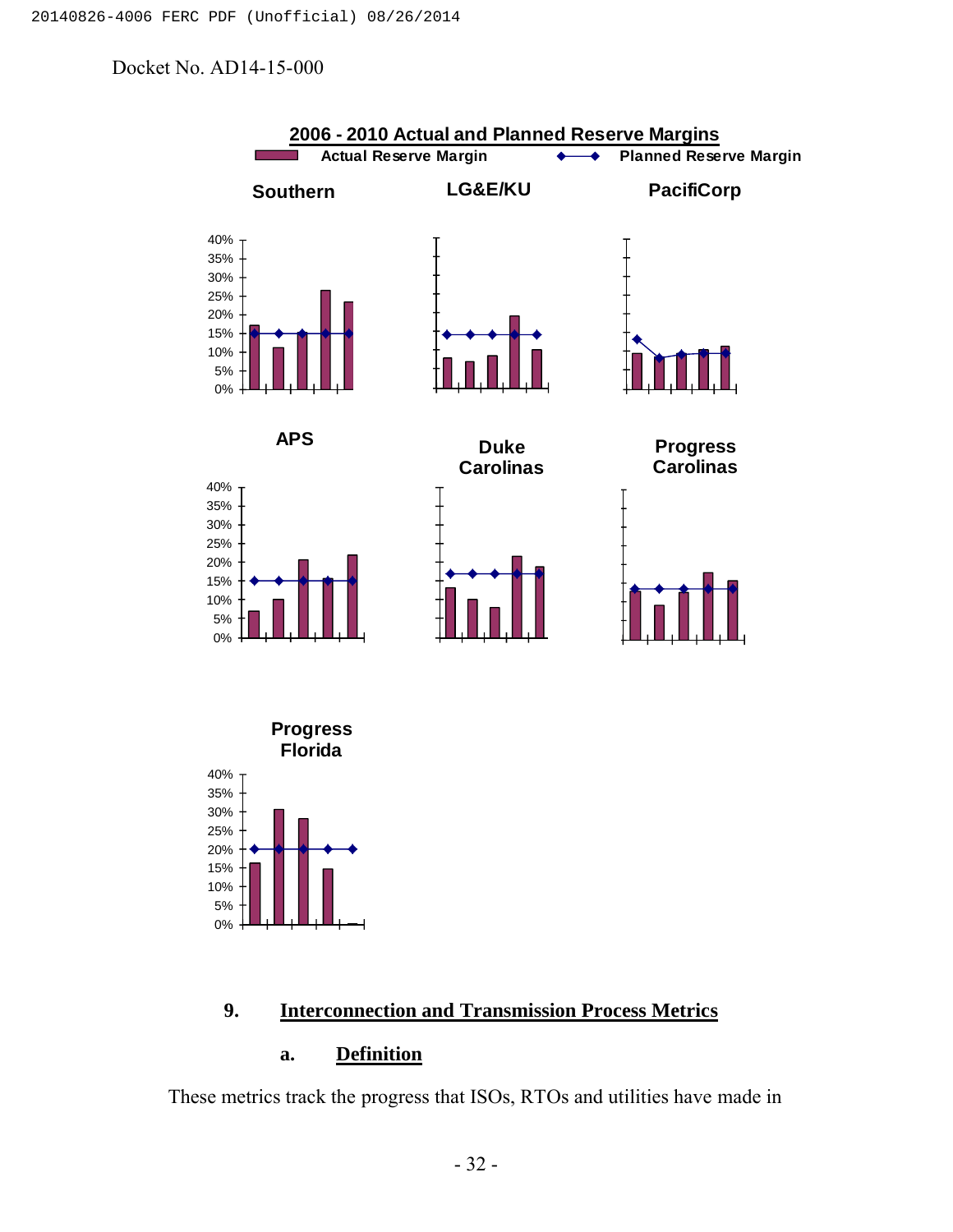Docket No. AD14-15-000

**2006 - 2010 Actual and Planned Reserve Margins**

Actual Reserve Margin | Planned Reserve Margin

Southern | LG&E/KU | PacifiCorp

APS | Duke Carolinas | Progress Carolinas

Progress Florida

### 9. Interconnection and Transmission Process Metrics

#### a. Definition

These metrics track the progress that ISOs, RTOs and utilities have made in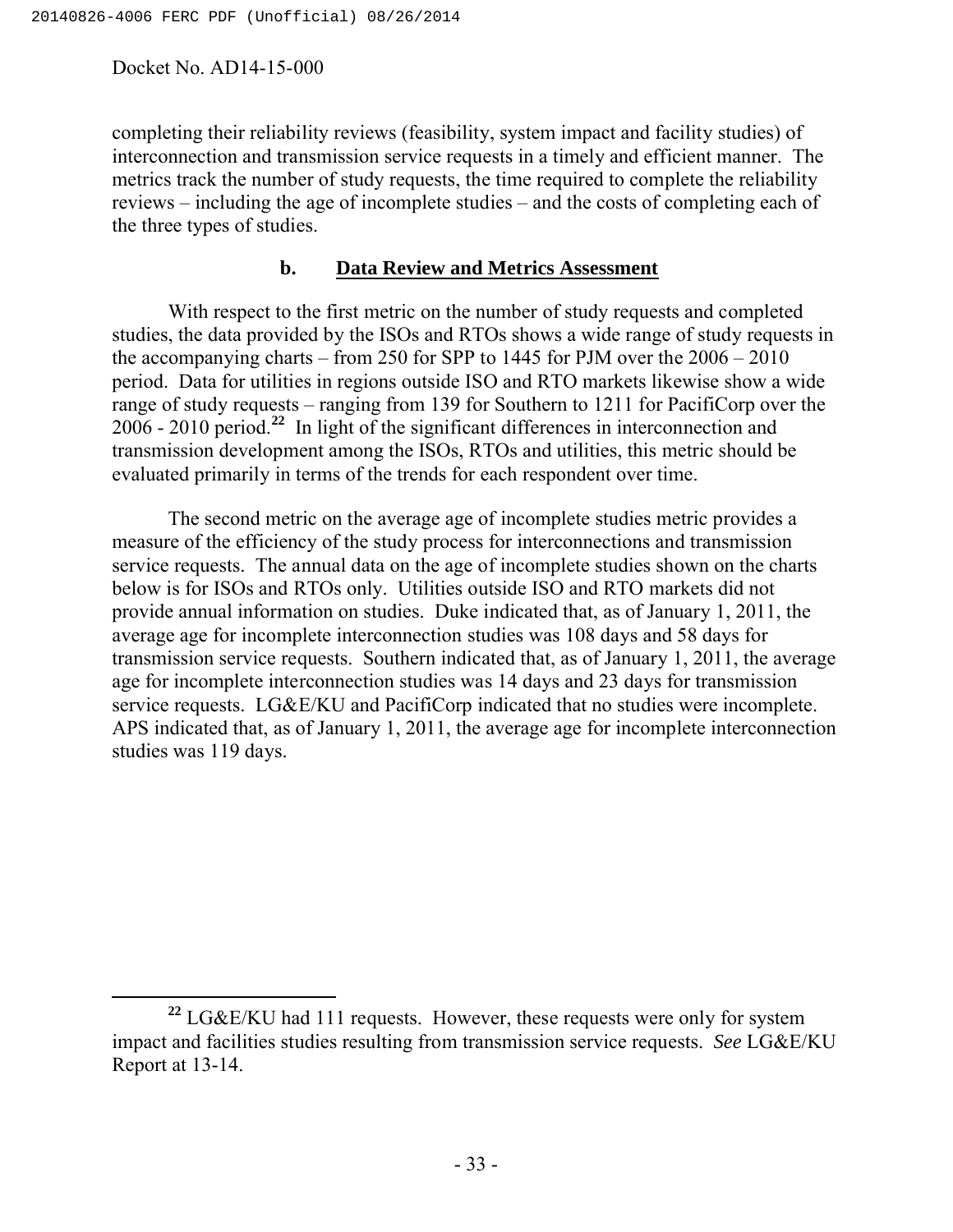completing their reliability reviews (feasibility, system impact and facility studies) of interconnection and transmission service requests in a timely and efficient manner. The metrics track the number of study requests, the time required to complete the reliability reviews – including the age of incomplete studies – and the costs of completing each of the three types of studies.

### b. Data Review and Metrics Assessment

With respect to the first metric on the number of study requests and completed studies, the data provided by the ISOs and RTOs shows a wide range of study requests in the accompanying charts – from 250 for SPP to 1445 for PJM over the 2006 – 2010 period. Data for utilities in regions outside ISO and RTO markets likewise show a wide range of study requests – ranging from 139 for Southern to 1211 for PacifiCorp over the 2006 - 2010 period.[22] In light of the significant differences in interconnection and transmission development among the ISOs, RTOs and utilities, this metric should be evaluated primarily in terms of the trends for each respondent over time.

The second metric on the average age of incomplete studies metric provides a measure of the efficiency of the study process for interconnections and transmission service requests. The annual data on the age of incomplete studies shown on the charts below is for ISOs and RTOs only. Utilities outside ISO and RTO markets did not provide annual information on studies. Duke indicated that, as of January 1, 2011, the average age for incomplete interconnection studies was 108 days and 58 days for transmission service requests. Southern indicated that, as of January 1, 2011, the average age for incomplete interconnection studies was 14 days and 23 days for transmission service requests. LG&E/KU and PacifiCorp indicated that no studies were incomplete. APS indicated that, as of January 1, 2011, the average age for incomplete interconnection studies was 119 days.

[22] LG&E/KU had 111 requests. However, these requests were only for system impact and facilities studies resulting from transmission service requests. *See* LG&E/KU Report at 13-14.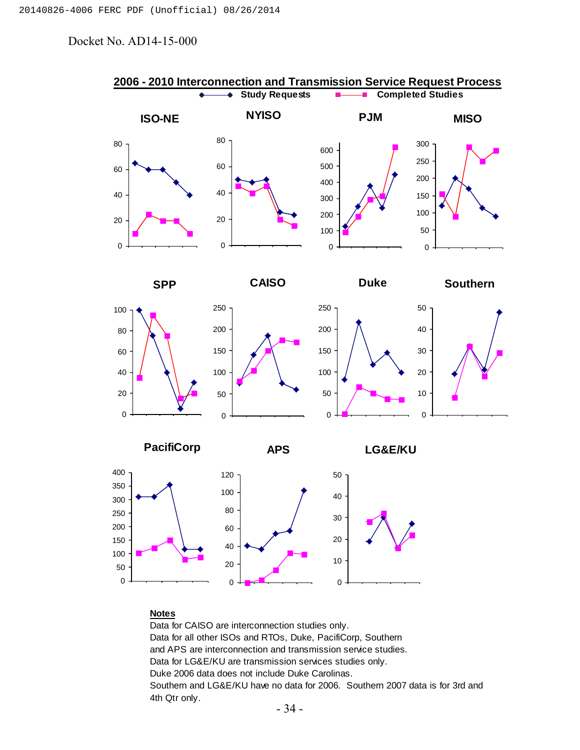Docket No. AD14-15-000

## 2006 - 2010 Interconnection and Transmission Service Request Process

Study Requests — Completed Studies

ISO-NE | NYISO | PJM | MISO

SPP | CAISO | Duke | Southern

PacifiCorp | APS | LG&E/KU

**Notes**

Data for CAISO are interconnection studies only.
Data for all other ISOs and RTOs, Duke, PacifiCorp, Southern and APS are interconnection and transmission service studies.
Data for LG&E/KU are transmission services studies only.
Duke 2006 data does not include Duke Carolinas.
Southern and LG&E/KU have no data for 2006. Southern 2007 data is for 3rd and 4th Qtr only.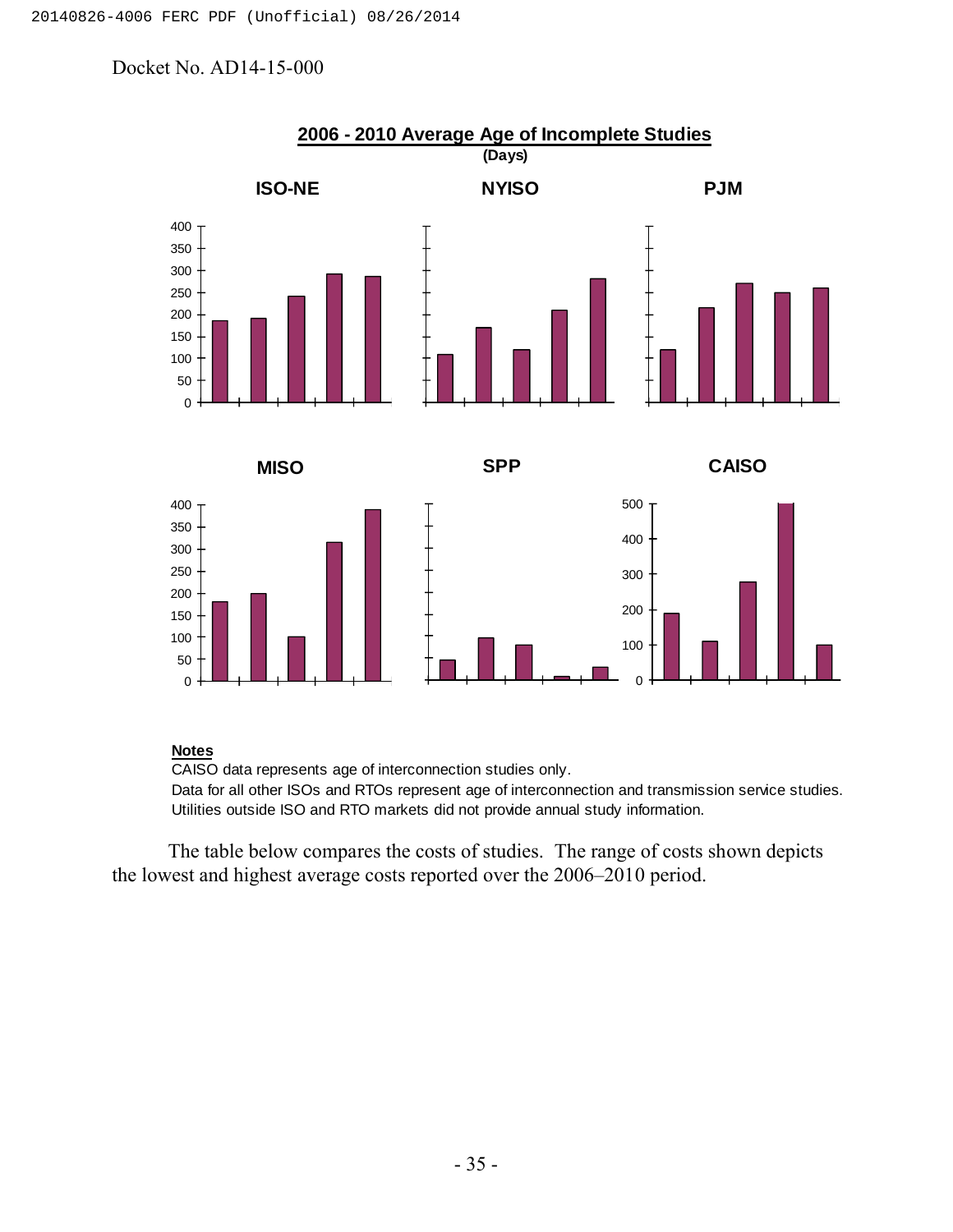Docket No. AD14-15-000

**2006 - 2010 Average Age of Incomplete Studies**
**(Days)**

**ISO-NE** | **NYISO** | **PJM**

**MISO** | **SPP** | **CAISO**

**Notes**
CAISO data represents age of interconnection studies only.
Data for all other ISOs and RTOs represent age of interconnection and transmission service studies.
Utilities outside ISO and RTO markets did not provide annual study information.

The table below compares the costs of studies. The range of costs shown depicts the lowest and highest average costs reported over the 2006–2010 period.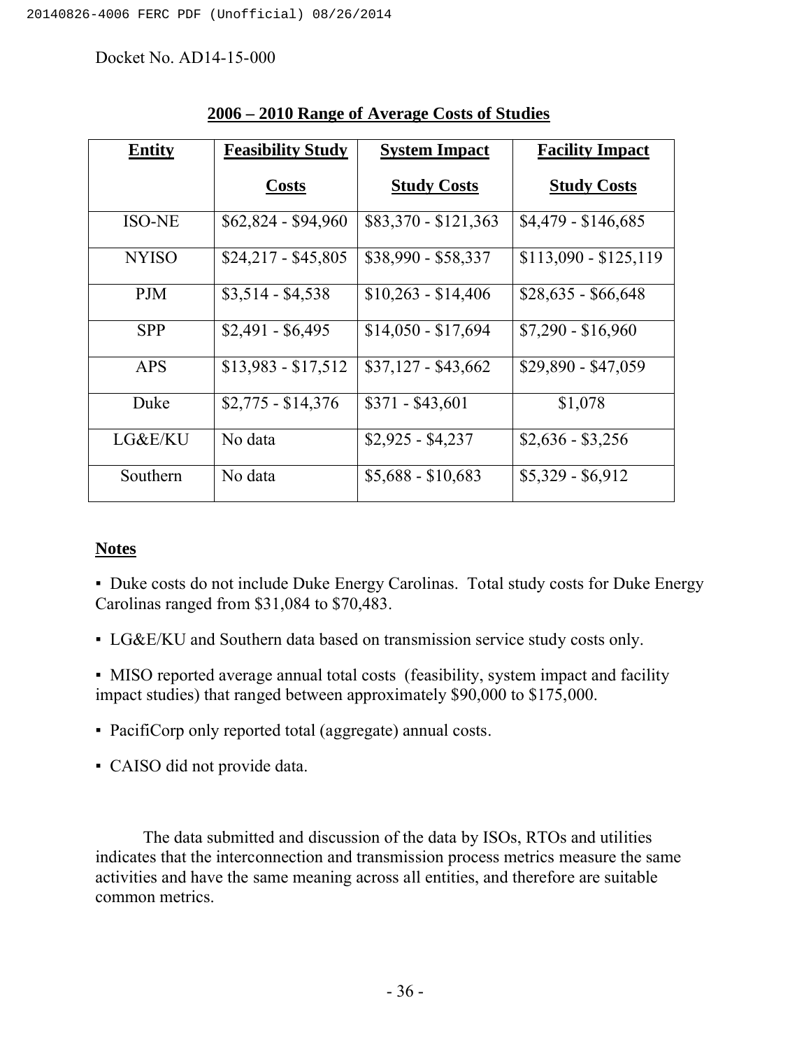Docket No. AD14-15-000

**2006 – 2010 Range of Average Costs of Studies**

| **Entity** | **Feasibility Study Costs** | **System Impact Study Costs** | **Facility Impact Study Costs** |
|---|---|---|---|
| ISO-NE | $62,824 - $94,960 | $83,370 - $121,363 | $4,479 - $146,685 |
| NYISO | $24,217 - $45,805 | $38,990 - $58,337 | $113,090 - $125,119 |
| PJM | $3,514 - $4,538 | $10,263 - $14,406 | $28,635 - $66,648 |
| SPP | $2,491 - $6,495 | $14,050 - $17,694 | $7,290 - $16,960 |
| APS | $13,983 - $17,512 | $37,127 - $43,662 | $29,890 - $47,059 |
| Duke | $2,775 - $14,376 | $371 - $43,601 | $1,078 |
| LG&E/KU | No data | $2,925 - $4,237 | $2,636 - $3,256 |
| Southern | No data | $5,688 - $10,683 | $5,329 - $6,912 |

**Notes**

- Duke costs do not include Duke Energy Carolinas. Total study costs for Duke Energy Carolinas ranged from $31,084 to $70,483.
- LG&E/KU and Southern data based on transmission service study costs only.
- MISO reported average annual total costs (feasibility, system impact and facility impact studies) that ranged between approximately $90,000 to $175,000.
- PacifiCorp only reported total (aggregate) annual costs.
- CAISO did not provide data.

The data submitted and discussion of the data by ISOs, RTOs and utilities indicates that the interconnection and transmission process metrics measure the same activities and have the same meaning across all entities, and therefore are suitable common metrics.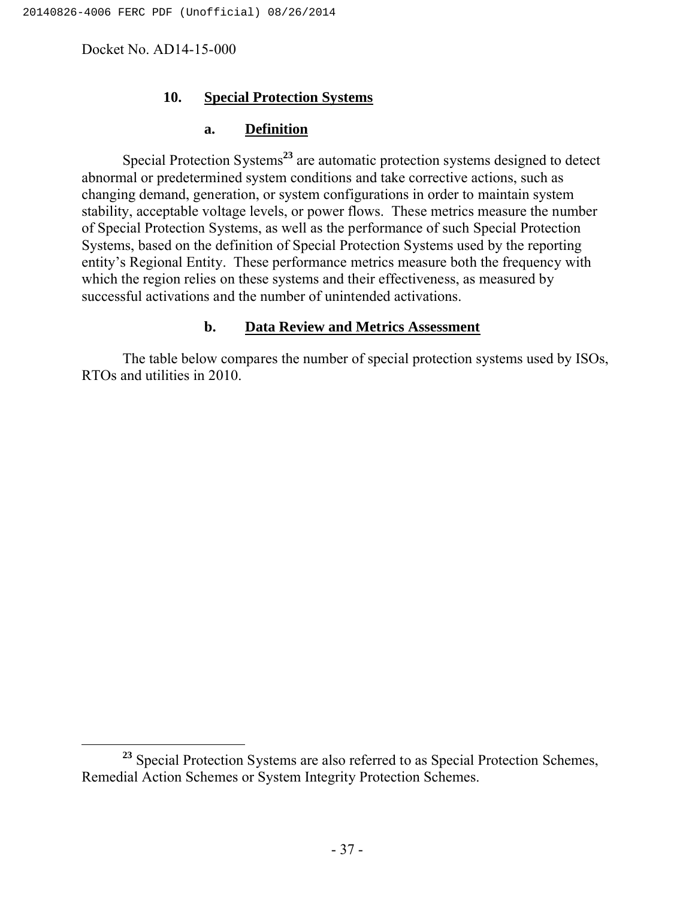### 10. Special Protection Systems

#### a. Definition

Special Protection Systems[23] are automatic protection systems designed to detect abnormal or predetermined system conditions and take corrective actions, such as changing demand, generation, or system configurations in order to maintain system stability, acceptable voltage levels, or power flows. These metrics measure the number of Special Protection Systems, as well as the performance of such Special Protection Systems, based on the definition of Special Protection Systems used by the reporting entity's Regional Entity. These performance metrics measure both the frequency with which the region relies on these systems and their effectiveness, as measured by successful activations and the number of unintended activations.

#### b. Data Review and Metrics Assessment

The table below compares the number of special protection systems used by ISOs, RTOs and utilities in 2010.

[23] Special Protection Systems are also referred to as Special Protection Schemes, Remedial Action Schemes or System Integrity Protection Schemes.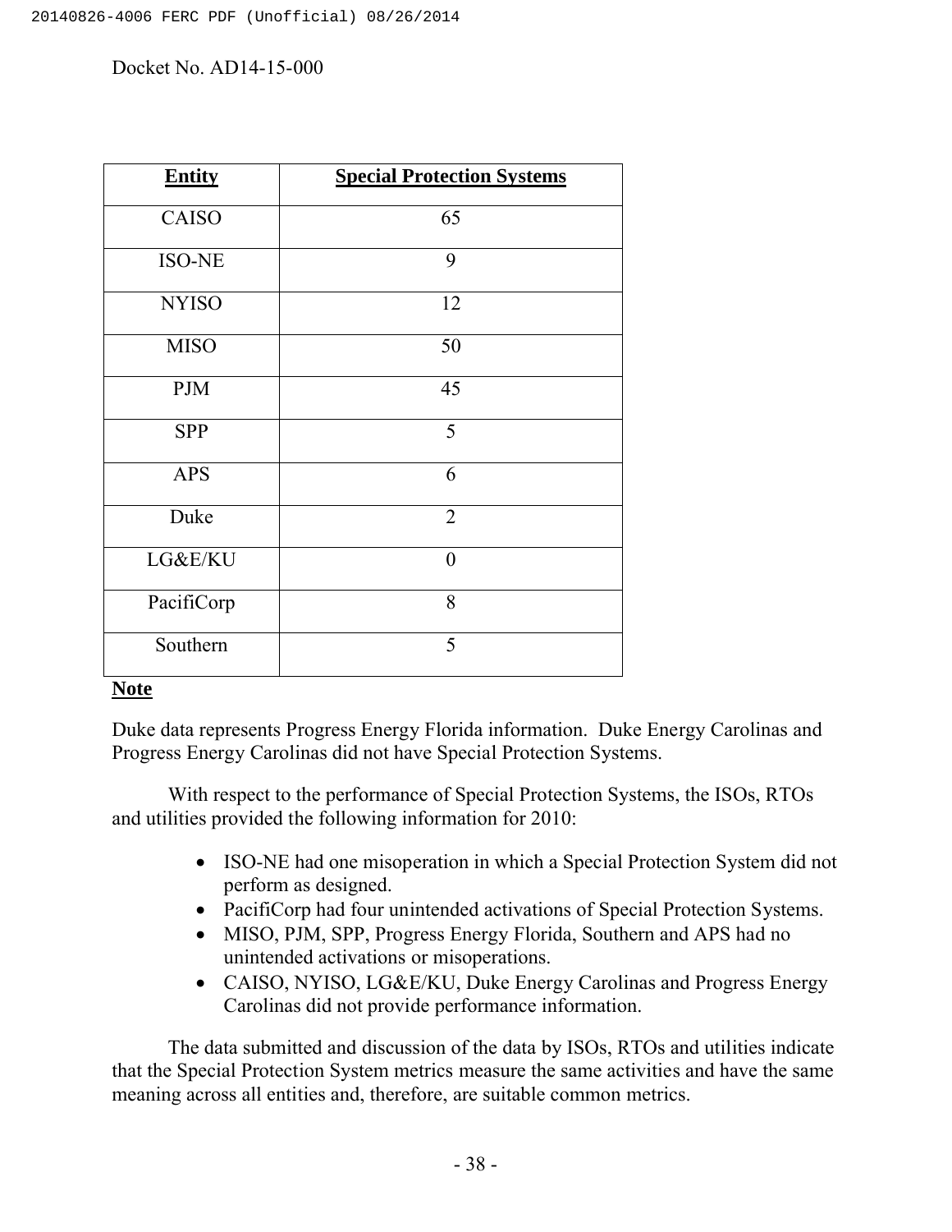Docket No. AD14-15-000

| Entity | Special Protection Systems |
| --- | --- |
| CAISO | 65 |
| ISO-NE | 9 |
| NYISO | 12 |
| MISO | 50 |
| PJM | 45 |
| SPP | 5 |
| APS | 6 |
| Duke | 2 |
| LG&E/KU | 0 |
| PacifiCorp | 8 |
| Southern | 5 |

**Note**

Duke data represents Progress Energy Florida information. Duke Energy Carolinas and Progress Energy Carolinas did not have Special Protection Systems.

With respect to the performance of Special Protection Systems, the ISOs, RTOs and utilities provided the following information for 2010:

- ISO-NE had one misoperation in which a Special Protection System did not perform as designed.
- PacifiCorp had four unintended activations of Special Protection Systems.
- MISO, PJM, SPP, Progress Energy Florida, Southern and APS had no unintended activations or misoperations.
- CAISO, NYISO, LG&E/KU, Duke Energy Carolinas and Progress Energy Carolinas did not provide performance information.

The data submitted and discussion of the data by ISOs, RTOs and utilities indicate that the Special Protection System metrics measure the same activities and have the same meaning across all entities and, therefore, are suitable common metrics.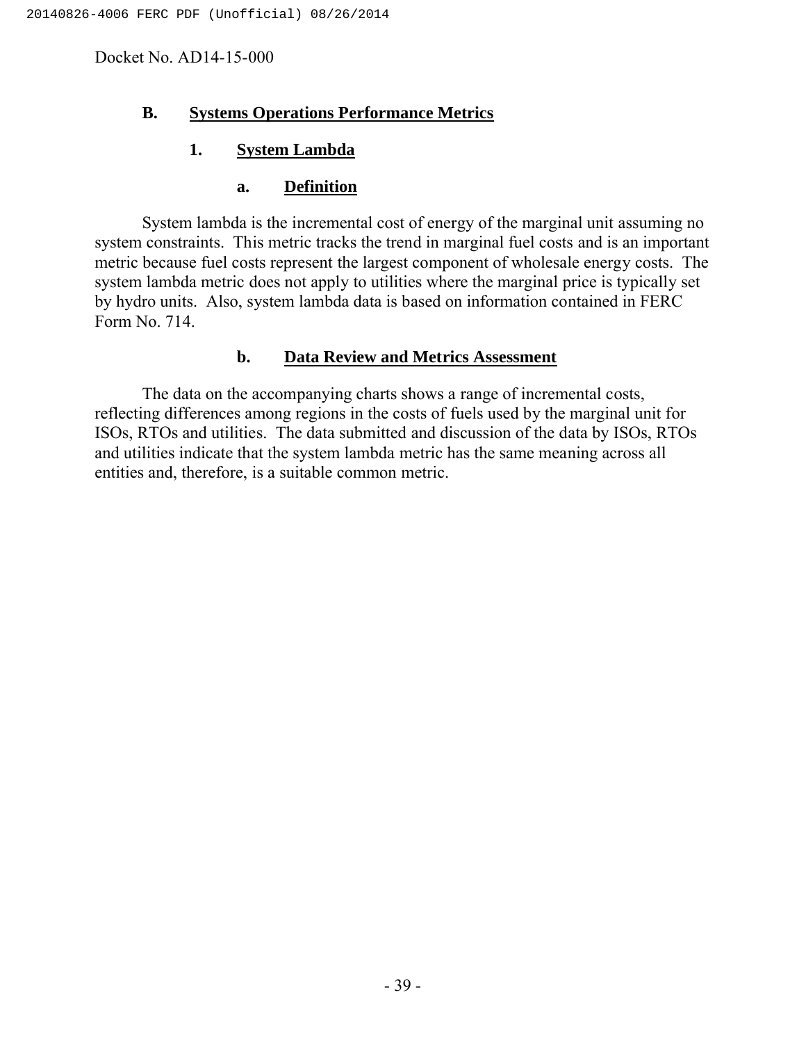## B. Systems Operations Performance Metrics

### 1. System Lambda

#### a. Definition

System lambda is the incremental cost of energy of the marginal unit assuming no system constraints. This metric tracks the trend in marginal fuel costs and is an important metric because fuel costs represent the largest component of wholesale energy costs. The system lambda metric does not apply to utilities where the marginal price is typically set by hydro units. Also, system lambda data is based on information contained in FERC Form No. 714.

#### b. Data Review and Metrics Assessment

The data on the accompanying charts shows a range of incremental costs, reflecting differences among regions in the costs of fuels used by the marginal unit for ISOs, RTOs and utilities. The data submitted and discussion of the data by ISOs, RTOs and utilities indicate that the system lambda metric has the same meaning across all entities and, therefore, is a suitable common metric.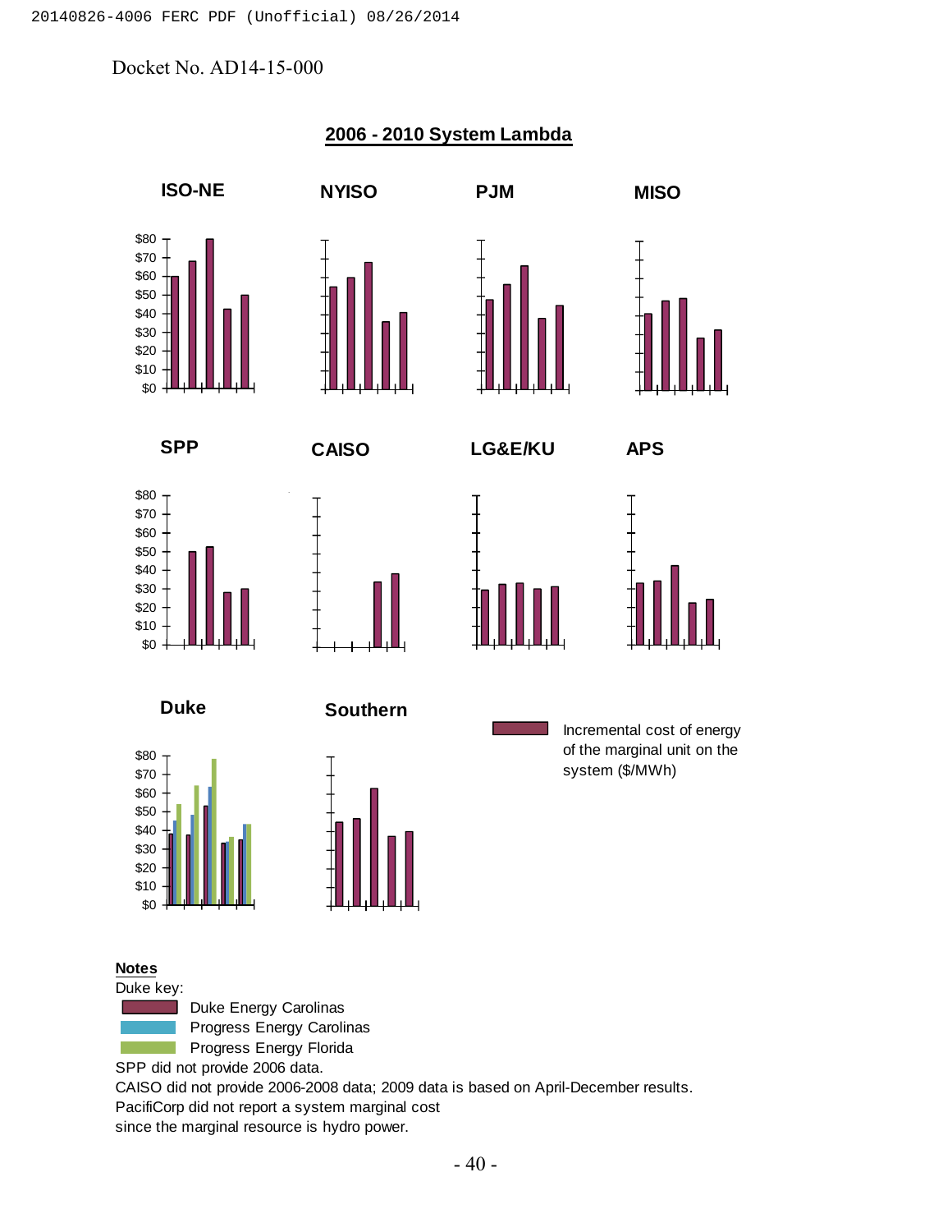Docket No. AD14-15-000

## 2006 - 2010 System Lambda

**ISO-NE**

**NYISO**

**PJM**

**MISO**

**SPP**

**CAISO**

**LG&E/KU**

**APS**

**Duke**

**Southern**

Incremental cost of energy of the marginal unit on the system ($/MWh)

**Notes**

Duke key:

- Duke Energy Carolinas
- Progress Energy Carolinas
- Progress Energy Florida

SPP did not provide 2006 data.

CAISO did not provide 2006-2008 data; 2009 data is based on April-December results.

PacifiCorp did not report a system marginal cost since the marginal resource is hydro power.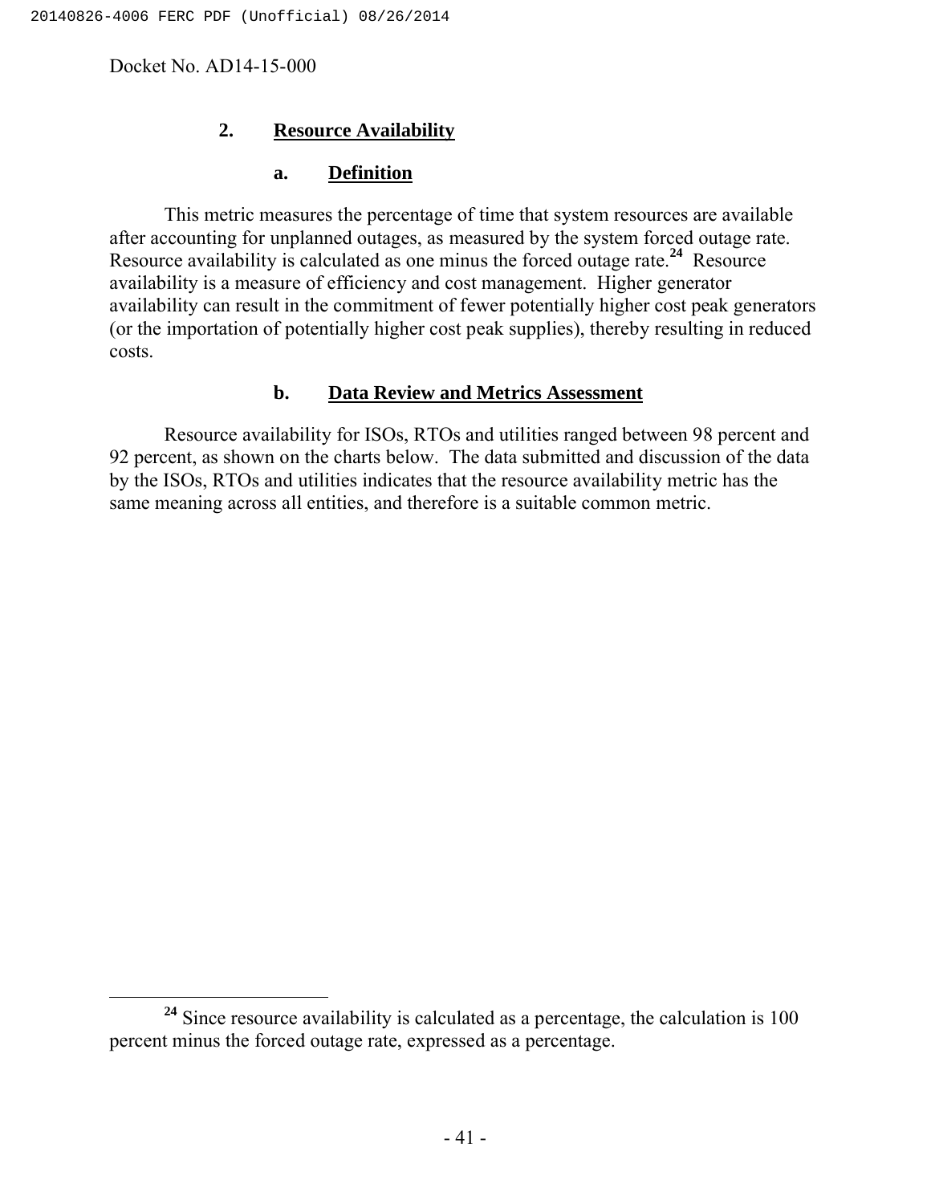Docket No. AD14-15-000

### 2. Resource Availability

#### a. Definition

This metric measures the percentage of time that system resources are available after accounting for unplanned outages, as measured by the system forced outage rate. Resource availability is calculated as one minus the forced outage rate.[24] Resource availability is a measure of efficiency and cost management. Higher generator availability can result in the commitment of fewer potentially higher cost peak generators (or the importation of potentially higher cost peak supplies), thereby resulting in reduced costs.

#### b. Data Review and Metrics Assessment

Resource availability for ISOs, RTOs and utilities ranged between 98 percent and 92 percent, as shown on the charts below. The data submitted and discussion of the data by the ISOs, RTOs and utilities indicates that the resource availability metric has the same meaning across all entities, and therefore is a suitable common metric.

---

[24] Since resource availability is calculated as a percentage, the calculation is 100 percent minus the forced outage rate, expressed as a percentage.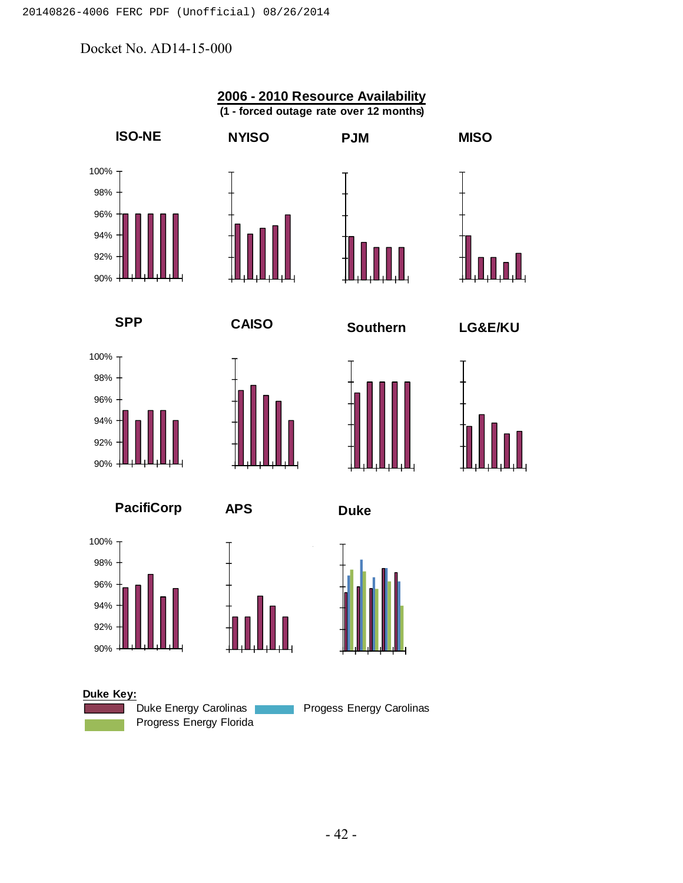Docket No. AD14-15-000

**2006 - 2010 Resource Availability**
**(1 - forced outage rate over 12 months)**

**ISO-NE** **NYISO** **PJM** **MISO**

100%
98%
96%
94%
92%
90%

**SPP** **CAISO** **Southern** **LG&E/KU**

100%
98%
96%
94%
92%
90%

**PacifiCorp** **APS** **Duke**

100%
98%
96%
94%
92%
90%

**Duke Key:**

Duke Energy Carolinas
Progess Energy Carolinas
Progress Energy Florida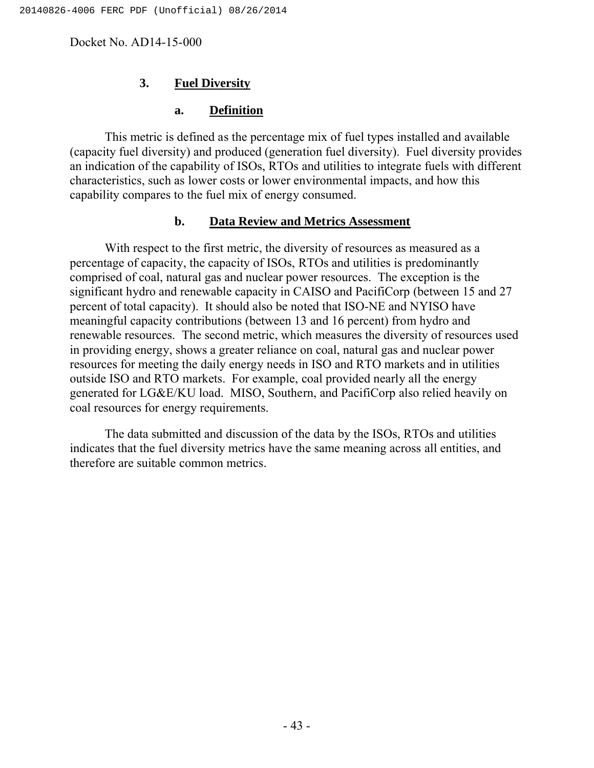### 3. Fuel Diversity

#### a. Definition

This metric is defined as the percentage mix of fuel types installed and available (capacity fuel diversity) and produced (generation fuel diversity). Fuel diversity provides an indication of the capability of ISOs, RTOs and utilities to integrate fuels with different characteristics, such as lower costs or lower environmental impacts, and how this capability compares to the fuel mix of energy consumed.

#### b. Data Review and Metrics Assessment

With respect to the first metric, the diversity of resources as measured as a percentage of capacity, the capacity of ISOs, RTOs and utilities is predominantly comprised of coal, natural gas and nuclear power resources. The exception is the significant hydro and renewable capacity in CAISO and PacifiCorp (between 15 and 27 percent of total capacity). It should also be noted that ISO-NE and NYISO have meaningful capacity contributions (between 13 and 16 percent) from hydro and renewable resources. The second metric, which measures the diversity of resources used in providing energy, shows a greater reliance on coal, natural gas and nuclear power resources for meeting the daily energy needs in ISO and RTO markets and in utilities outside ISO and RTO markets. For example, coal provided nearly all the energy generated for LG&E/KU load. MISO, Southern, and PacifiCorp also relied heavily on coal resources for energy requirements.

The data submitted and discussion of the data by the ISOs, RTOs and utilities indicates that the fuel diversity metrics have the same meaning across all entities, and therefore are suitable common metrics.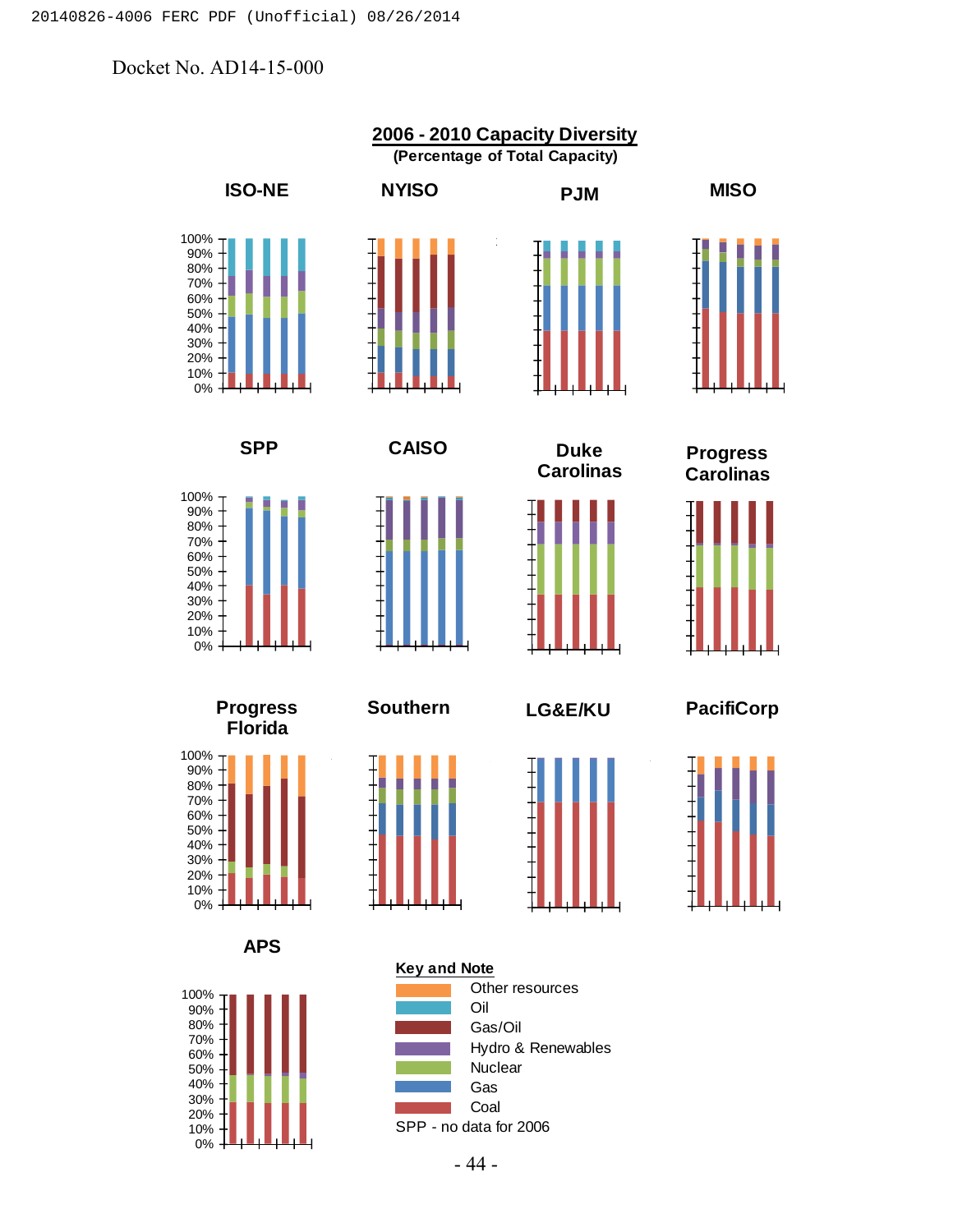Docket No. AD14-15-000

## 2006 - 2010 Capacity Diversity

**(Percentage of Total Capacity)**

ISO-NE

NYISO

PJM

MISO

SPP

CAISO

Duke Carolinas

Progress Carolinas

Progress Florida

Southern

LG&E/KU

PacifiCorp

APS

**Key and Note**

- Other resources
- Oil
- Gas/Oil
- Hydro & Renewables
- Nuclear
- Gas
- Coal

SPP - no data for 2006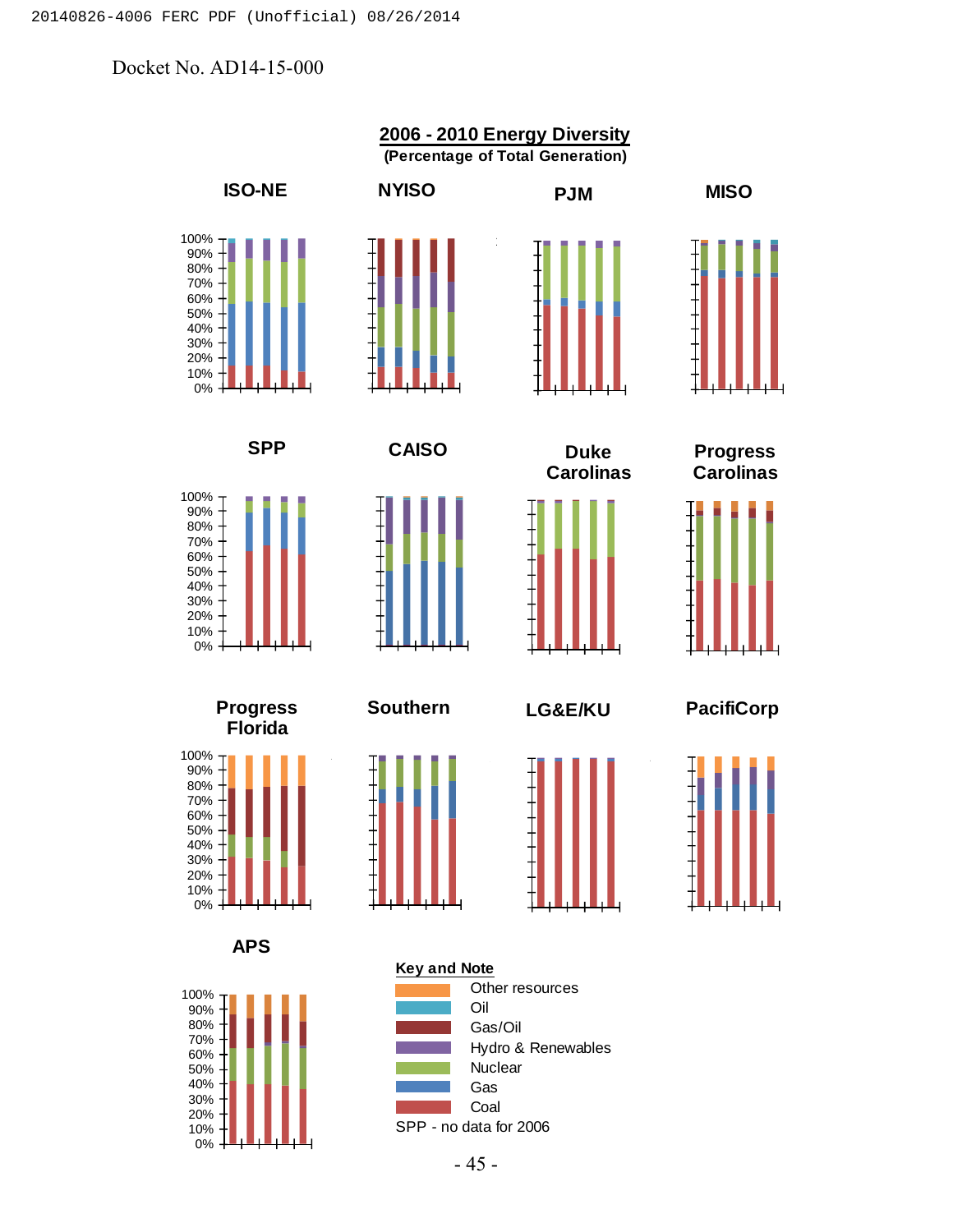Docket No. AD14-15-000

## 2006 - 2010 Energy Diversity

**(Percentage of Total Generation)**

ISO-NE

NYISO

PJM

MISO

SPP

CAISO

Duke Carolinas

Progress Carolinas

Progress Florida

Southern

LG&E/KU

PacifiCorp

APS

**Key and Note**

- Other resources
- Oil
- Gas/Oil
- Hydro & Renewables
- Nuclear
- Gas
- Coal

SPP - no data for 2006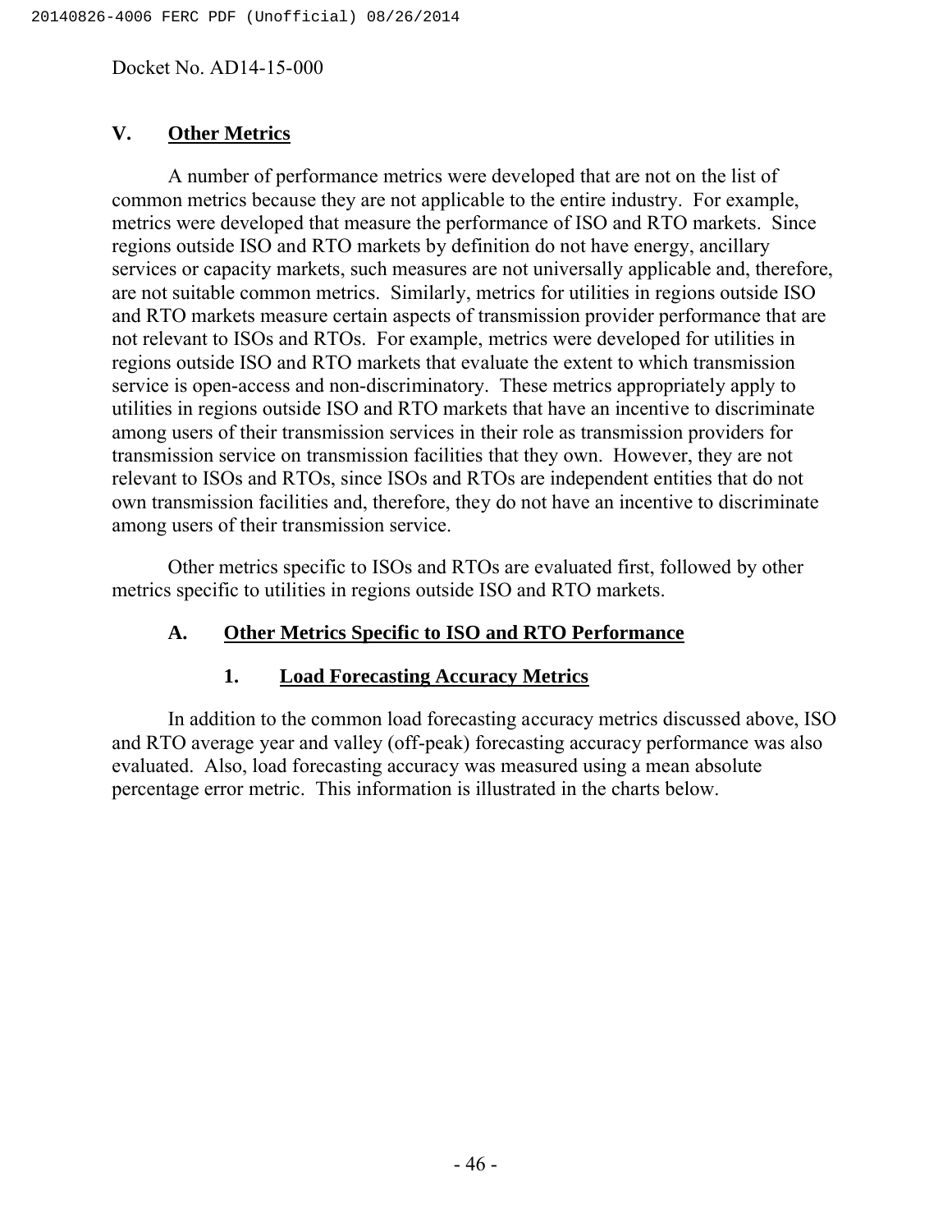## V. Other Metrics

A number of performance metrics were developed that are not on the list of common metrics because they are not applicable to the entire industry. For example, metrics were developed that measure the performance of ISO and RTO markets. Since regions outside ISO and RTO markets by definition do not have energy, ancillary services or capacity markets, such measures are not universally applicable and, therefore, are not suitable common metrics. Similarly, metrics for utilities in regions outside ISO and RTO markets measure certain aspects of transmission provider performance that are not relevant to ISOs and RTOs. For example, metrics were developed for utilities in regions outside ISO and RTO markets that evaluate the extent to which transmission service is open-access and non-discriminatory. These metrics appropriately apply to utilities in regions outside ISO and RTO markets that have an incentive to discriminate among users of their transmission services in their role as transmission providers for transmission service on transmission facilities that they own. However, they are not relevant to ISOs and RTOs, since ISOs and RTOs are independent entities that do not own transmission facilities and, therefore, they do not have an incentive to discriminate among users of their transmission service.

Other metrics specific to ISOs and RTOs are evaluated first, followed by other metrics specific to utilities in regions outside ISO and RTO markets.

### A. Other Metrics Specific to ISO and RTO Performance

#### 1. Load Forecasting Accuracy Metrics

In addition to the common load forecasting accuracy metrics discussed above, ISO and RTO average year and valley (off-peak) forecasting accuracy performance was also evaluated. Also, load forecasting accuracy was measured using a mean absolute percentage error metric. This information is illustrated in the charts below.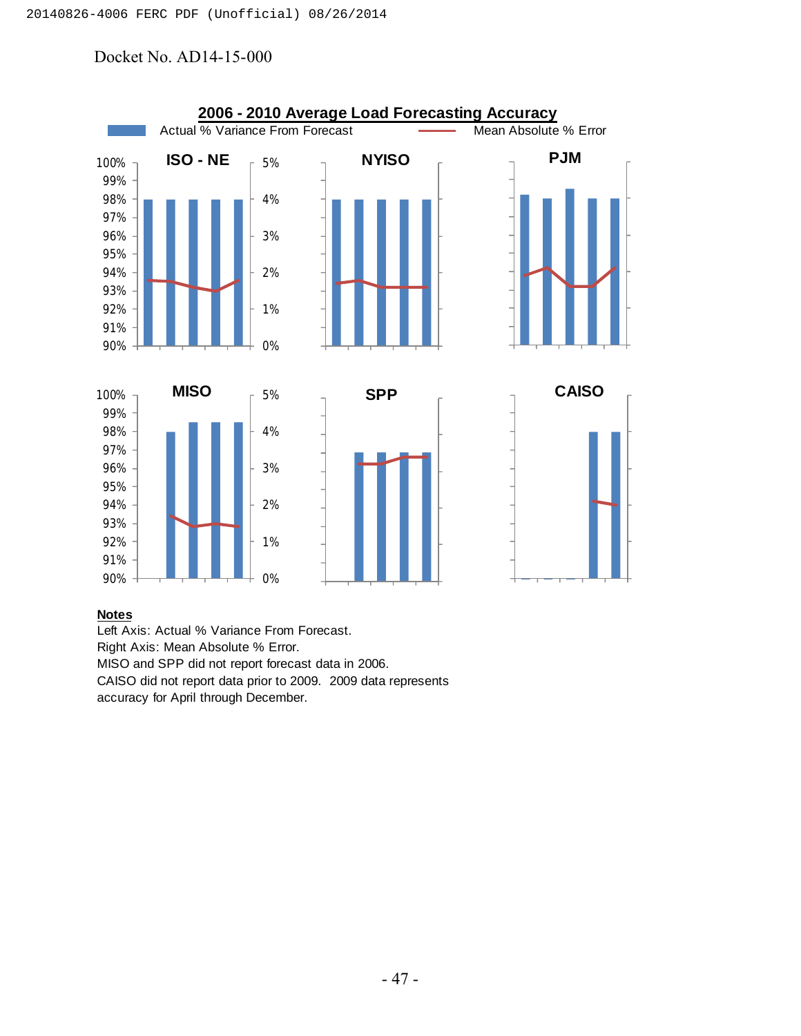Docket No. AD14-15-000

**2006 - 2010 Average Load Forecasting Accuracy**

Actual % Variance From Forecast — Mean Absolute % Error

ISO - NE | NYISO | PJM | MISO | SPP | CAISO

**Notes**

Left Axis: Actual % Variance From Forecast.
Right Axis: Mean Absolute % Error.
MISO and SPP did not report forecast data in 2006.
CAISO did not report data prior to 2009. 2009 data represents accuracy for April through December.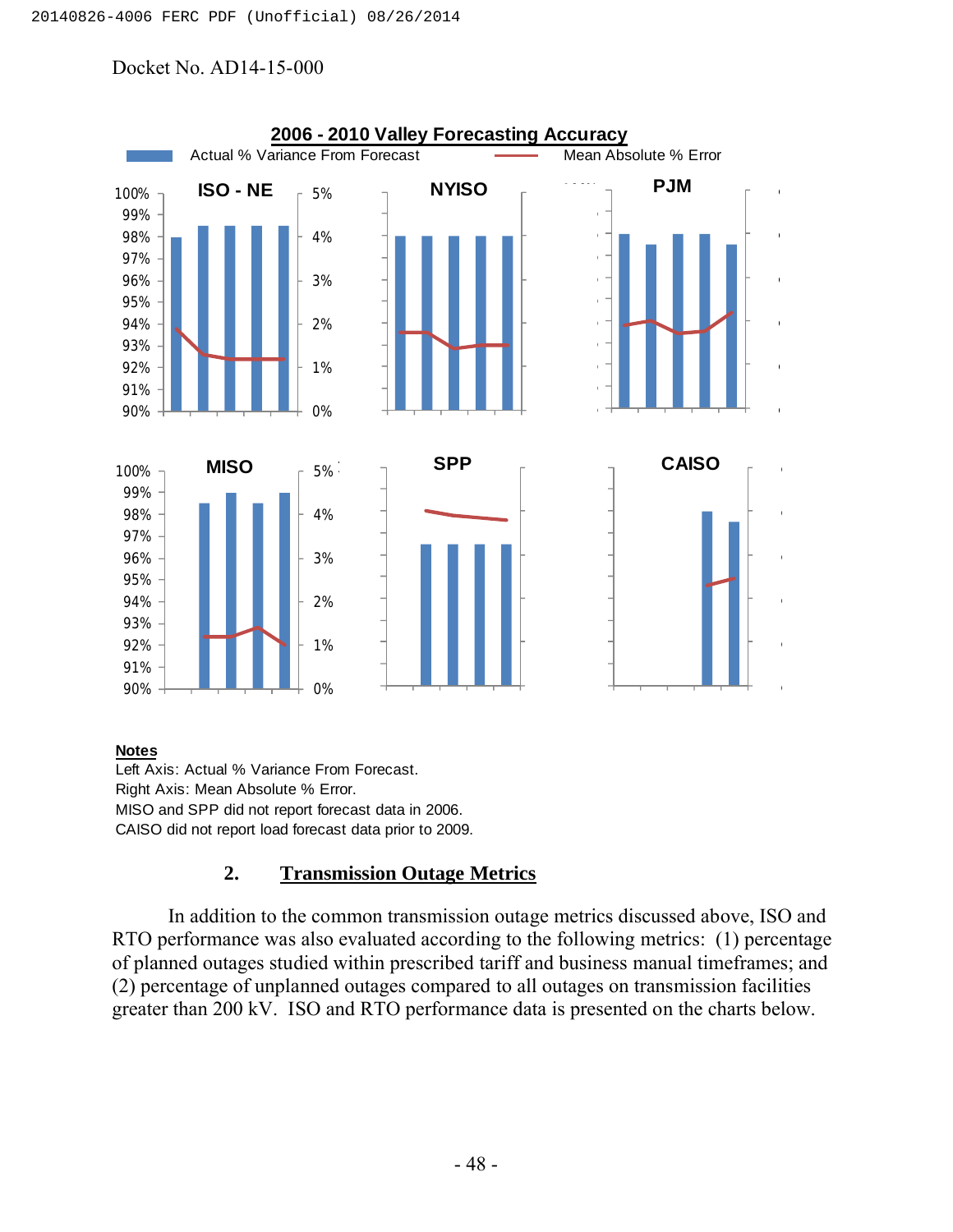Docket No. AD14-15-000

**2006 - 2010 Valley Forecasting Accuracy**

Actual % Variance From Forecast — Mean Absolute % Error

ISO - NE | NYISO | PJM

MISO | SPP | CAISO

**Notes**

Left Axis: Actual % Variance From Forecast.
Right Axis: Mean Absolute % Error.
MISO and SPP did not report forecast data in 2006.
CAISO did not report load forecast data prior to 2009.

## 2. Transmission Outage Metrics

In addition to the common transmission outage metrics discussed above, ISO and RTO performance was also evaluated according to the following metrics: (1) percentage of planned outages studied within prescribed tariff and business manual timeframes; and (2) percentage of unplanned outages compared to all outages on transmission facilities greater than 200 kV. ISO and RTO performance data is presented on the charts below.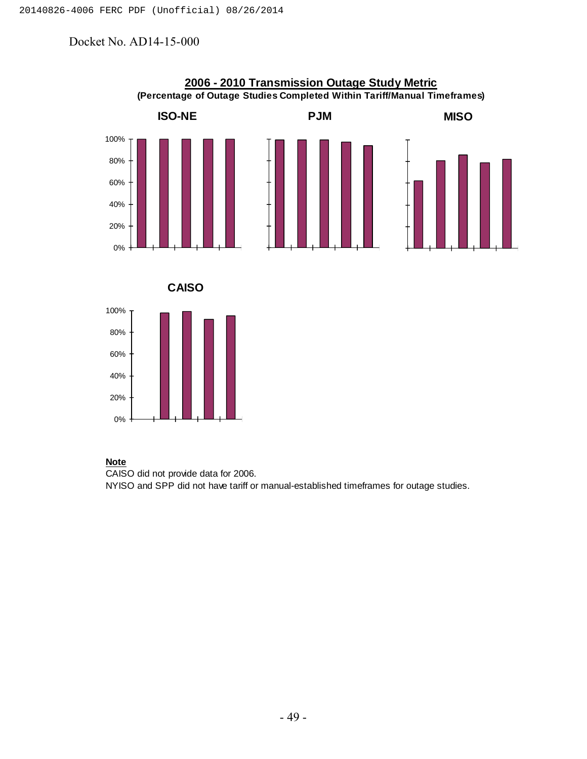Docket No. AD14-15-000

**2006 - 2010 Transmission Outage Study Metric**
**(Percentage of Outage Studies Completed Within Tariff/Manual Timeframes)**

ISO-NE

PJM

MISO

CAISO

**Note**

CAISO did not provide data for 2006.

NYISO and SPP did not have tariff or manual-established timeframes for outage studies.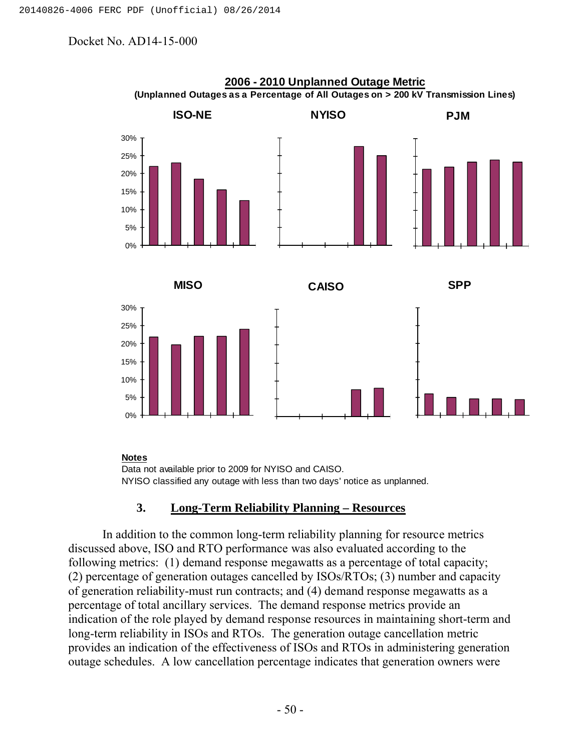**2006 - 2010 Unplanned Outage Metric**
**(Unplanned Outages as a Percentage of All Outages on > 200 kV Transmission Lines)**

ISO-NE | NYISO | PJM

MISO | CAISO | SPP

**Notes**
Data not available prior to 2009 for NYISO and CAISO.
NYISO classified any outage with less than two days' notice as unplanned.

## 3. Long-Term Reliability Planning – Resources

In addition to the common long-term reliability planning for resource metrics discussed above, ISO and RTO performance was also evaluated according to the following metrics: (1) demand response megawatts as a percentage of total capacity; (2) percentage of generation outages cancelled by ISOs/RTOs; (3) number and capacity of generation reliability-must run contracts; and (4) demand response megawatts as a percentage of total ancillary services. The demand response metrics provide an indication of the role played by demand response resources in maintaining short-term and long-term reliability in ISOs and RTOs. The generation outage cancellation metric provides an indication of the effectiveness of ISOs and RTOs in administering generation outage schedules. A low cancellation percentage indicates that generation owners were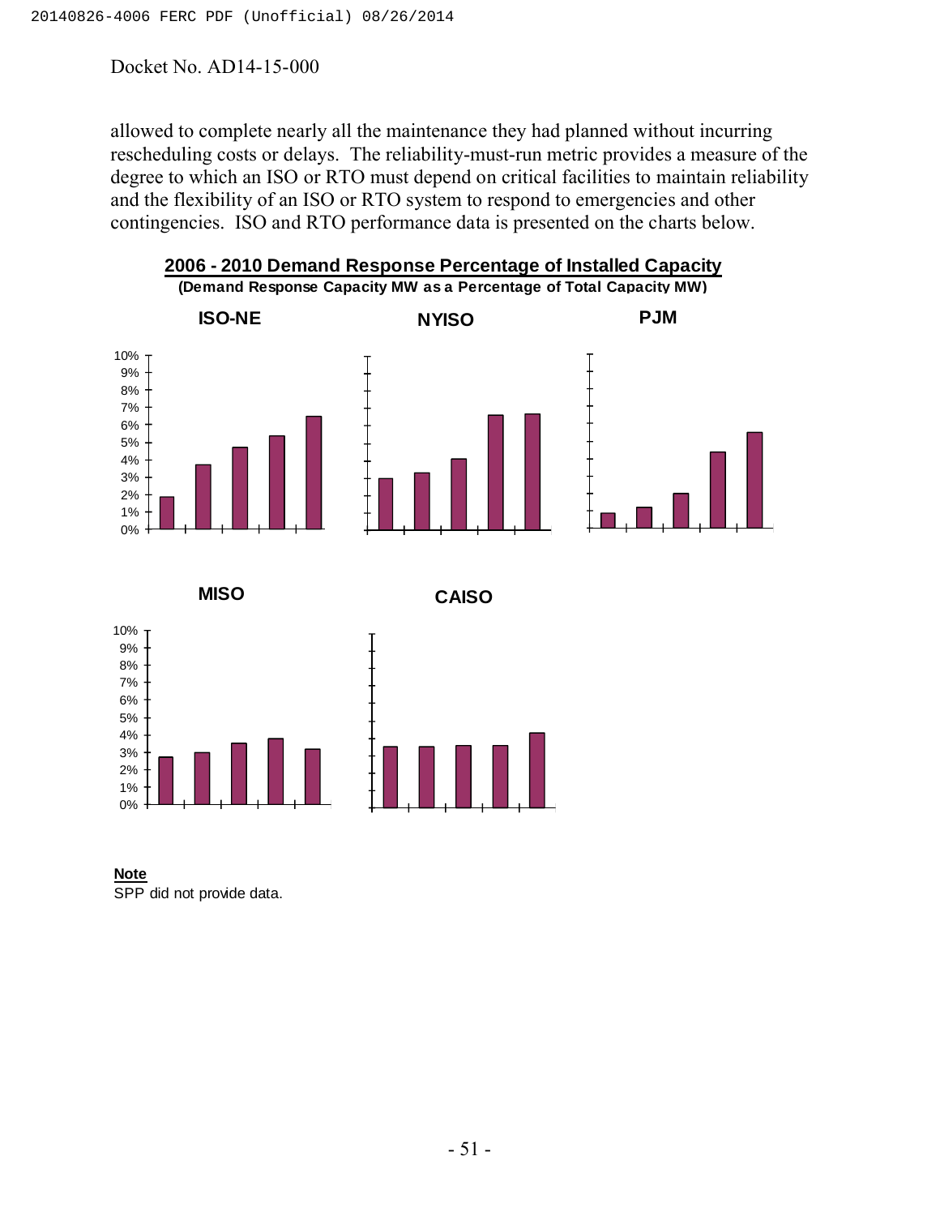allowed to complete nearly all the maintenance they had planned without incurring rescheduling costs or delays. The reliability-must-run metric provides a measure of the degree to which an ISO or RTO must depend on critical facilities to maintain reliability and the flexibility of an ISO or RTO system to respond to emergencies and other contingencies. ISO and RTO performance data is presented on the charts below.

**2006 - 2010 Demand Response Percentage of Installed Capacity**

**(Demand Response Capacity MW as a Percentage of Total Capacity MW)**

**ISO-NE**

**NYISO**

**PJM**

**MISO**

**CAISO**

**Note**

SPP did not provide data.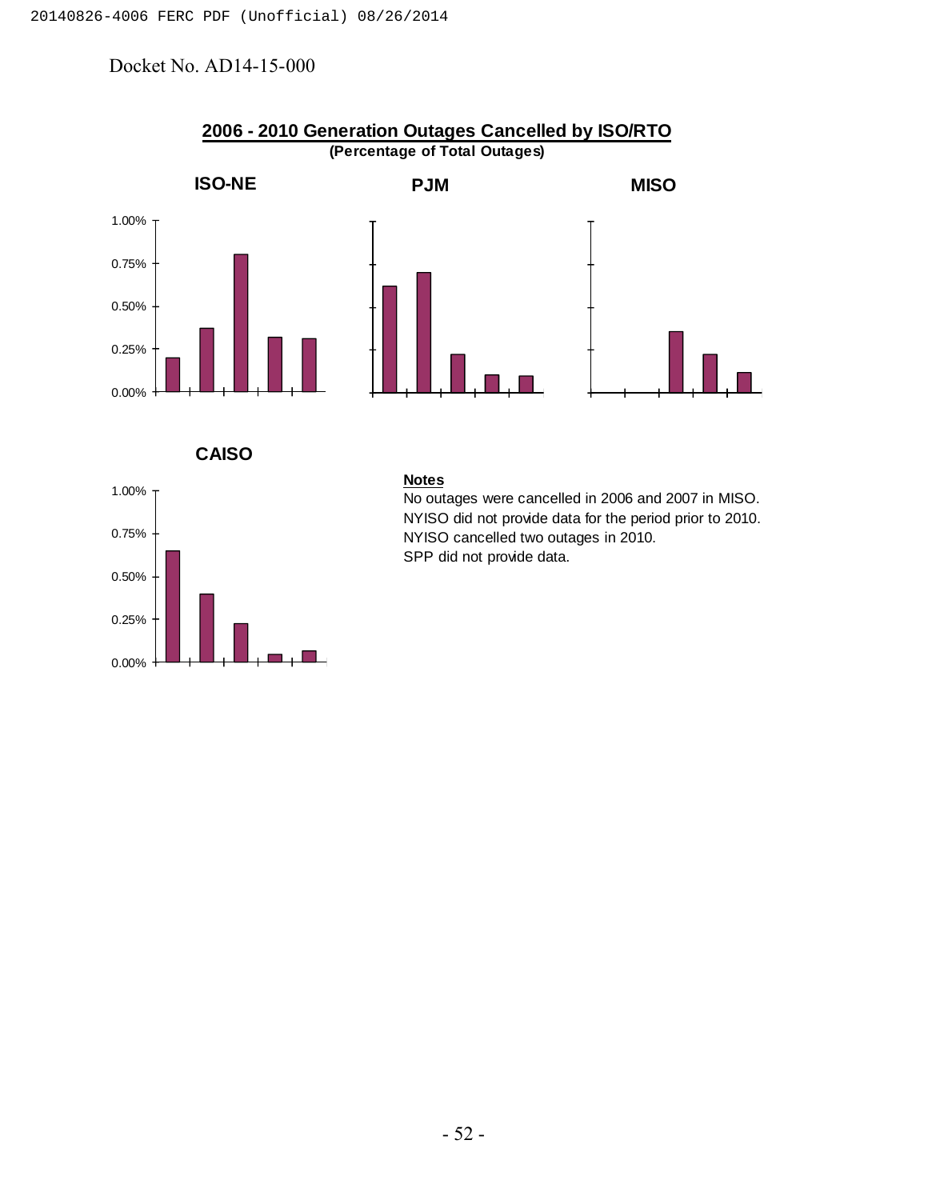Docket No. AD14-15-000

**2006 - 2010 Generation Outages Cancelled by ISO/RTO**

**(Percentage of Total Outages)**

**ISO-NE**

**PJM**

**MISO**

**CAISO**

**Notes**

No outages were cancelled in 2006 and 2007 in MISO.
NYISO did not provide data for the period prior to 2010.
NYISO cancelled two outages in 2010.
SPP did not provide data.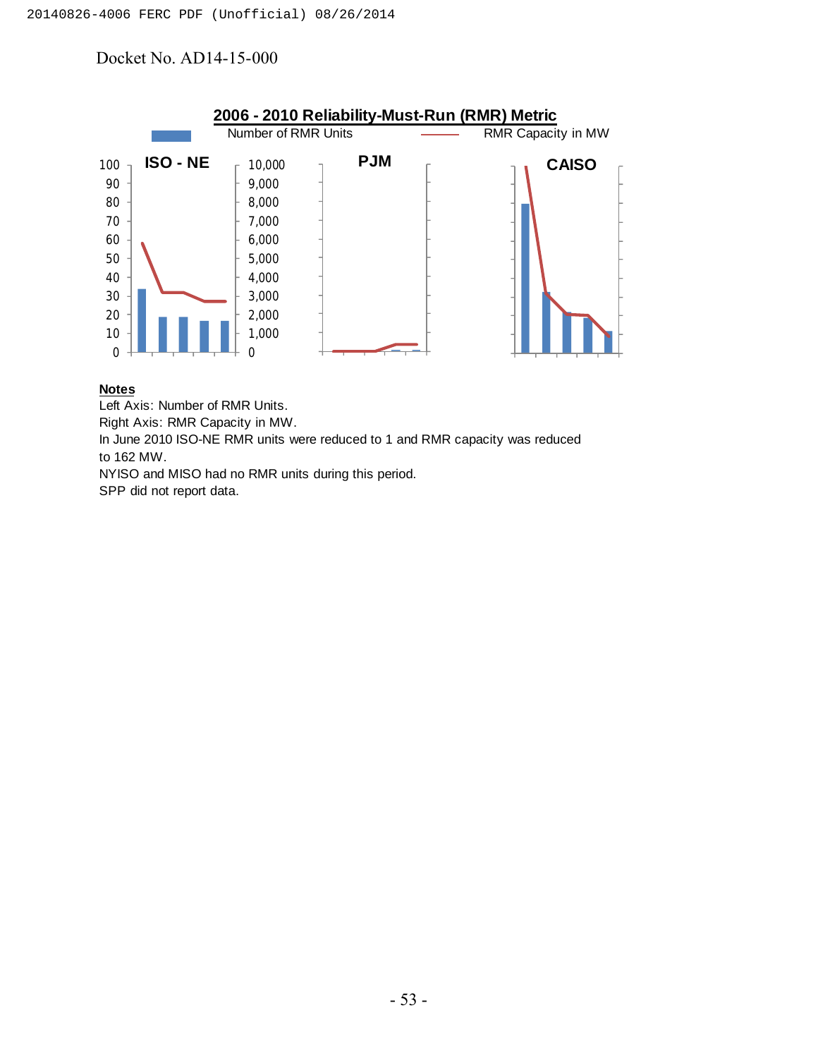Docket No. AD14-15-000

**2006 - 2010 Reliability-Must-Run (RMR) Metric**

Number of RMR Units — RMR Capacity in MW

ISO - NE | PJM | CAISO

**Notes**

Left Axis: Number of RMR Units.

Right Axis: RMR Capacity in MW.

In June 2010 ISO-NE RMR units were reduced to 1 and RMR capacity was reduced to 162 MW.

NYISO and MISO had no RMR units during this period.

SPP did not report data.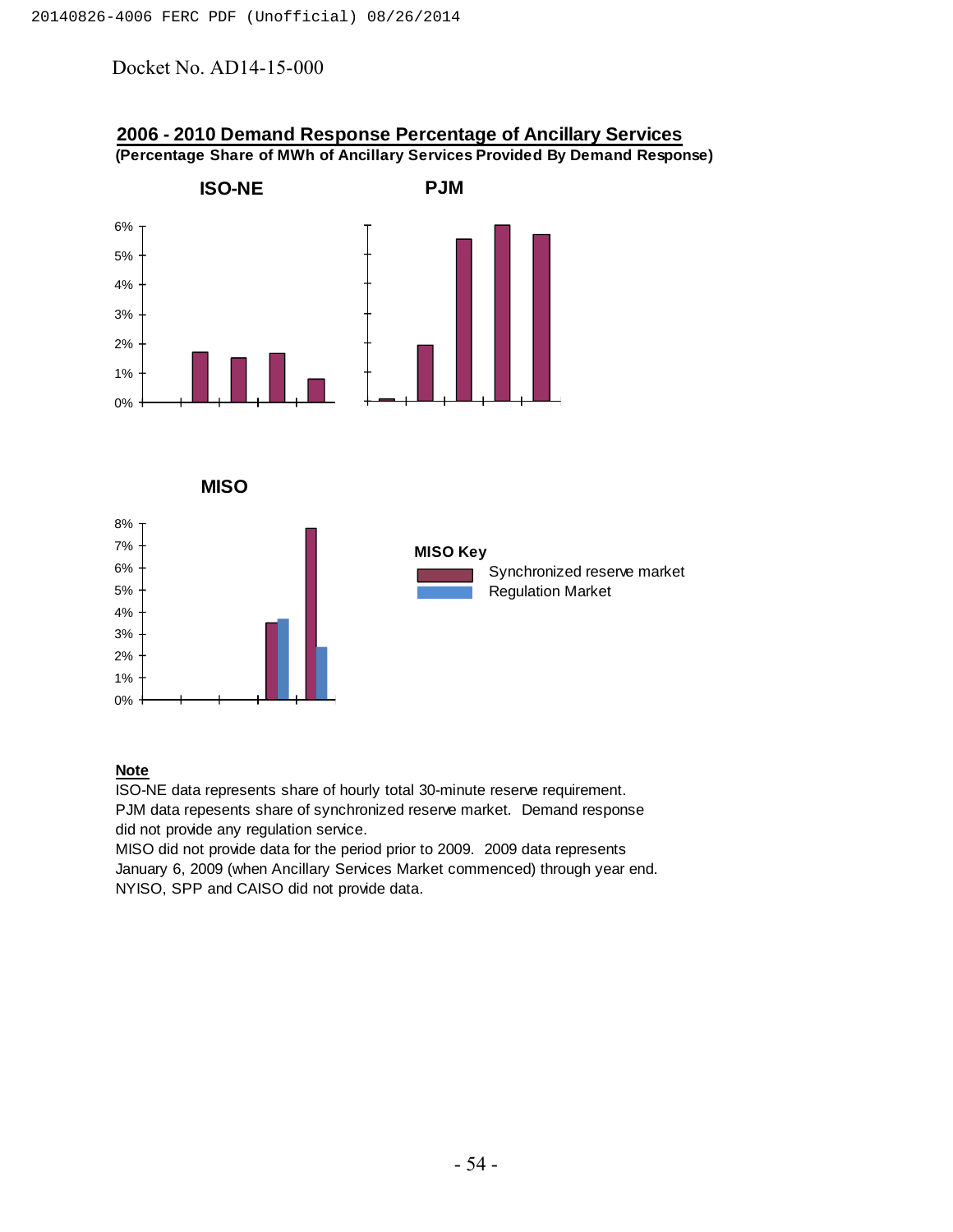Docket No. AD14-15-000

## 2006 - 2010 Demand Response Percentage of Ancillary Services

**(Percentage Share of MWh of Ancillary Services Provided By Demand Response)**

**ISO-NE**

**PJM**

**MISO**

**MISO Key**

- Synchronized reserve market
- Regulation Market

**Note**

ISO-NE data represents share of hourly total 30-minute reserve requirement.
PJM data repesents share of synchronized reserve market. Demand response did not provide any regulation service.
MISO did not provide data for the period prior to 2009. 2009 data represents January 6, 2009 (when Ancillary Services Market commenced) through year end.
NYISO, SPP and CAISO did not provide data.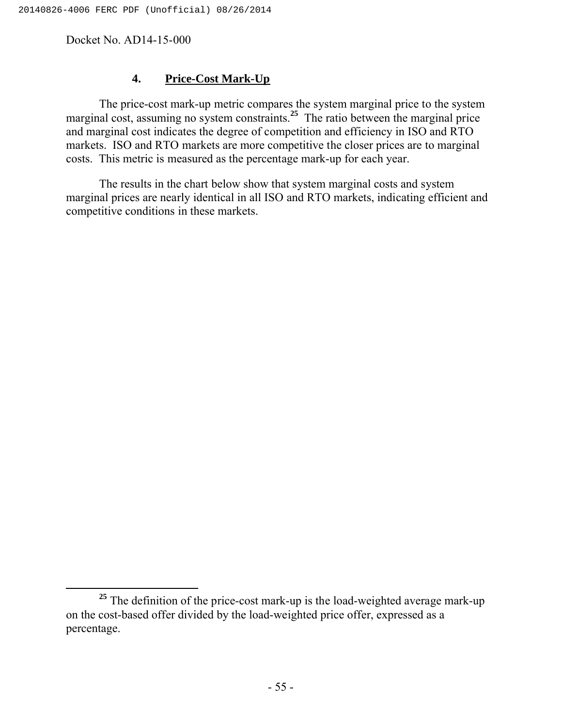Docket No. AD14-15-000

### 4. Price-Cost Mark-Up

The price-cost mark-up metric compares the system marginal price to the system marginal cost, assuming no system constraints.[25] The ratio between the marginal price and marginal cost indicates the degree of competition and efficiency in ISO and RTO markets. ISO and RTO markets are more competitive the closer prices are to marginal costs. This metric is measured as the percentage mark-up for each year.

The results in the chart below show that system marginal costs and system marginal prices are nearly identical in all ISO and RTO markets, indicating efficient and competitive conditions in these markets.

---

[25] The definition of the price-cost mark-up is the load-weighted average mark-up on the cost-based offer divided by the load-weighted price offer, expressed as a percentage.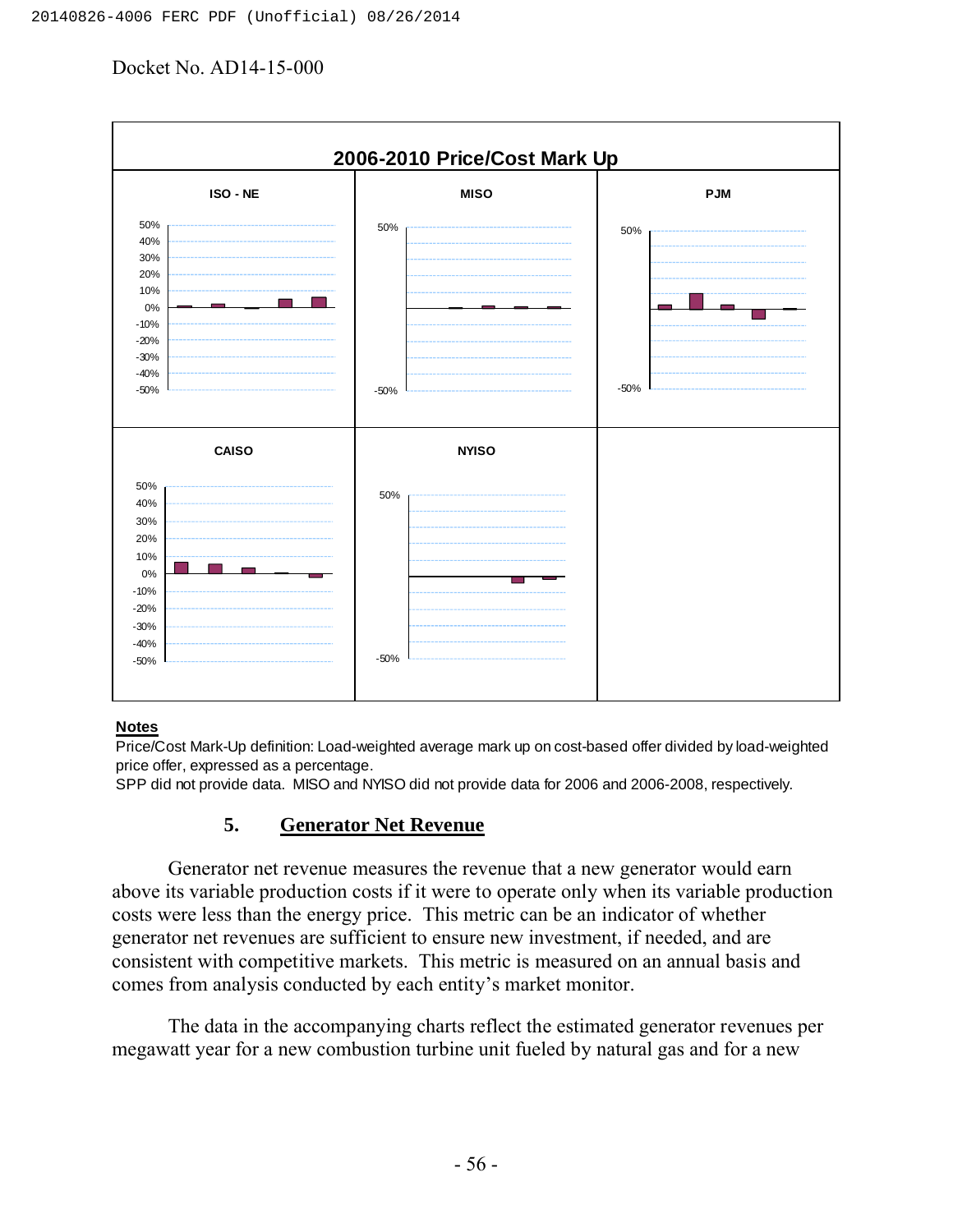Docket No. AD14-15-000

**2006-2010 Price/Cost Mark Up**

ISO - NE | MISO | PJM | CAISO | NYISO

**Notes**

Price/Cost Mark-Up definition: Load-weighted average mark up on cost-based offer divided by load-weighted price offer, expressed as a percentage.

SPP did not provide data. MISO and NYISO did not provide data for 2006 and 2006-2008, respectively.

### 5. Generator Net Revenue

Generator net revenue measures the revenue that a new generator would earn above its variable production costs if it were to operate only when its variable production costs were less than the energy price. This metric can be an indicator of whether generator net revenues are sufficient to ensure new investment, if needed, and are consistent with competitive markets. This metric is measured on an annual basis and comes from analysis conducted by each entity's market monitor.

The data in the accompanying charts reflect the estimated generator revenues per megawatt year for a new combustion turbine unit fueled by natural gas and for a new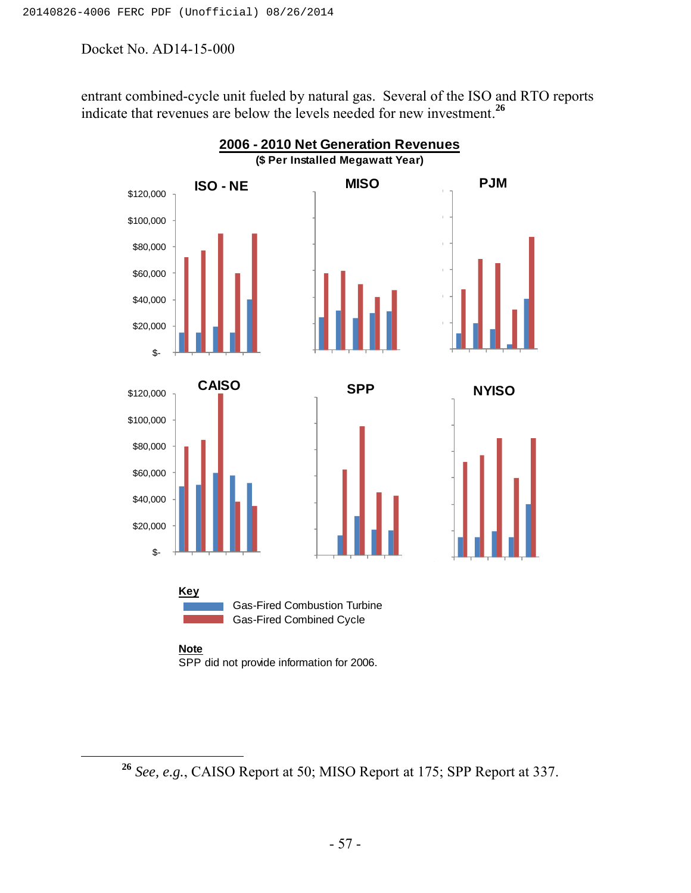entrant combined-cycle unit fueled by natural gas. Several of the ISO and RTO reports indicate that revenues are below the levels needed for new investment.[26]

**2006 - 2010 Net Generation Revenues**

**($ Per Installed Megawatt Year)**

**ISO - NE** | **MISO** | **PJM**

**CAISO** | **SPP** | **NYISO**

$120,000
$100,000
$80,000
$60,000
$40,000
$20,000
$-

**Key**

Gas-Fired Combustion Turbine
Gas-Fired Combined Cycle

**Note**

SPP did not provide information for 2006.

---

[26] *See, e.g.*, CAISO Report at 50; MISO Report at 175; SPP Report at 337.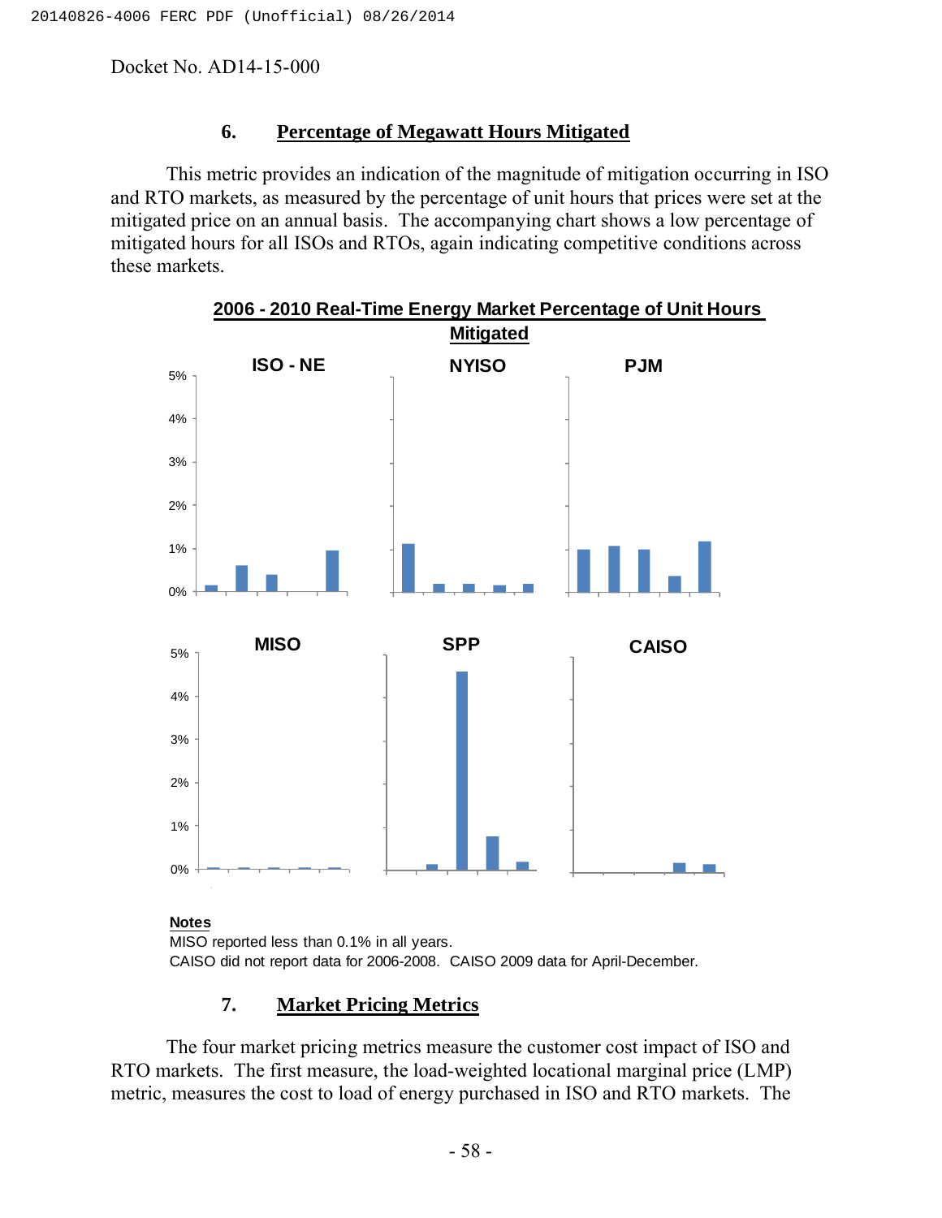Docket No. AD14-15-000

### 6. Percentage of Megawatt Hours Mitigated

This metric provides an indication of the magnitude of mitigation occurring in ISO and RTO markets, as measured by the percentage of unit hours that prices were set at the mitigated price on an annual basis. The accompanying chart shows a low percentage of mitigated hours for all ISOs and RTOs, again indicating competitive conditions across these markets.

**2006 - 2010 Real-Time Energy Market Percentage of Unit Hours Mitigated**

**Notes**

MISO reported less than 0.1% in all years.

CAISO did not report data for 2006-2008. CAISO 2009 data for April-December.

### 7. Market Pricing Metrics

The four market pricing metrics measure the customer cost impact of ISO and RTO markets. The first measure, the load-weighted locational marginal price (LMP) metric, measures the cost to load of energy purchased in ISO and RTO markets. The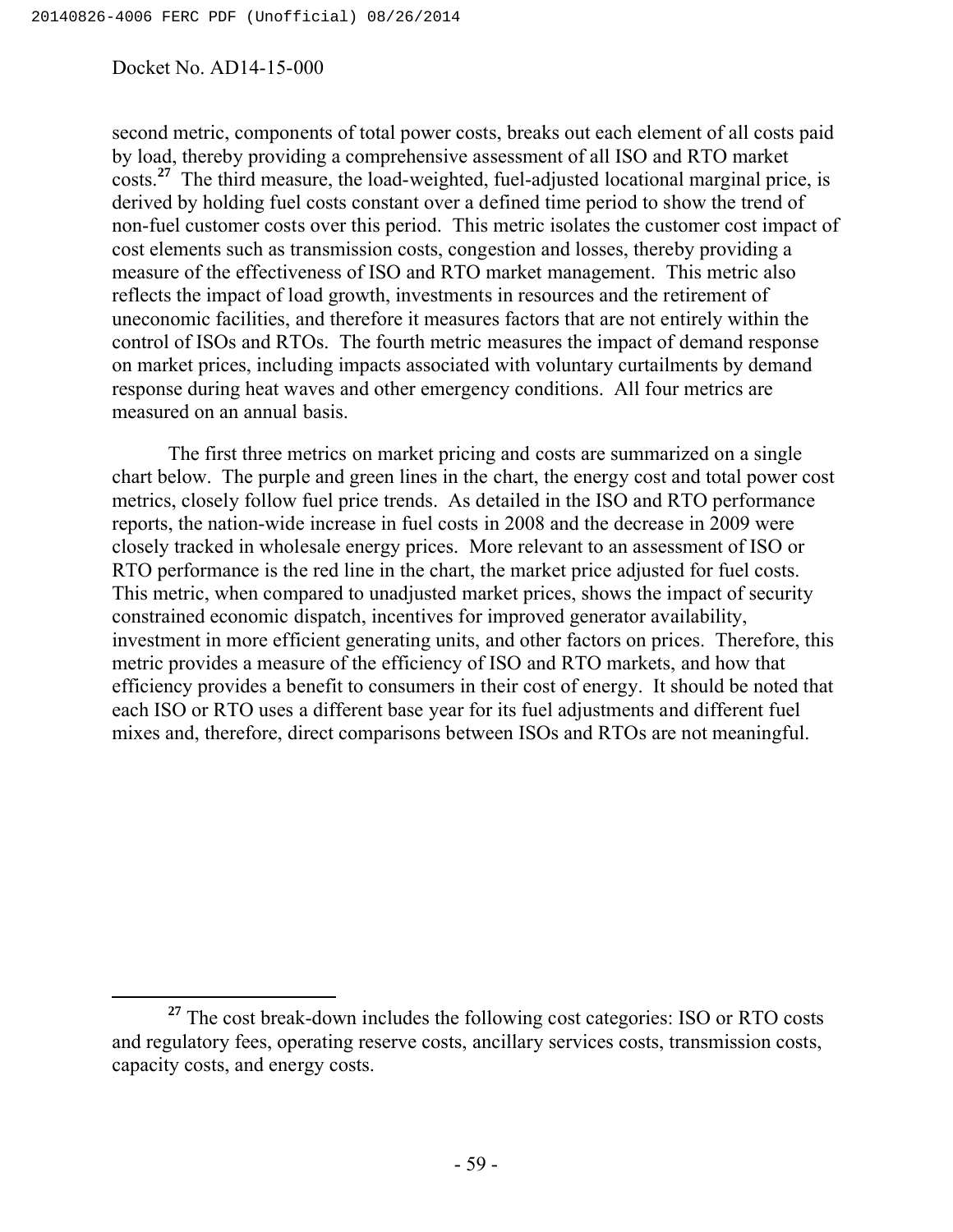second metric, components of total power costs, breaks out each element of all costs paid by load, thereby providing a comprehensive assessment of all ISO and RTO market costs.[27] The third measure, the load-weighted, fuel-adjusted locational marginal price, is derived by holding fuel costs constant over a defined time period to show the trend of non-fuel customer costs over this period. This metric isolates the customer cost impact of cost elements such as transmission costs, congestion and losses, thereby providing a measure of the effectiveness of ISO and RTO market management. This metric also reflects the impact of load growth, investments in resources and the retirement of uneconomic facilities, and therefore it measures factors that are not entirely within the control of ISOs and RTOs. The fourth metric measures the impact of demand response on market prices, including impacts associated with voluntary curtailments by demand response during heat waves and other emergency conditions. All four metrics are measured on an annual basis.

The first three metrics on market pricing and costs are summarized on a single chart below. The purple and green lines in the chart, the energy cost and total power cost metrics, closely follow fuel price trends. As detailed in the ISO and RTO performance reports, the nation-wide increase in fuel costs in 2008 and the decrease in 2009 were closely tracked in wholesale energy prices. More relevant to an assessment of ISO or RTO performance is the red line in the chart, the market price adjusted for fuel costs. This metric, when compared to unadjusted market prices, shows the impact of security constrained economic dispatch, incentives for improved generator availability, investment in more efficient generating units, and other factors on prices. Therefore, this metric provides a measure of the efficiency of ISO and RTO markets, and how that efficiency provides a benefit to consumers in their cost of energy. It should be noted that each ISO or RTO uses a different base year for its fuel adjustments and different fuel mixes and, therefore, direct comparisons between ISOs and RTOs are not meaningful.

[27] The cost break-down includes the following cost categories: ISO or RTO costs and regulatory fees, operating reserve costs, ancillary services costs, transmission costs, capacity costs, and energy costs.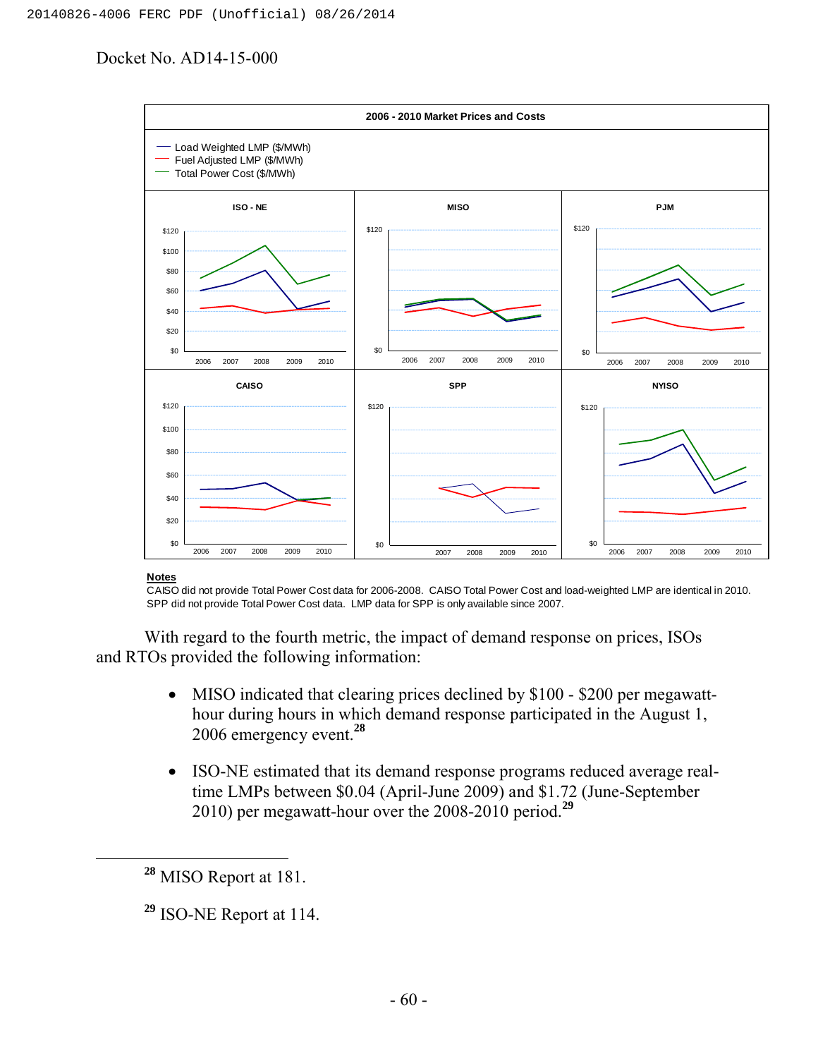Docket No. AD14-15-000

**2006 - 2010 Market Prices and Costs**

— Load Weighted LMP ($/MWh)
— Fuel Adjusted LMP ($/MWh)
— Total Power Cost ($/MWh)

**Notes**
CAISO did not provide Total Power Cost data for 2006-2008. CAISO Total Power Cost and load-weighted LMP are identical in 2010.
SPP did not provide Total Power Cost data. LMP data for SPP is only available since 2007.

With regard to the fourth metric, the impact of demand response on prices, ISOs and RTOs provided the following information:

- MISO indicated that clearing prices declined by $100 - $200 per megawatt-hour during hours in which demand response participated in the August 1, 2006 emergency event.[28]

- ISO-NE estimated that its demand response programs reduced average real-time LMPs between $0.04 (April-June 2009) and $1.72 (June-September 2010) per megawatt-hour over the 2008-2010 period.[29]

---

[28] MISO Report at 181.

[29] ISO-NE Report at 114.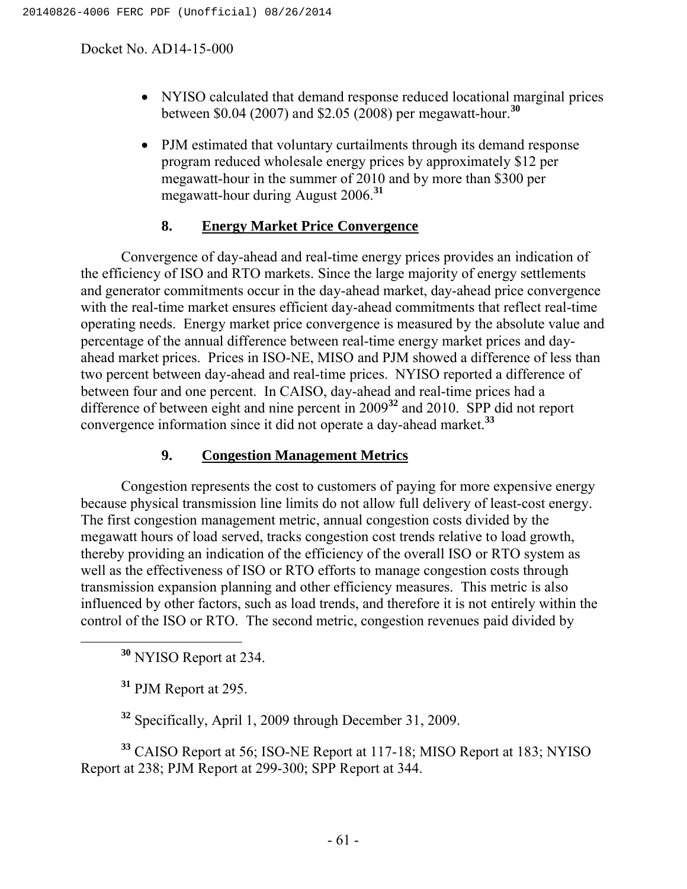- NYISO calculated that demand response reduced locational marginal prices between $0.04 (2007) and $2.05 (2008) per megawatt-hour.[30]
- PJM estimated that voluntary curtailments through its demand response program reduced wholesale energy prices by approximately $12 per megawatt-hour in the summer of 2010 and by more than $300 per megawatt-hour during August 2006.[31]

### 8. Energy Market Price Convergence

Convergence of day-ahead and real-time energy prices provides an indication of the efficiency of ISO and RTO markets. Since the large majority of energy settlements and generator commitments occur in the day-ahead market, day-ahead price convergence with the real-time market ensures efficient day-ahead commitments that reflect real-time operating needs. Energy market price convergence is measured by the absolute value and percentage of the annual difference between real-time energy market prices and day-ahead market prices. Prices in ISO-NE, MISO and PJM showed a difference of less than two percent between day-ahead and real-time prices. NYISO reported a difference of between four and one percent. In CAISO, day-ahead and real-time prices had a difference of between eight and nine percent in 2009[32] and 2010. SPP did not report convergence information since it did not operate a day-ahead market.[33]

### 9. Congestion Management Metrics

Congestion represents the cost to customers of paying for more expensive energy because physical transmission line limits do not allow full delivery of least-cost energy. The first congestion management metric, annual congestion costs divided by the megawatt hours of load served, tracks congestion cost trends relative to load growth, thereby providing an indication of the efficiency of the overall ISO or RTO system as well as the effectiveness of ISO or RTO efforts to manage congestion costs through transmission expansion planning and other efficiency measures. This metric is also influenced by other factors, such as load trends, and therefore it is not entirely within the control of the ISO or RTO. The second metric, congestion revenues paid divided by

---

[30] NYISO Report at 234.

[31] PJM Report at 295.

[32] Specifically, April 1, 2009 through December 31, 2009.

[33] CAISO Report at 56; ISO-NE Report at 117-18; MISO Report at 183; NYISO Report at 238; PJM Report at 299-300; SPP Report at 344.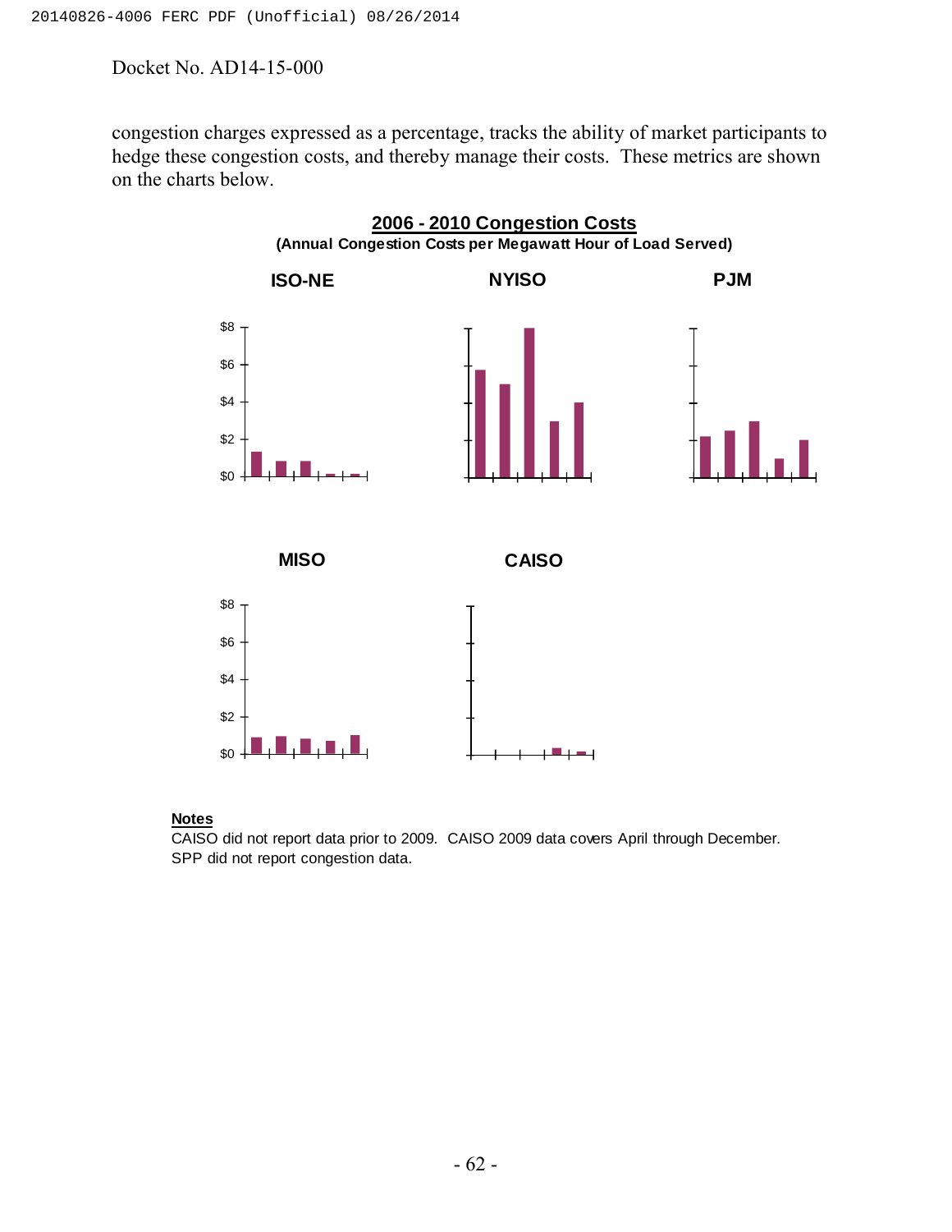Docket No. AD14-15-000

congestion charges expressed as a percentage, tracks the ability of market participants to hedge these congestion costs, and thereby manage their costs. These metrics are shown on the charts below.

**2006 - 2010 Congestion Costs**

**(Annual Congestion Costs per Megawatt Hour of Load Served)**

**ISO-NE** **NYISO** **PJM**

**MISO** **CAISO**

**Notes**

CAISO did not report data prior to 2009. CAISO 2009 data covers April through December.
SPP did not report congestion data.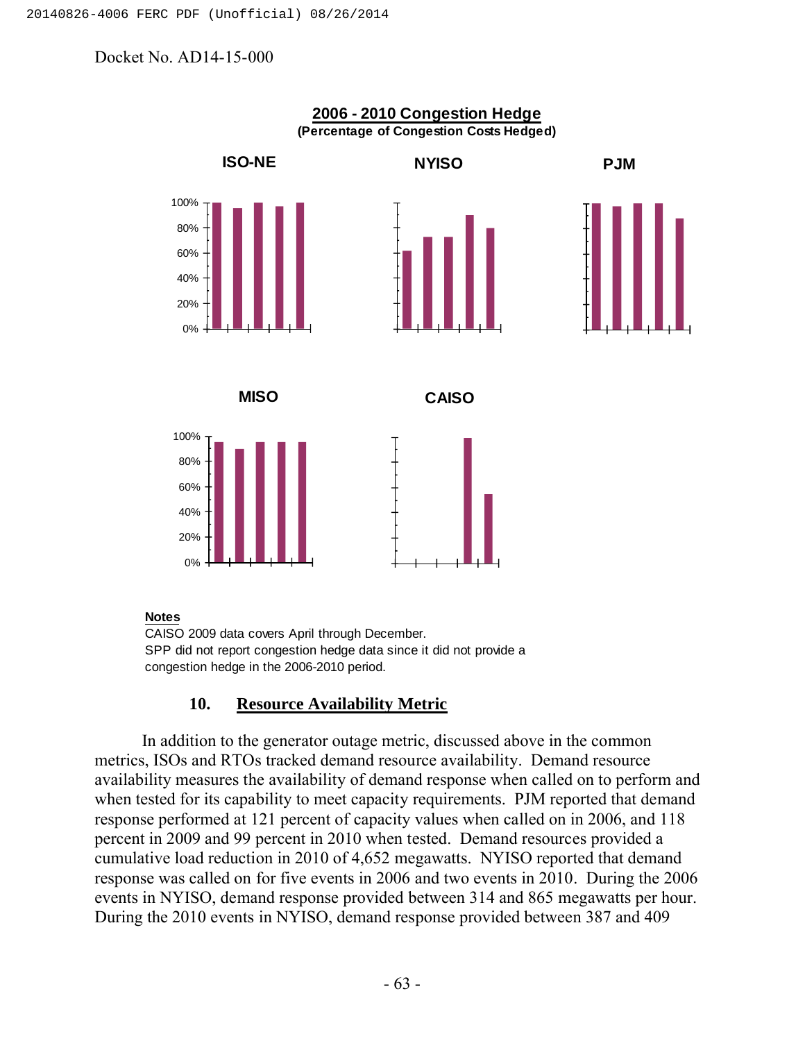Docket No. AD14-15-000

**2006 - 2010 Congestion Hedge**
**(Percentage of Congestion Costs Hedged)**

ISO-NE

NYISO

PJM

MISO

CAISO

**Notes**

CAISO 2009 data covers April through December.

SPP did not report congestion hedge data since it did not provide a congestion hedge in the 2006-2010 period.

## 10. Resource Availability Metric

In addition to the generator outage metric, discussed above in the common metrics, ISOs and RTOs tracked demand resource availability. Demand resource availability measures the availability of demand response when called on to perform and when tested for its capability to meet capacity requirements. PJM reported that demand response performed at 121 percent of capacity values when called on in 2006, and 118 percent in 2009 and 99 percent in 2010 when tested. Demand resources provided a cumulative load reduction in 2010 of 4,652 megawatts. NYISO reported that demand response was called on for five events in 2006 and two events in 2010. During the 2006 events in NYISO, demand response provided between 314 and 865 megawatts per hour. During the 2010 events in NYISO, demand response provided between 387 and 409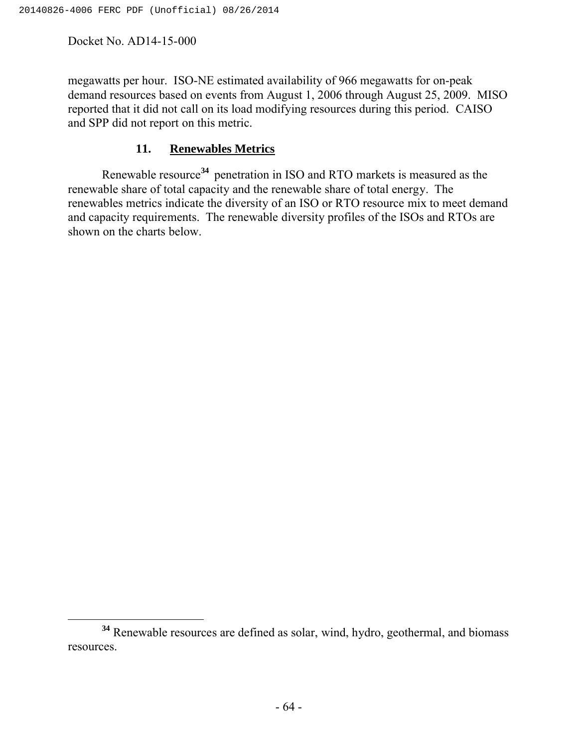megawatts per hour. ISO-NE estimated availability of 966 megawatts for on-peak demand resources based on events from August 1, 2006 through August 25, 2009. MISO reported that it did not call on its load modifying resources during this period. CAISO and SPP did not report on this metric.

### 11. Renewables Metrics

Renewable resource[34] penetration in ISO and RTO markets is measured as the renewable share of total capacity and the renewable share of total energy. The renewables metrics indicate the diversity of an ISO or RTO resource mix to meet demand and capacity requirements. The renewable diversity profiles of the ISOs and RTOs are shown on the charts below.

---

[34] Renewable resources are defined as solar, wind, hydro, geothermal, and biomass resources.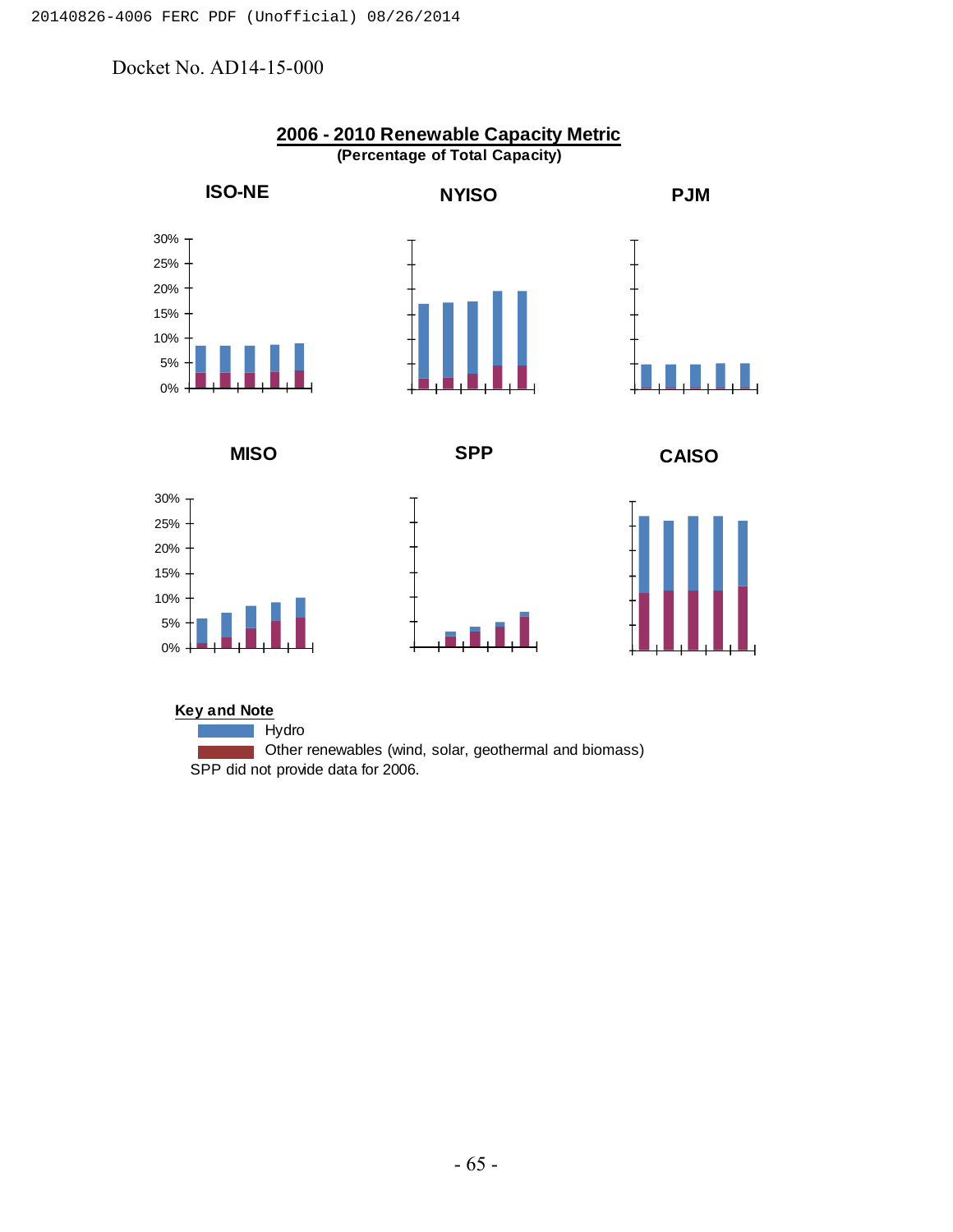Docket No. AD14-15-000

## 2006 - 2010 Renewable Capacity Metric

**(Percentage of Total Capacity)**

**ISO-NE**

**NYISO**

**PJM**

**MISO**

**SPP**

**CAISO**

30%
25%
20%
15%
10%
5%
0%

**Key and Note**

Hydro

Other renewables (wind, solar, geothermal and biomass)

SPP did not provide data for 2006.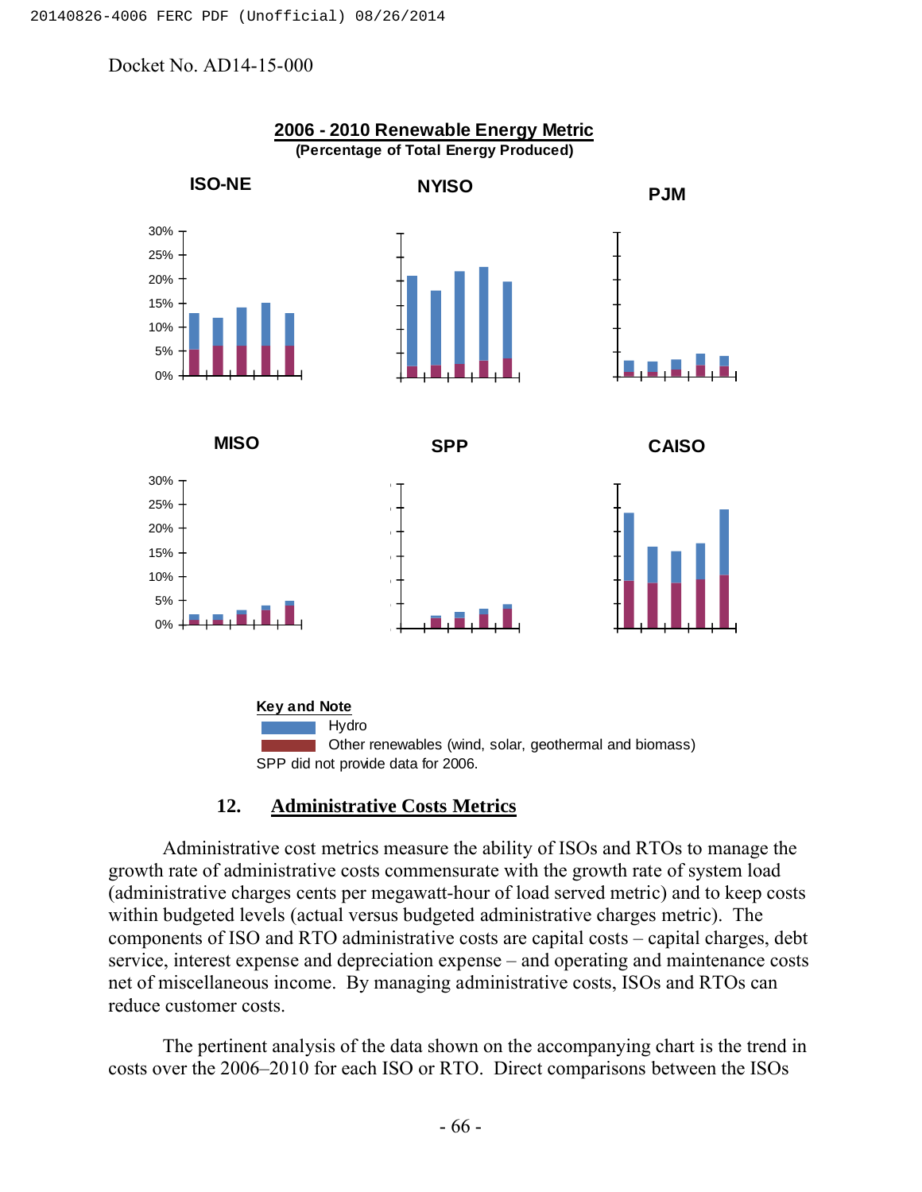Docket No. AD14-15-000

**2006 - 2010 Renewable Energy Metric**
**(Percentage of Total Energy Produced)**

**ISO-NE** **NYISO** **PJM**

**MISO** **SPP** **CAISO**

**Key and Note**

Hydro

Other renewables (wind, solar, geothermal and biomass)

SPP did not provide data for 2006.

## 12. Administrative Costs Metrics

Administrative cost metrics measure the ability of ISOs and RTOs to manage the growth rate of administrative costs commensurate with the growth rate of system load (administrative charges cents per megawatt-hour of load served metric) and to keep costs within budgeted levels (actual versus budgeted administrative charges metric). The components of ISO and RTO administrative costs are capital costs – capital charges, debt service, interest expense and depreciation expense – and operating and maintenance costs net of miscellaneous income. By managing administrative costs, ISOs and RTOs can reduce customer costs.

The pertinent analysis of the data shown on the accompanying chart is the trend in costs over the 2006–2010 for each ISO or RTO. Direct comparisons between the ISOs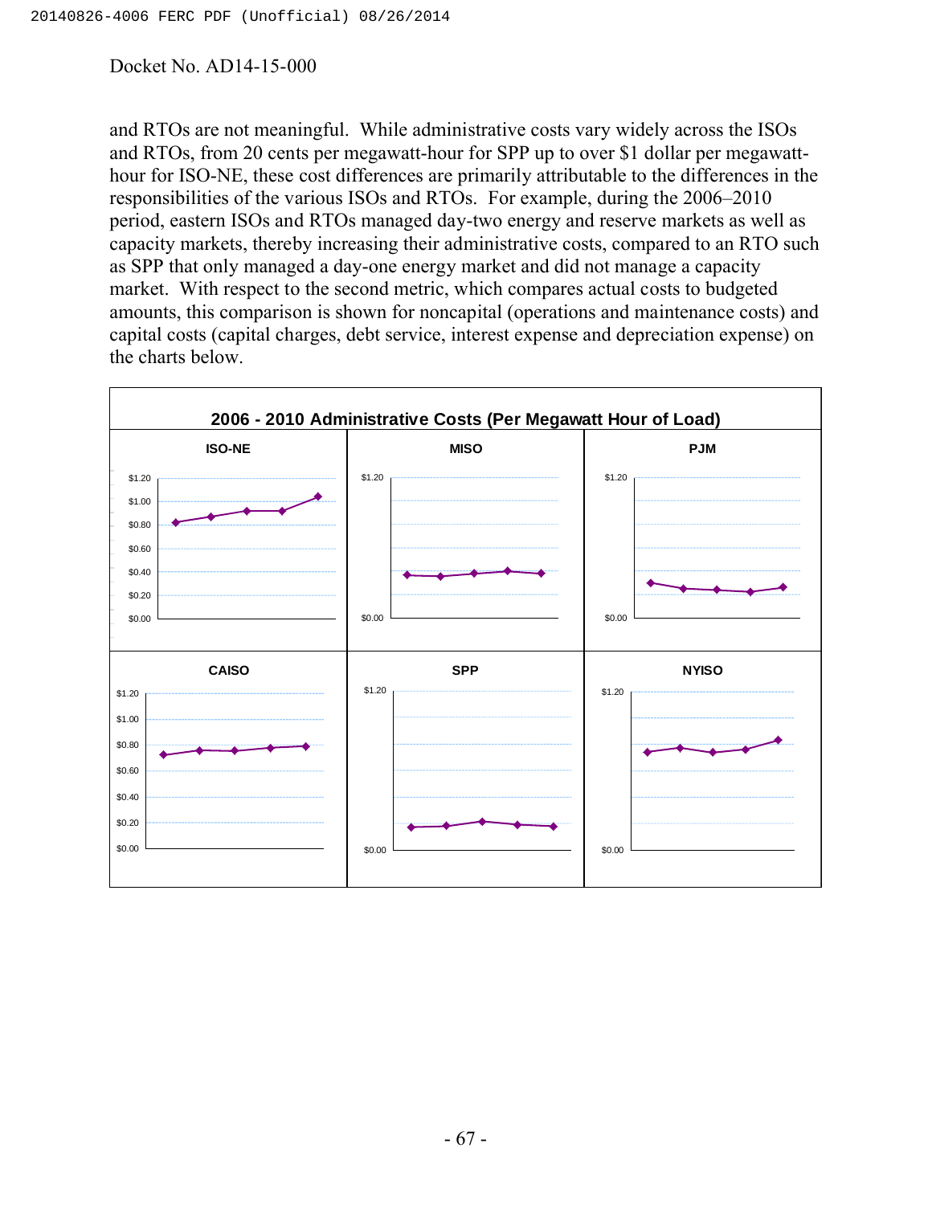and RTOs are not meaningful. While administrative costs vary widely across the ISOs and RTOs, from 20 cents per megawatt-hour for SPP up to over $1 dollar per megawatt-hour for ISO-NE, these cost differences are primarily attributable to the differences in the responsibilities of the various ISOs and RTOs. For example, during the 2006–2010 period, eastern ISOs and RTOs managed day-two energy and reserve markets as well as capacity markets, thereby increasing their administrative costs, compared to an RTO such as SPP that only managed a day-one energy market and did not manage a capacity market. With respect to the second metric, which compares actual costs to budgeted amounts, this comparison is shown for noncapital (operations and maintenance costs) and capital costs (capital charges, debt service, interest expense and depreciation expense) on the charts below.

**2006 - 2010 Administrative Costs (Per Megawatt Hour of Load)**

| ISO-NE | MISO | PJM |
|---|---|---|
| $0.00 – $1.20 | $0.00 – $1.20 | $0.00 – $1.20 |

| CAISO | SPP | NYISO |
|---|---|---|
| $0.00 – $1.20 | $0.00 – $1.20 | $0.00 – $1.20 |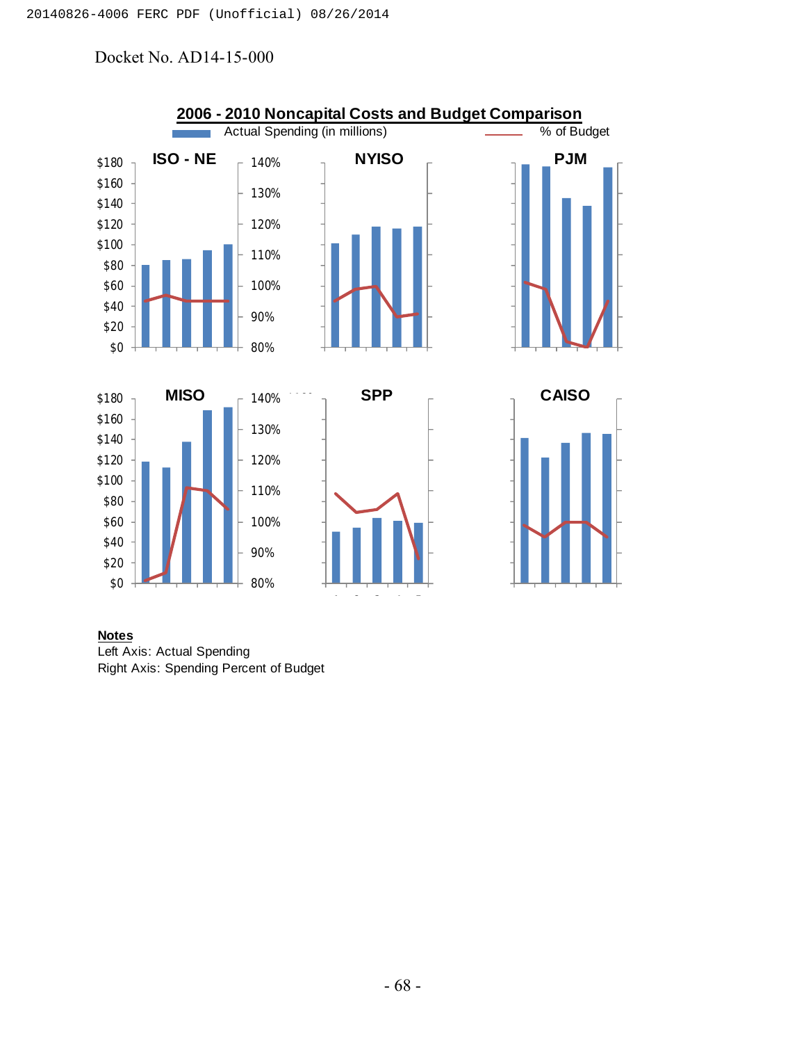Docket No. AD14-15-000

**2006 - 2010 Noncapital Costs and Budget Comparison**

Actual Spending (in millions) — % of Budget

ISO - NE | NYISO | PJM

MISO | SPP | CAISO

$180, $160, $140, $120, $100, $80, $60, $40, $20, $0

140%, 130%, 120%, 110%, 100%, 90%, 80%

**Notes**
Left Axis: Actual Spending
Right Axis: Spending Percent of Budget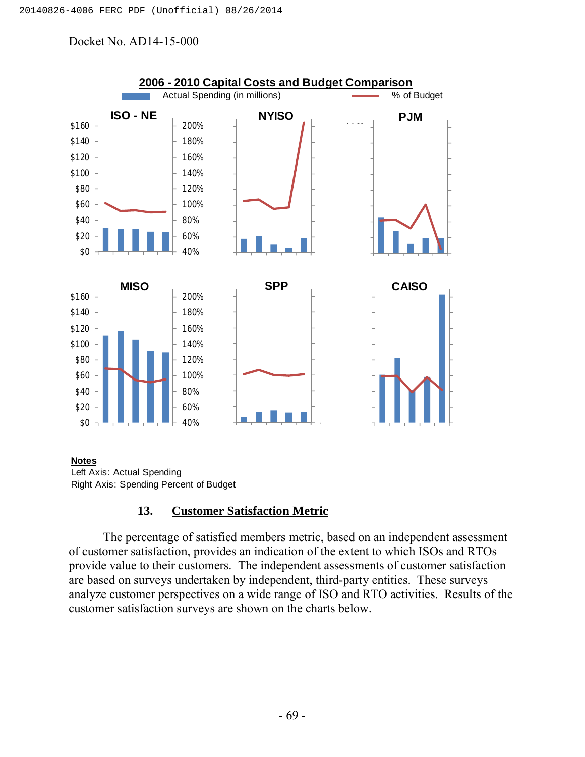Docket No. AD14-15-000

**2006 - 2010 Capital Costs and Budget Comparison**

Actual Spending (in millions) — % of Budget

ISO - NE | NYISO | PJM

MISO | SPP | CAISO

**Notes**
Left Axis: Actual Spending
Right Axis: Spending Percent of Budget

## 13. Customer Satisfaction Metric

The percentage of satisfied members metric, based on an independent assessment of customer satisfaction, provides an indication of the extent to which ISOs and RTOs provide value to their customers. The independent assessments of customer satisfaction are based on surveys undertaken by independent, third-party entities. These surveys analyze customer perspectives on a wide range of ISO and RTO activities. Results of the customer satisfaction surveys are shown on the charts below.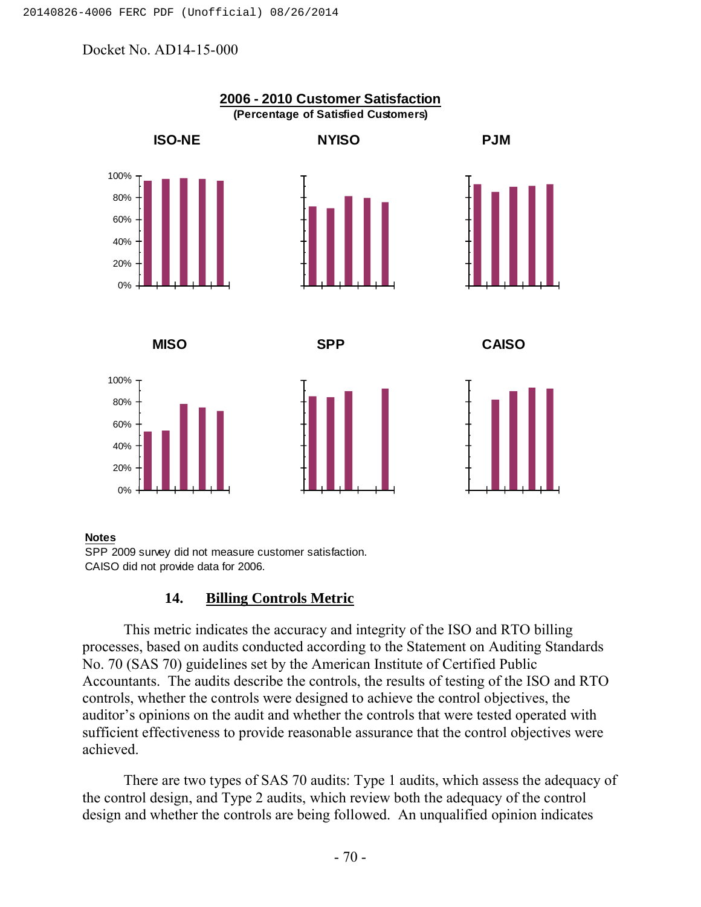Docket No. AD14-15-000

**2006 - 2010 Customer Satisfaction**
**(Percentage of Satisfied Customers)**

**ISO-NE** **NYISO** **PJM**

**MISO** **SPP** **CAISO**

**Notes**
SPP 2009 survey did not measure customer satisfaction.
CAISO did not provide data for 2006.

### 14. Billing Controls Metric

This metric indicates the accuracy and integrity of the ISO and RTO billing processes, based on audits conducted according to the Statement on Auditing Standards No. 70 (SAS 70) guidelines set by the American Institute of Certified Public Accountants. The audits describe the controls, the results of testing of the ISO and RTO controls, whether the controls were designed to achieve the control objectives, the auditor's opinions on the audit and whether the controls that were tested operated with sufficient effectiveness to provide reasonable assurance that the control objectives were achieved.

There are two types of SAS 70 audits: Type 1 audits, which assess the adequacy of the control design, and Type 2 audits, which review both the adequacy of the control design and whether the controls are being followed. An unqualified opinion indicates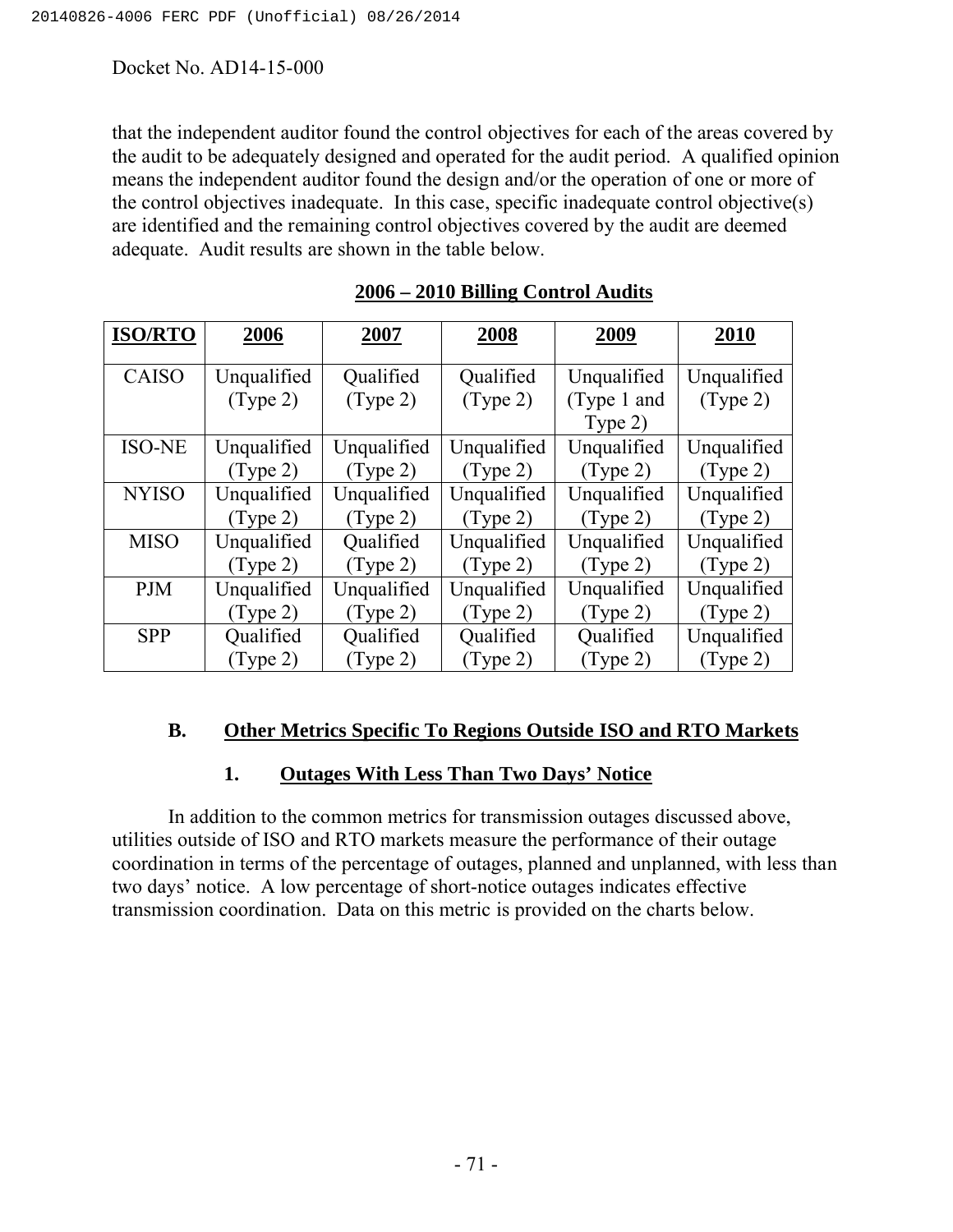that the independent auditor found the control objectives for each of the areas covered by the audit to be adequately designed and operated for the audit period. A qualified opinion means the independent auditor found the design and/or the operation of one or more of the control objectives inadequate. In this case, specific inadequate control objective(s) are identified and the remaining control objectives covered by the audit are deemed adequate. Audit results are shown in the table below.

**2006 – 2010 Billing Control Audits**

| ISO/RTO | 2006 | 2007 | 2008 | 2009 | 2010 |
|---|---|---|---|---|---|
| CAISO | Unqualified (Type 2) | Qualified (Type 2) | Qualified (Type 2) | Unqualified (Type 1 and Type 2) | Unqualified (Type 2) |
| ISO-NE | Unqualified (Type 2) | Unqualified (Type 2) | Unqualified (Type 2) | Unqualified (Type 2) | Unqualified (Type 2) |
| NYISO | Unqualified (Type 2) | Unqualified (Type 2) | Unqualified (Type 2) | Unqualified (Type 2) | Unqualified (Type 2) |
| MISO | Unqualified (Type 2) | Qualified (Type 2) | Unqualified (Type 2) | Unqualified (Type 2) | Unqualified (Type 2) |
| PJM | Unqualified (Type 2) | Unqualified (Type 2) | Unqualified (Type 2) | Unqualified (Type 2) | Unqualified (Type 2) |
| SPP | Qualified (Type 2) | Qualified (Type 2) | Qualified (Type 2) | Qualified (Type 2) | Unqualified (Type 2) |

### B. Other Metrics Specific To Regions Outside ISO and RTO Markets

#### 1. Outages With Less Than Two Days' Notice

In addition to the common metrics for transmission outages discussed above, utilities outside of ISO and RTO markets measure the performance of their outage coordination in terms of the percentage of outages, planned and unplanned, with less than two days' notice. A low percentage of short-notice outages indicates effective transmission coordination. Data on this metric is provided on the charts below.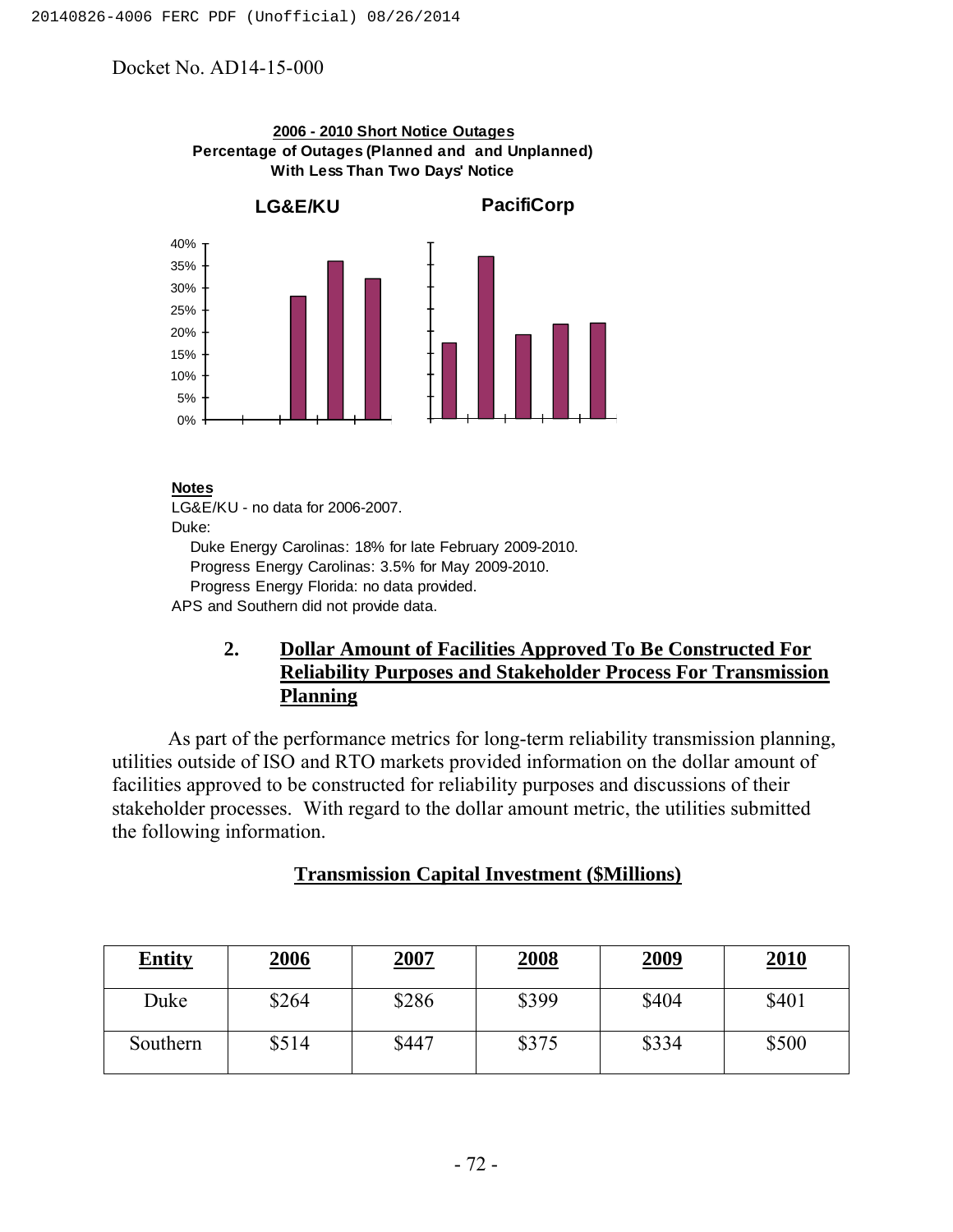Docket No. AD14-15-000

**2006 - 2010 Short Notice Outages**
**Percentage of Outages (Planned and and Unplanned)**
**With Less Than Two Days' Notice**

**LG&E/KU** **PacifiCorp**

**Notes**

LG&E/KU - no data for 2006-2007.

Duke:

Duke Energy Carolinas: 18% for late February 2009-2010.

Progress Energy Carolinas: 3.5% for May 2009-2010.

Progress Energy Florida: no data provided.

APS and Southern did not provide data.

## 2. Dollar Amount of Facilities Approved To Be Constructed For Reliability Purposes and Stakeholder Process For Transmission Planning

As part of the performance metrics for long-term reliability transmission planning, utilities outside of ISO and RTO markets provided information on the dollar amount of facilities approved to be constructed for reliability purposes and discussions of their stakeholder processes. With regard to the dollar amount metric, the utilities submitted the following information.

**Transmission Capital Investment ($Millions)**

| Entity | 2006 | 2007 | 2008 | 2009 | 2010 |
|---|---|---|---|---|---|
| Duke | $264 | $286 | $399 | $404 | $401 |
| Southern | $514 | $447 | $375 | $334 | $500 |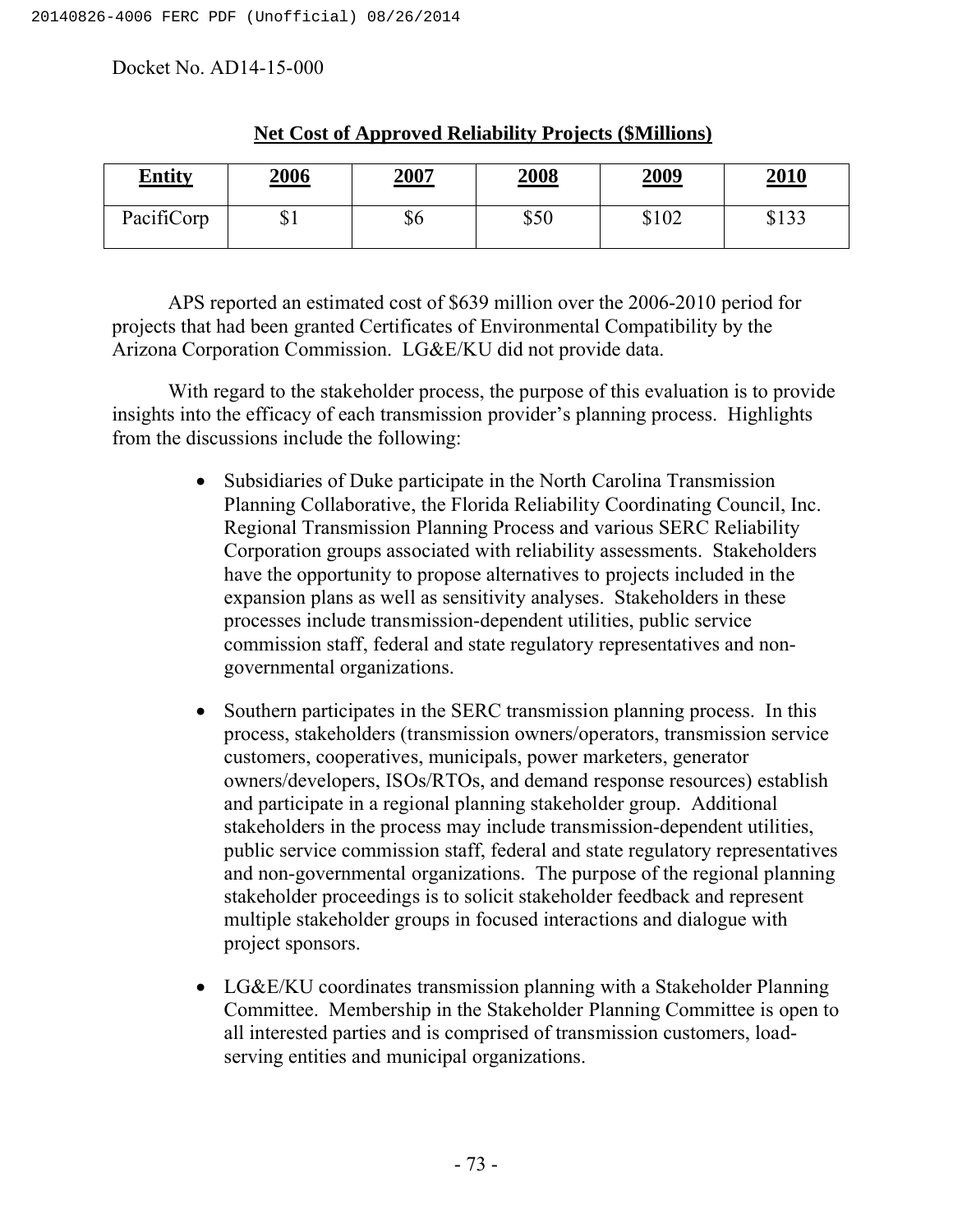**Net Cost of Approved Reliability Projects ($Millions)**

| Entity | 2006 | 2007 | 2008 | 2009 | 2010 |
|---|---|---|---|---|---|
| PacifiCorp | $1 | $6 | $50 | $102 | $133 |

APS reported an estimated cost of $639 million over the 2006-2010 period for projects that had been granted Certificates of Environmental Compatibility by the Arizona Corporation Commission. LG&E/KU did not provide data.

With regard to the stakeholder process, the purpose of this evaluation is to provide insights into the efficacy of each transmission provider's planning process. Highlights from the discussions include the following:

- Subsidiaries of Duke participate in the North Carolina Transmission Planning Collaborative, the Florida Reliability Coordinating Council, Inc. Regional Transmission Planning Process and various SERC Reliability Corporation groups associated with reliability assessments. Stakeholders have the opportunity to propose alternatives to projects included in the expansion plans as well as sensitivity analyses. Stakeholders in these processes include transmission-dependent utilities, public service commission staff, federal and state regulatory representatives and non-governmental organizations.

- Southern participates in the SERC transmission planning process. In this process, stakeholders (transmission owners/operators, transmission service customers, cooperatives, municipals, power marketers, generator owners/developers, ISOs/RTOs, and demand response resources) establish and participate in a regional planning stakeholder group. Additional stakeholders in the process may include transmission-dependent utilities, public service commission staff, federal and state regulatory representatives and non-governmental organizations. The purpose of the regional planning stakeholder proceedings is to solicit stakeholder feedback and represent multiple stakeholder groups in focused interactions and dialogue with project sponsors.

- LG&E/KU coordinates transmission planning with a Stakeholder Planning Committee. Membership in the Stakeholder Planning Committee is open to all interested parties and is comprised of transmission customers, load-serving entities and municipal organizations.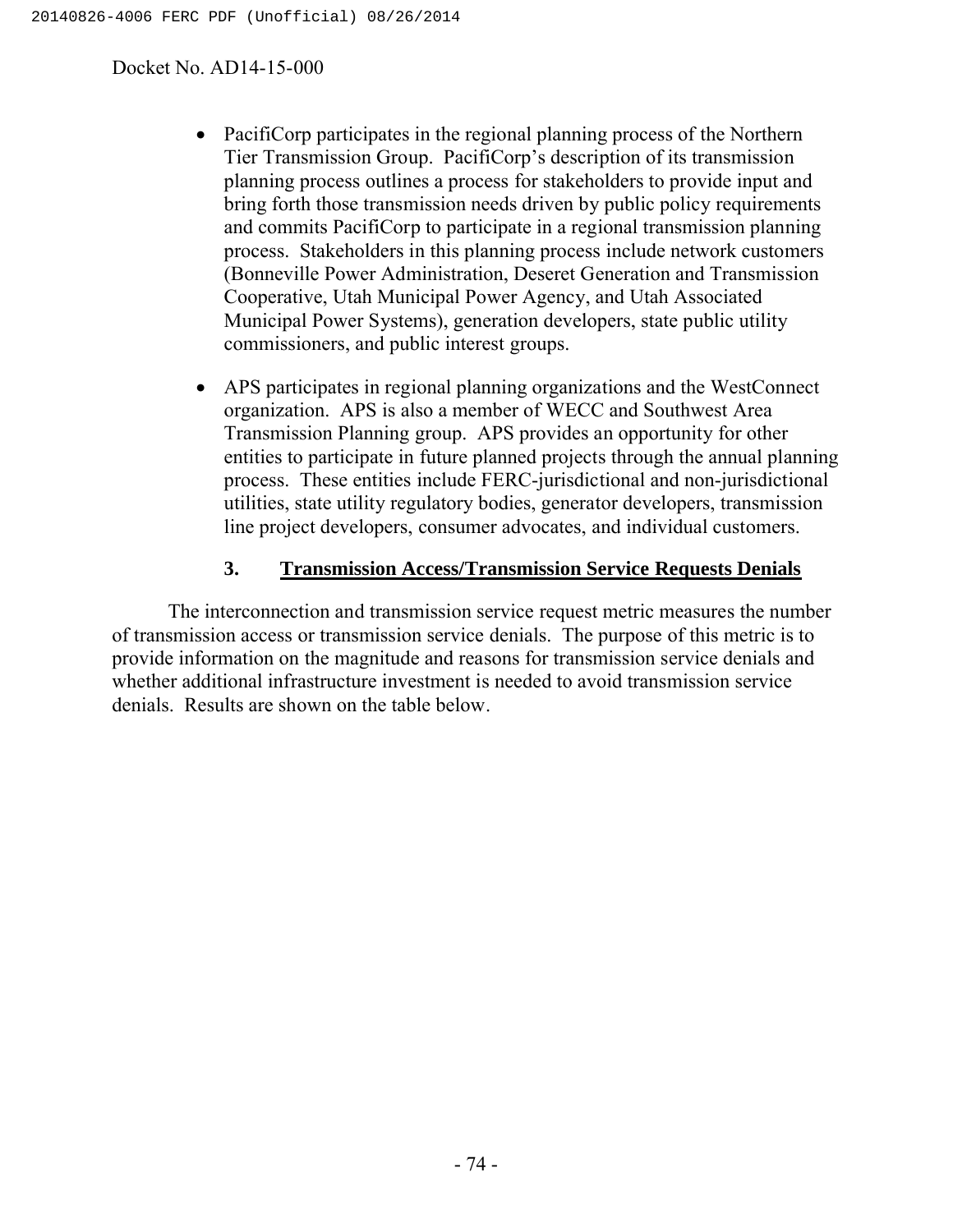- PacifiCorp participates in the regional planning process of the Northern Tier Transmission Group. PacifiCorp's description of its transmission planning process outlines a process for stakeholders to provide input and bring forth those transmission needs driven by public policy requirements and commits PacifiCorp to participate in a regional transmission planning process. Stakeholders in this planning process include network customers (Bonneville Power Administration, Deseret Generation and Transmission Cooperative, Utah Municipal Power Agency, and Utah Associated Municipal Power Systems), generation developers, state public utility commissioners, and public interest groups.

- APS participates in regional planning organizations and the WestConnect organization. APS is also a member of WECC and Southwest Area Transmission Planning group. APS provides an opportunity for other entities to participate in future planned projects through the annual planning process. These entities include FERC-jurisdictional and non-jurisdictional utilities, state utility regulatory bodies, generator developers, transmission line project developers, consumer advocates, and individual customers.

### 3. Transmission Access/Transmission Service Requests Denials

The interconnection and transmission service request metric measures the number of transmission access or transmission service denials. The purpose of this metric is to provide information on the magnitude and reasons for transmission service denials and whether additional infrastructure investment is needed to avoid transmission service denials. Results are shown on the table below.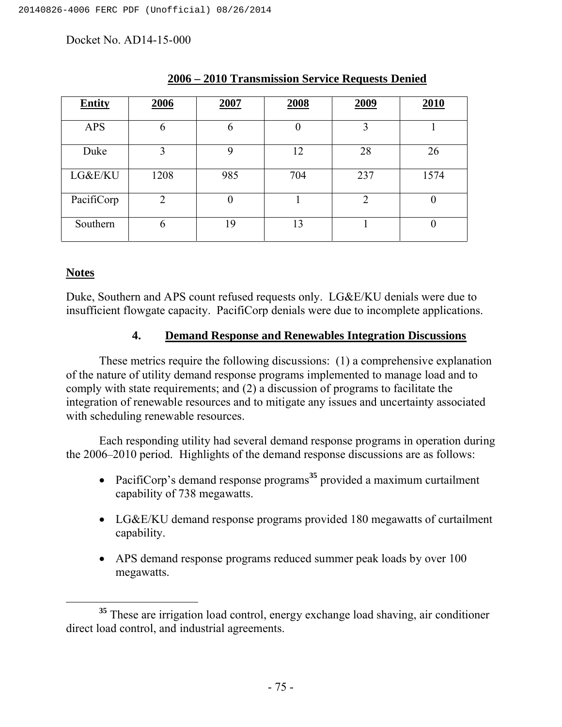**2006 – 2010 Transmission Service Requests Denied**

| Entity | 2006 | 2007 | 2008 | 2009 | 2010 |
|---|---|---|---|---|---|
| APS | 6 | 6 | 0 | 3 | 1 |
| Duke | 3 | 9 | 12 | 28 | 26 |
| LG&E/KU | 1208 | 985 | 704 | 237 | 1574 |
| PacifiCorp | 2 | 0 | 1 | 2 | 0 |
| Southern | 6 | 19 | 13 | 1 | 0 |

**Notes**

Duke, Southern and APS count refused requests only. LG&E/KU denials were due to insufficient flowgate capacity. PacifiCorp denials were due to incomplete applications.

### 4. Demand Response and Renewables Integration Discussions

These metrics require the following discussions: (1) a comprehensive explanation of the nature of utility demand response programs implemented to manage load and to comply with state requirements; and (2) a discussion of programs to facilitate the integration of renewable resources and to mitigate any issues and uncertainty associated with scheduling renewable resources.

Each responding utility had several demand response programs in operation during the 2006–2010 period. Highlights of the demand response discussions are as follows:

- PacifiCorp's demand response programs[35] provided a maximum curtailment capability of 738 megawatts.
- LG&E/KU demand response programs provided 180 megawatts of curtailment capability.
- APS demand response programs reduced summer peak loads by over 100 megawatts.

[35] These are irrigation load control, energy exchange load shaving, air conditioner direct load control, and industrial agreements.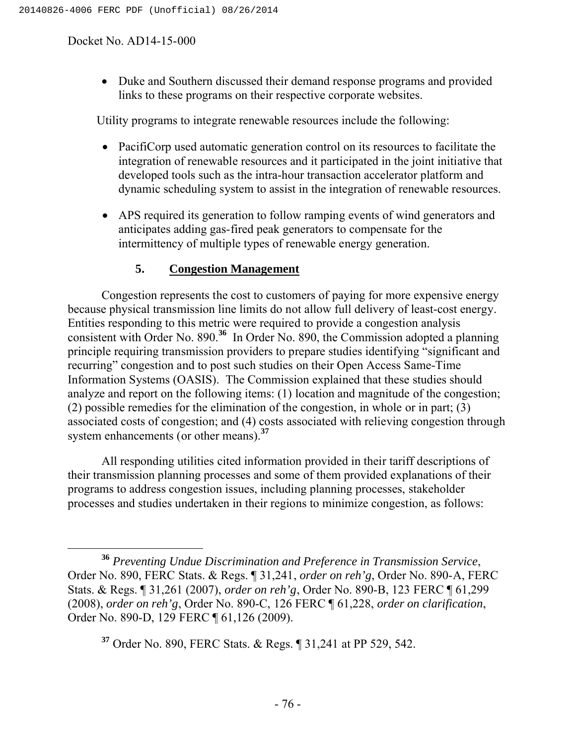- Duke and Southern discussed their demand response programs and provided links to these programs on their respective corporate websites.

Utility programs to integrate renewable resources include the following:

- PacifiCorp used automatic generation control on its resources to facilitate the integration of renewable resources and it participated in the joint initiative that developed tools such as the intra-hour transaction accelerator platform and dynamic scheduling system to assist in the integration of renewable resources.

- APS required its generation to follow ramping events of wind generators and anticipates adding gas-fired peak generators to compensate for the intermittency of multiple types of renewable energy generation.

### 5. Congestion Management

Congestion represents the cost to customers of paying for more expensive energy because physical transmission line limits do not allow full delivery of least-cost energy. Entities responding to this metric were required to provide a congestion analysis consistent with Order No. 890.[36] In Order No. 890, the Commission adopted a planning principle requiring transmission providers to prepare studies identifying "significant and recurring" congestion and to post such studies on their Open Access Same-Time Information Systems (OASIS). The Commission explained that these studies should analyze and report on the following items: (1) location and magnitude of the congestion; (2) possible remedies for the elimination of the congestion, in whole or in part; (3) associated costs of congestion; and (4) costs associated with relieving congestion through system enhancements (or other means).[37]

All responding utilities cited information provided in their tariff descriptions of their transmission planning processes and some of them provided explanations of their programs to address congestion issues, including planning processes, stakeholder processes and studies undertaken in their regions to minimize congestion, as follows:

---

[36] *Preventing Undue Discrimination and Preference in Transmission Service*, Order No. 890, FERC Stats. & Regs. ¶ 31,241, *order on reh'g*, Order No. 890-A, FERC Stats. & Regs. ¶ 31,261 (2007), *order on reh'g*, Order No. 890-B, 123 FERC ¶ 61,299 (2008), *order on reh'g*, Order No. 890-C, 126 FERC ¶ 61,228, *order on clarification*, Order No. 890-D, 129 FERC ¶ 61,126 (2009).

[37] Order No. 890, FERC Stats. & Regs. ¶ 31,241 at PP 529, 542.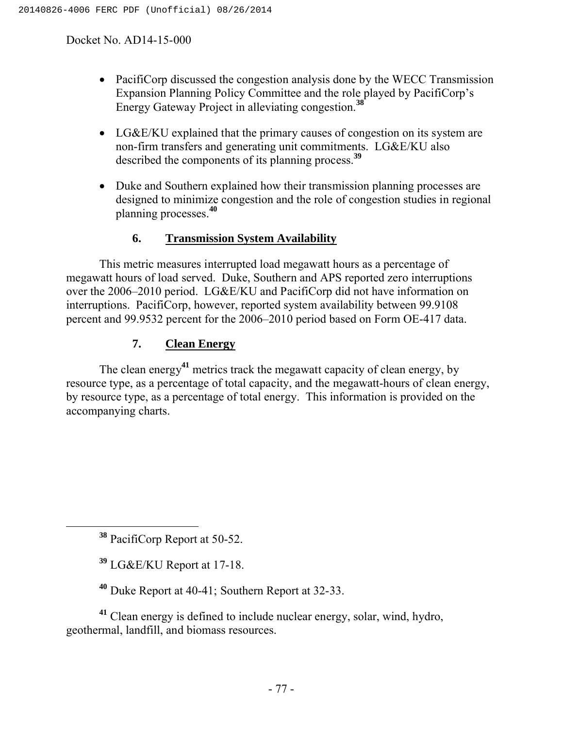- PacifiCorp discussed the congestion analysis done by the WECC Transmission Expansion Planning Policy Committee and the role played by PacifiCorp's Energy Gateway Project in alleviating congestion.[38]

- LG&E/KU explained that the primary causes of congestion on its system are non-firm transfers and generating unit commitments. LG&E/KU also described the components of its planning process.[39]

- Duke and Southern explained how their transmission planning processes are designed to minimize congestion and the role of congestion studies in regional planning processes.[40]

### 6. Transmission System Availability

This metric measures interrupted load megawatt hours as a percentage of megawatt hours of load served. Duke, Southern and APS reported zero interruptions over the 2006–2010 period. LG&E/KU and PacifiCorp did not have information on interruptions. PacifiCorp, however, reported system availability between 99.9108 percent and 99.9532 percent for the 2006–2010 period based on Form OE-417 data.

### 7. Clean Energy

The clean energy[41] metrics track the megawatt capacity of clean energy, by resource type, as a percentage of total capacity, and the megawatt-hours of clean energy, by resource type, as a percentage of total energy. This information is provided on the accompanying charts.

---

[38] PacifiCorp Report at 50-52.

[39] LG&E/KU Report at 17-18.

[40] Duke Report at 40-41; Southern Report at 32-33.

[41] Clean energy is defined to include nuclear energy, solar, wind, hydro, geothermal, landfill, and biomass resources.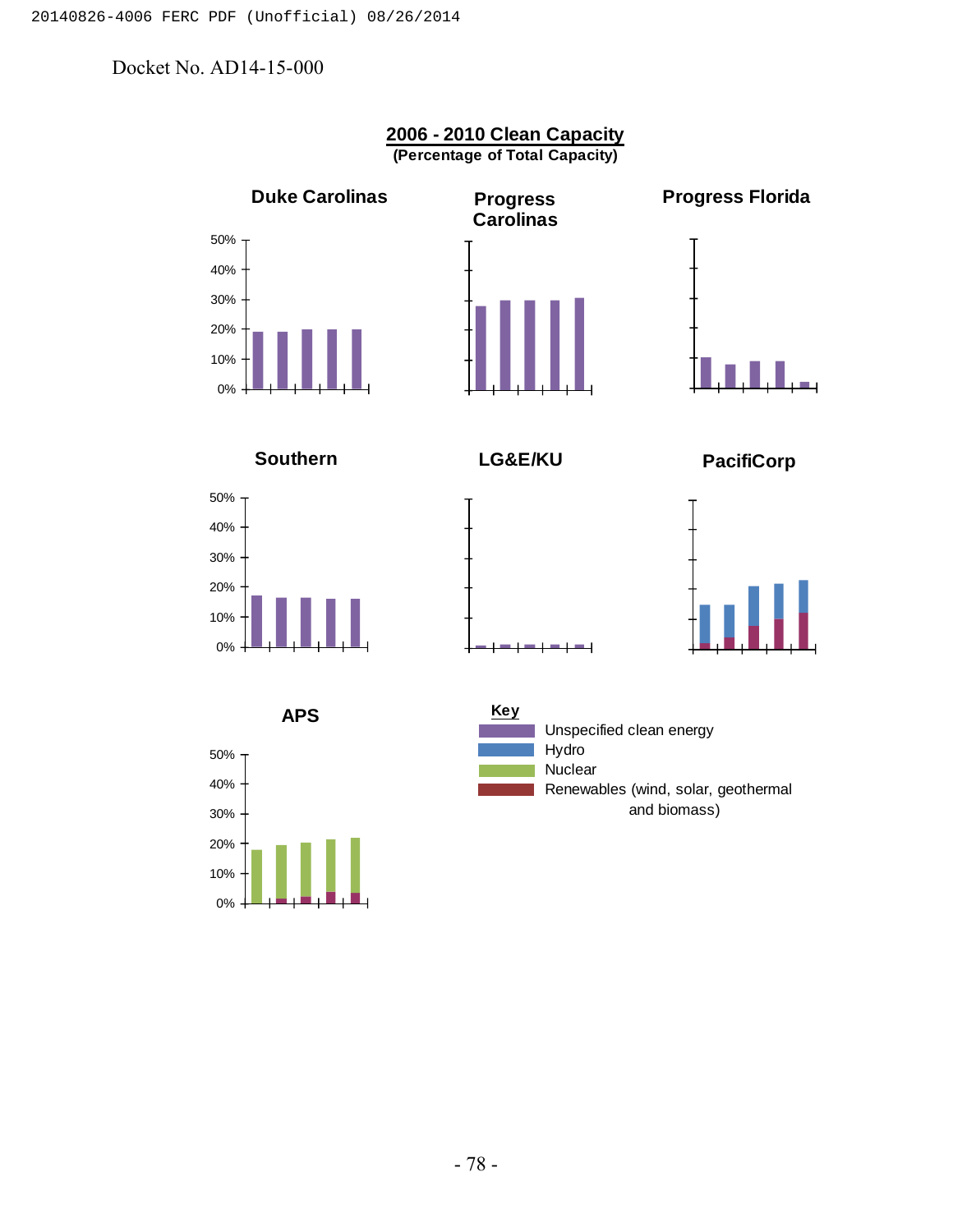Docket No. AD14-15-000

**2006 - 2010 Clean Capacity**
**(Percentage of Total Capacity)**

**Duke Carolinas**

**Progress Carolinas**

**Progress Florida**

**Southern**

**LG&E/KU**

**PacifiCorp**

**APS**

50%
40%
30%
20%
10%
0%

**Key**

- Unspecified clean energy
- Hydro
- Nuclear
- Renewables (wind, solar, geothermal and biomass)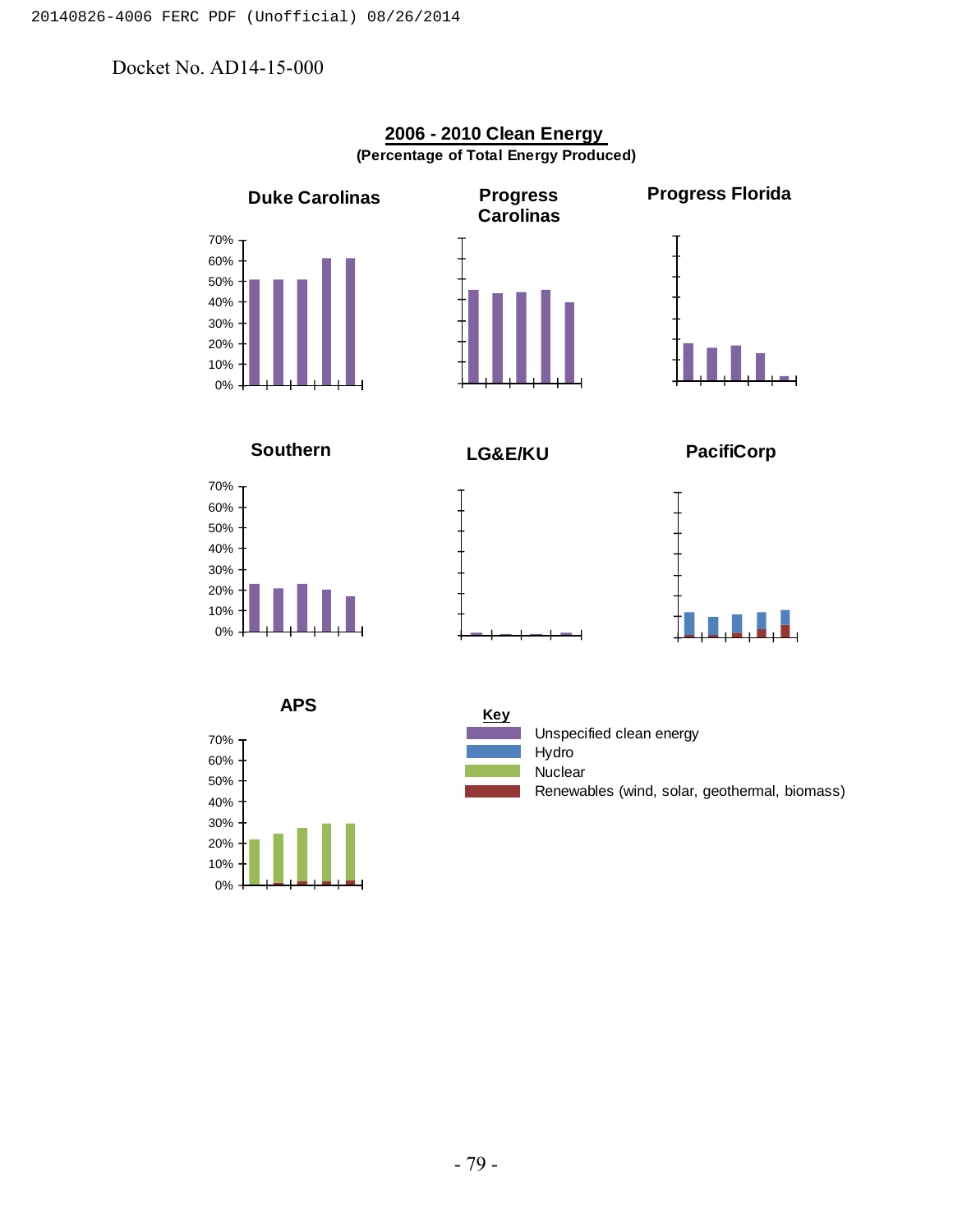Docket No. AD14-15-000

**2006 - 2010 Clean Energy**
**(Percentage of Total Energy Produced)**

**Duke Carolinas**

**Progress Carolinas**

**Progress Florida**

**Southern**

**LG&E/KU**

**PacifiCorp**

**APS**

**Key**

- Unspecified clean energy
- Hydro
- Nuclear
- Renewables (wind, solar, geothermal, biomass)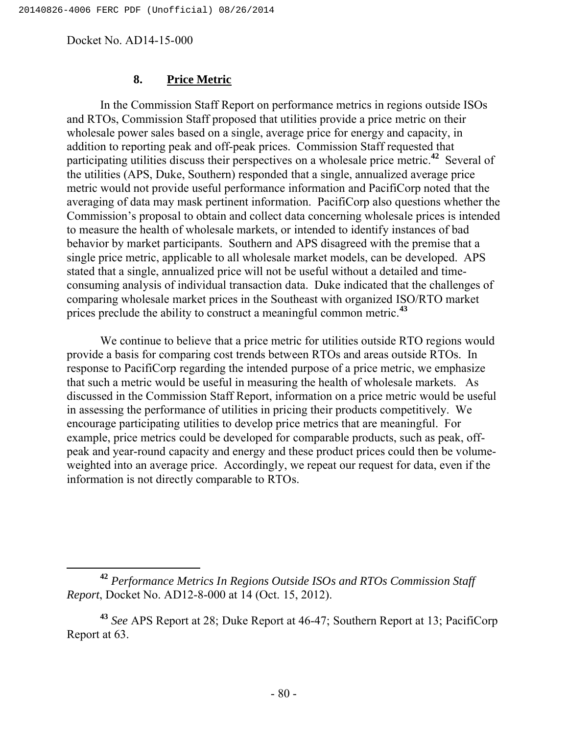Docket No. AD14-15-000

### 8. Price Metric

In the Commission Staff Report on performance metrics in regions outside ISOs and RTOs, Commission Staff proposed that utilities provide a price metric on their wholesale power sales based on a single, average price for energy and capacity, in addition to reporting peak and off-peak prices. Commission Staff requested that participating utilities discuss their perspectives on a wholesale price metric.[42] Several of the utilities (APS, Duke, Southern) responded that a single, annualized average price metric would not provide useful performance information and PacifiCorp noted that the averaging of data may mask pertinent information. PacifiCorp also questions whether the Commission's proposal to obtain and collect data concerning wholesale prices is intended to measure the health of wholesale markets, or intended to identify instances of bad behavior by market participants. Southern and APS disagreed with the premise that a single price metric, applicable to all wholesale market models, can be developed. APS stated that a single, annualized price will not be useful without a detailed and time-consuming analysis of individual transaction data. Duke indicated that the challenges of comparing wholesale market prices in the Southeast with organized ISO/RTO market prices preclude the ability to construct a meaningful common metric.[43]

We continue to believe that a price metric for utilities outside RTO regions would provide a basis for comparing cost trends between RTOs and areas outside RTOs. In response to PacifiCorp regarding the intended purpose of a price metric, we emphasize that such a metric would be useful in measuring the health of wholesale markets. As discussed in the Commission Staff Report, information on a price metric would be useful in assessing the performance of utilities in pricing their products competitively. We encourage participating utilities to develop price metrics that are meaningful. For example, price metrics could be developed for comparable products, such as peak, off-peak and year-round capacity and energy and these product prices could then be volume-weighted into an average price. Accordingly, we repeat our request for data, even if the information is not directly comparable to RTOs.

---

[42] *Performance Metrics In Regions Outside ISOs and RTOs Commission Staff Report*, Docket No. AD12-8-000 at 14 (Oct. 15, 2012).

[43] *See* APS Report at 28; Duke Report at 46-47; Southern Report at 13; PacifiCorp Report at 63.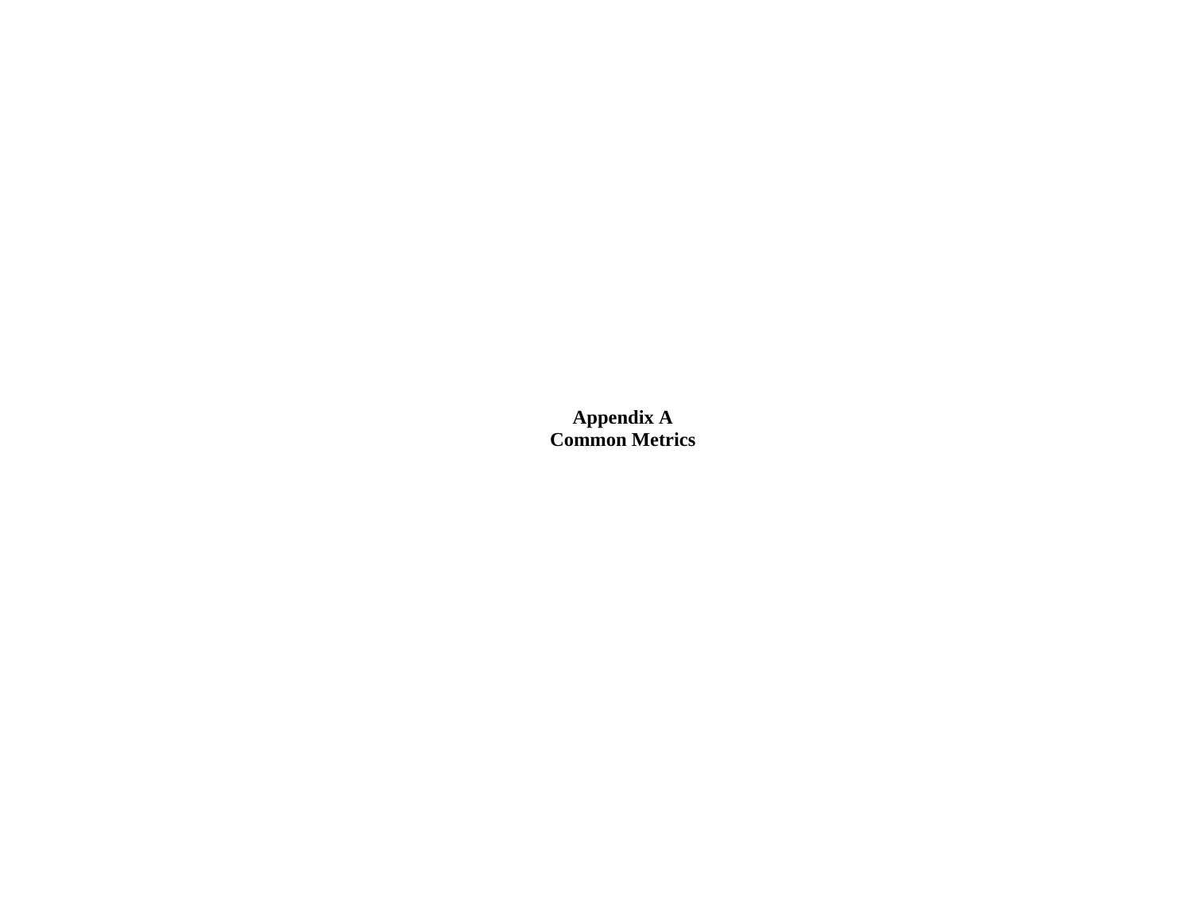# Appendix A
# Common Metrics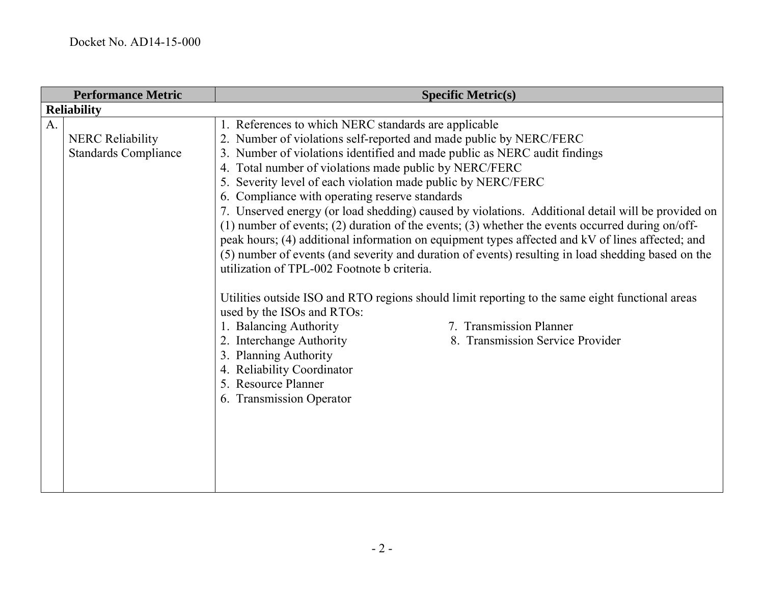| | Performance Metric | Specific Metric(s) |
|---|---|---|
| **Reliability** | | |
| A. | NERC Reliability Standards Compliance | 1. References to which NERC standards are applicable<br>2. Number of violations self-reported and made public by NERC/FERC<br>3. Number of violations identified and made public as NERC audit findings<br>4. Total number of violations made public by NERC/FERC<br>5. Severity level of each violation made public by NERC/FERC<br>6. Compliance with operating reserve standards<br>7. Unserved energy (or load shedding) caused by violations. Additional detail will be provided on (1) number of events; (2) duration of the events; (3) whether the events occurred during on/off-peak hours; (4) additional information on equipment types affected and kV of lines affected; and (5) number of events (and severity and duration of events) resulting in load shedding based on the utilization of TPL-002 Footnote b criteria.<br><br>Utilities outside ISO and RTO regions should limit reporting to the same eight functional areas used by the ISOs and RTOs:<br>1. Balancing Authority<br>2. Interchange Authority<br>3. Planning Authority<br>4. Reliability Coordinator<br>5. Resource Planner<br>6. Transmission Operator<br>7. Transmission Planner<br>8. Transmission Service Provider |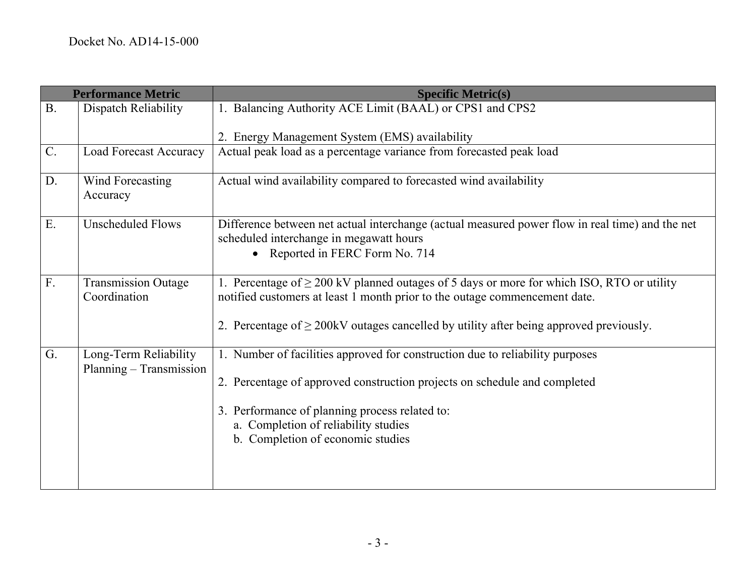| Performance Metric | | Specific Metric(s) |
|---|---|---|
| B. | Dispatch Reliability | 1. Balancing Authority ACE Limit (BAAL) or CPS1 and CPS2<br><br>2. Energy Management System (EMS) availability |
| C. | Load Forecast Accuracy | Actual peak load as a percentage variance from forecasted peak load |
| D. | Wind Forecasting Accuracy | Actual wind availability compared to forecasted wind availability |
| E. | Unscheduled Flows | Difference between net actual interchange (actual measured power flow in real time) and the net scheduled interchange in megawatt hours<br>• Reported in FERC Form No. 714 |
| F. | Transmission Outage Coordination | 1. Percentage of ≥ 200 kV planned outages of 5 days or more for which ISO, RTO or utility notified customers at least 1 month prior to the outage commencement date.<br><br>2. Percentage of ≥ 200kV outages cancelled by utility after being approved previously. |
| G. | Long-Term Reliability Planning – Transmission | 1. Number of facilities approved for construction due to reliability purposes<br><br>2. Percentage of approved construction projects on schedule and completed<br><br>3. Performance of planning process related to:<br>a. Completion of reliability studies<br>b. Completion of economic studies |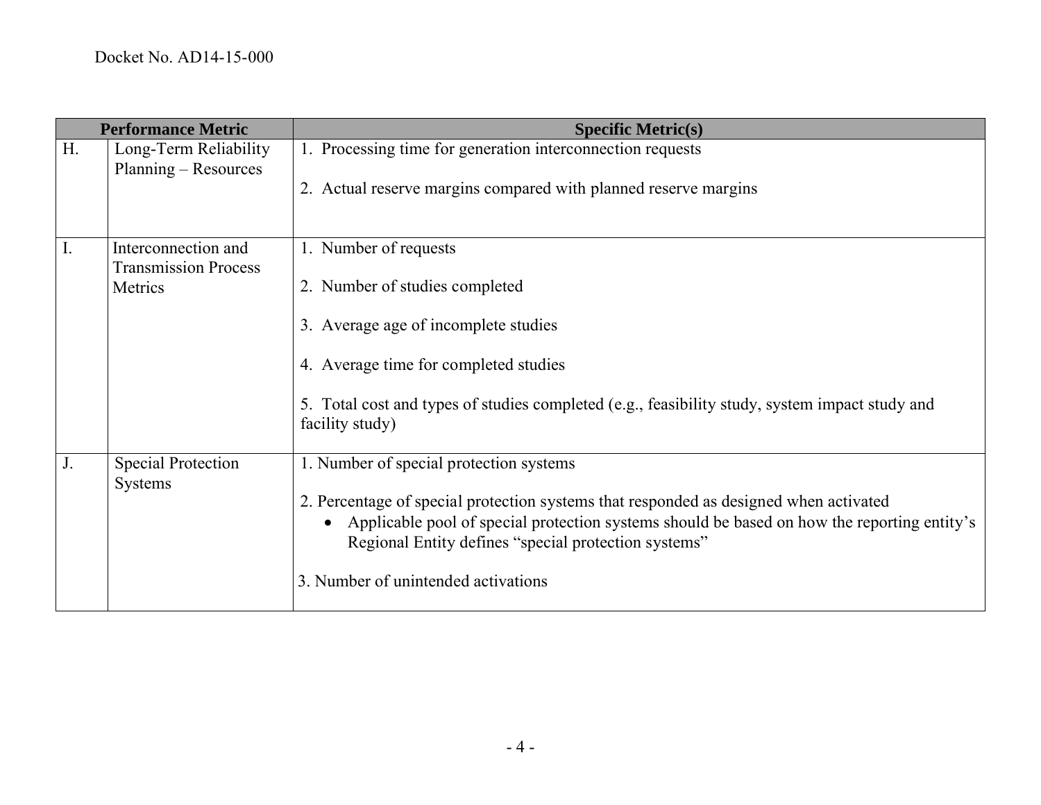| Performance Metric | | Specific Metric(s) |
|---|---|---|
| H. | Long-Term Reliability Planning – Resources | 1. Processing time for generation interconnection requests<br><br>2. Actual reserve margins compared with planned reserve margins |
| I. | Interconnection and Transmission Process Metrics | 1. Number of requests<br><br>2. Number of studies completed<br><br>3. Average age of incomplete studies<br><br>4. Average time for completed studies<br><br>5. Total cost and types of studies completed (e.g., feasibility study, system impact study and facility study) |
| J. | Special Protection Systems | 1. Number of special protection systems<br><br>2. Percentage of special protection systems that responded as designed when activated<br>• Applicable pool of special protection systems should be based on how the reporting entity's Regional Entity defines "special protection systems"<br><br>3. Number of unintended activations |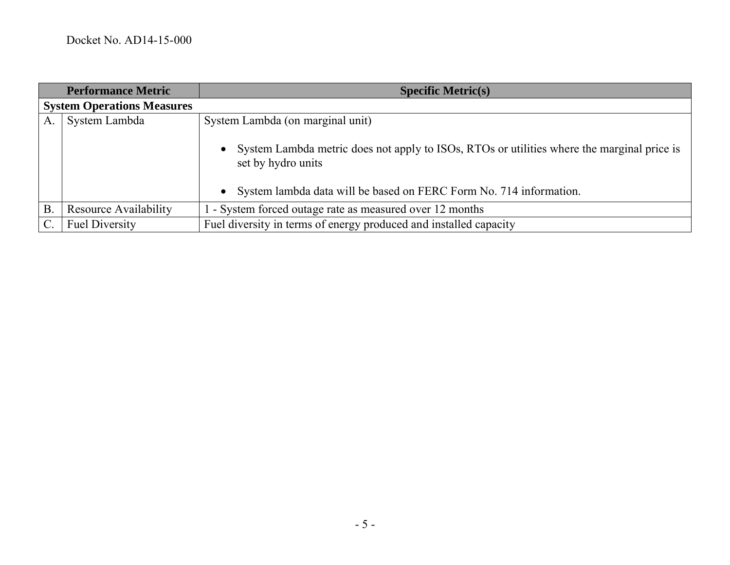| | Performance Metric | Specific Metric(s) |
|---|---|---|
| **System Operations Measures** | | |
| A. | System Lambda | System Lambda (on marginal unit)<br><br>• System Lambda metric does not apply to ISOs, RTOs or utilities where the marginal price is set by hydro units<br><br>• System lambda data will be based on FERC Form No. 714 information. |
| B. | Resource Availability | 1 - System forced outage rate as measured over 12 months |
| C. | Fuel Diversity | Fuel diversity in terms of energy produced and installed capacity |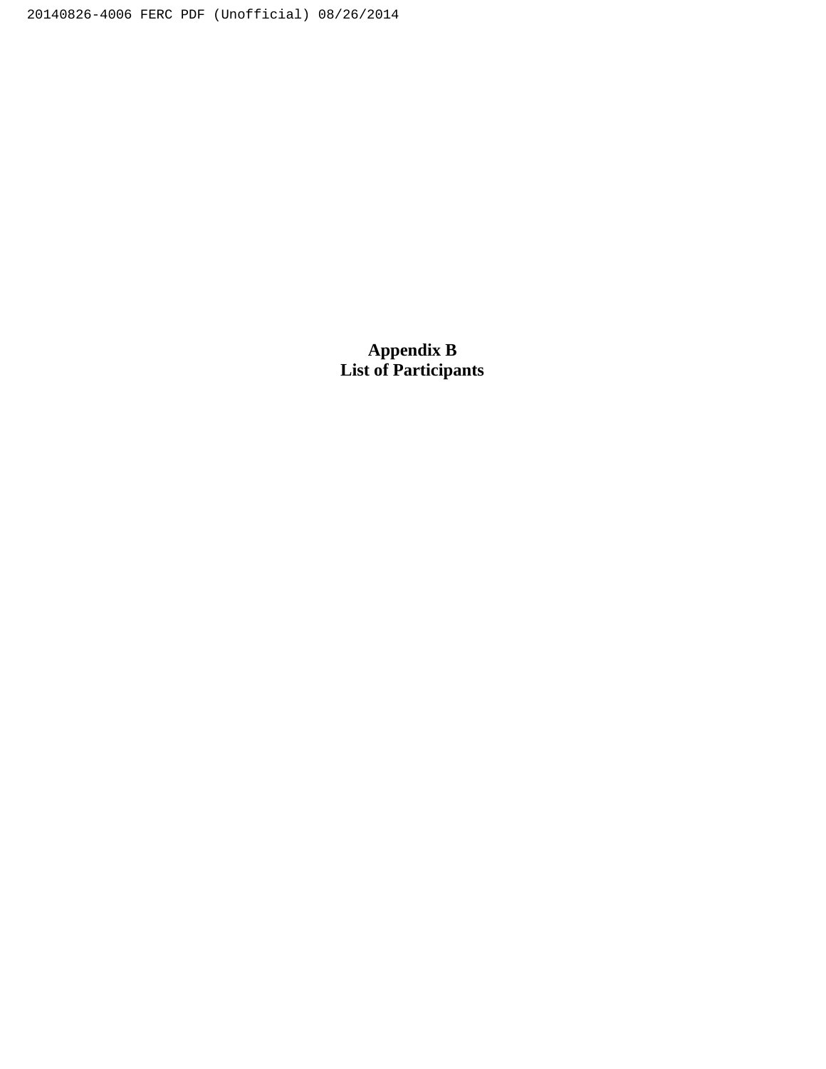# Appendix B
# List of Participants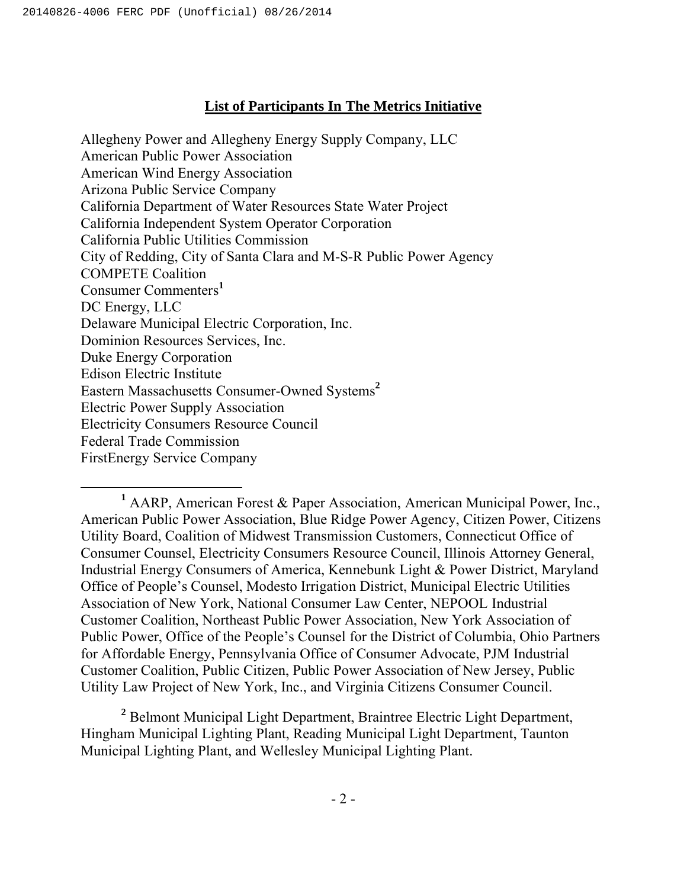**List of Participants In The Metrics Initiative**

Allegheny Power and Allegheny Energy Supply Company, LLC
American Public Power Association
American Wind Energy Association
Arizona Public Service Company
California Department of Water Resources State Water Project
California Independent System Operator Corporation
California Public Utilities Commission
City of Redding, City of Santa Clara and M-S-R Public Power Agency
COMPETE Coalition
Consumer Commenters[1]
DC Energy, LLC
Delaware Municipal Electric Corporation, Inc.
Dominion Resources Services, Inc.
Duke Energy Corporation
Edison Electric Institute
Eastern Massachusetts Consumer-Owned Systems[2]
Electric Power Supply Association
Electricity Consumers Resource Council
Federal Trade Commission
FirstEnergy Service Company

---

[1] AARP, American Forest & Paper Association, American Municipal Power, Inc., American Public Power Association, Blue Ridge Power Agency, Citizen Power, Citizens Utility Board, Coalition of Midwest Transmission Customers, Connecticut Office of Consumer Counsel, Electricity Consumers Resource Council, Illinois Attorney General, Industrial Energy Consumers of America, Kennebunk Light & Power District, Maryland Office of People's Counsel, Modesto Irrigation District, Municipal Electric Utilities Association of New York, National Consumer Law Center, NEPOOL Industrial Customer Coalition, Northeast Public Power Association, New York Association of Public Power, Office of the People's Counsel for the District of Columbia, Ohio Partners for Affordable Energy, Pennsylvania Office of Consumer Advocate, PJM Industrial Customer Coalition, Public Citizen, Public Power Association of New Jersey, Public Utility Law Project of New York, Inc., and Virginia Citizens Consumer Council.

[2] Belmont Municipal Light Department, Braintree Electric Light Department, Hingham Municipal Lighting Plant, Reading Municipal Light Department, Taunton Municipal Lighting Plant, and Wellesley Municipal Lighting Plant.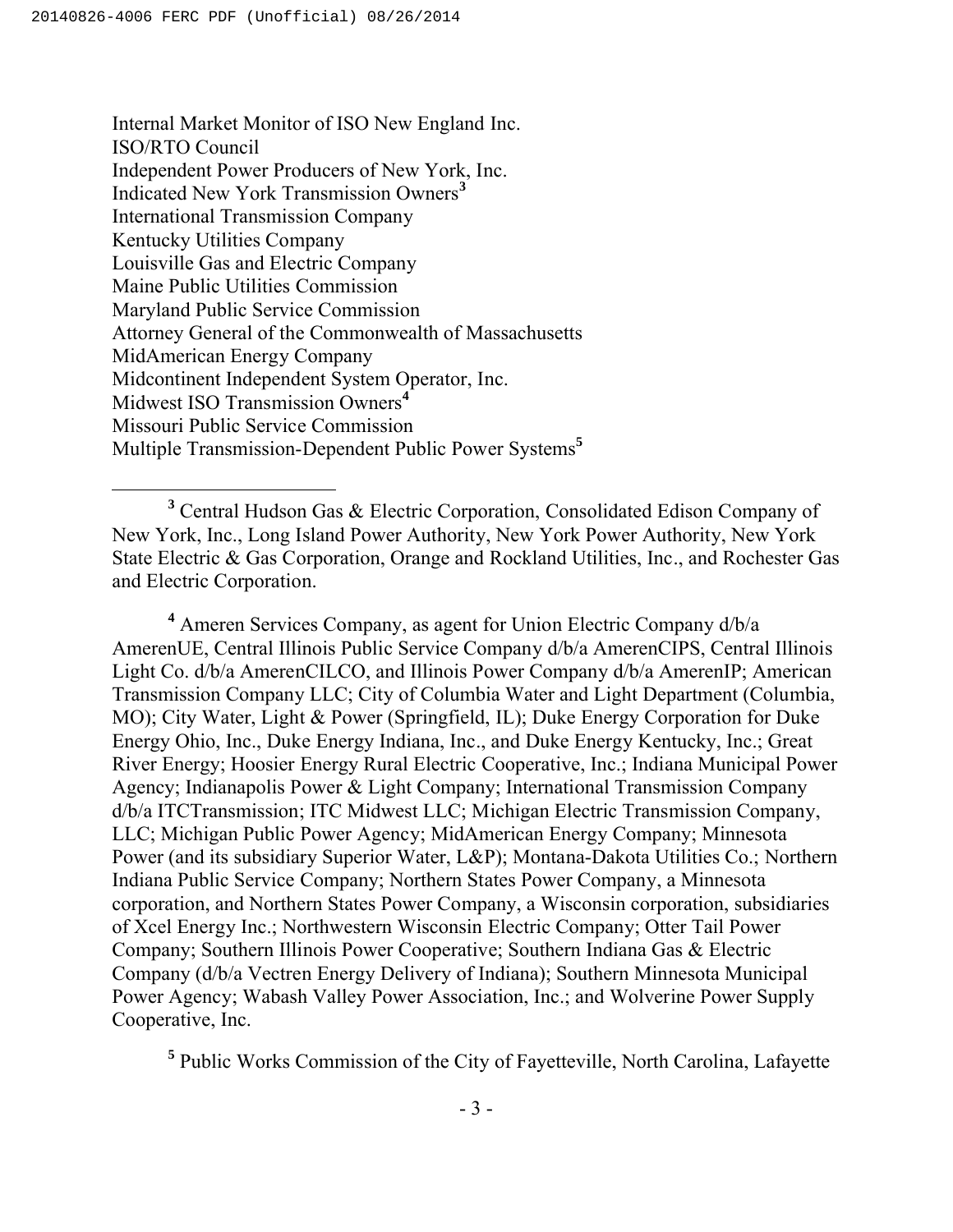Internal Market Monitor of ISO New England Inc.
ISO/RTO Council
Independent Power Producers of New York, Inc.
Indicated New York Transmission Owners[3]
International Transmission Company
Kentucky Utilities Company
Louisville Gas and Electric Company
Maine Public Utilities Commission
Maryland Public Service Commission
Attorney General of the Commonwealth of Massachusetts
MidAmerican Energy Company
Midcontinent Independent System Operator, Inc.
Midwest ISO Transmission Owners[4]
Missouri Public Service Commission
Multiple Transmission-Dependent Public Power Systems[5]

---

[3] Central Hudson Gas & Electric Corporation, Consolidated Edison Company of New York, Inc., Long Island Power Authority, New York Power Authority, New York State Electric & Gas Corporation, Orange and Rockland Utilities, Inc., and Rochester Gas and Electric Corporation.

[4] Ameren Services Company, as agent for Union Electric Company d/b/a AmerenUE, Central Illinois Public Service Company d/b/a AmerenCIPS, Central Illinois Light Co. d/b/a AmerenCILCO, and Illinois Power Company d/b/a AmerenIP; American Transmission Company LLC; City of Columbia Water and Light Department (Columbia, MO); City Water, Light & Power (Springfield, IL); Duke Energy Corporation for Duke Energy Ohio, Inc., Duke Energy Indiana, Inc., and Duke Energy Kentucky, Inc.; Great River Energy; Hoosier Energy Rural Electric Cooperative, Inc.; Indiana Municipal Power Agency; Indianapolis Power & Light Company; International Transmission Company d/b/a ITCTransmission; ITC Midwest LLC; Michigan Electric Transmission Company, LLC; Michigan Public Power Agency; MidAmerican Energy Company; Minnesota Power (and its subsidiary Superior Water, L&P); Montana-Dakota Utilities Co.; Northern Indiana Public Service Company; Northern States Power Company, a Minnesota corporation, and Northern States Power Company, a Wisconsin corporation, subsidiaries of Xcel Energy Inc.; Northwestern Wisconsin Electric Company; Otter Tail Power Company; Southern Illinois Power Cooperative; Southern Indiana Gas & Electric Company (d/b/a Vectren Energy Delivery of Indiana); Southern Minnesota Municipal Power Agency; Wabash Valley Power Association, Inc.; and Wolverine Power Supply Cooperative, Inc.

[5] Public Works Commission of the City of Fayetteville, North Carolina, Lafayette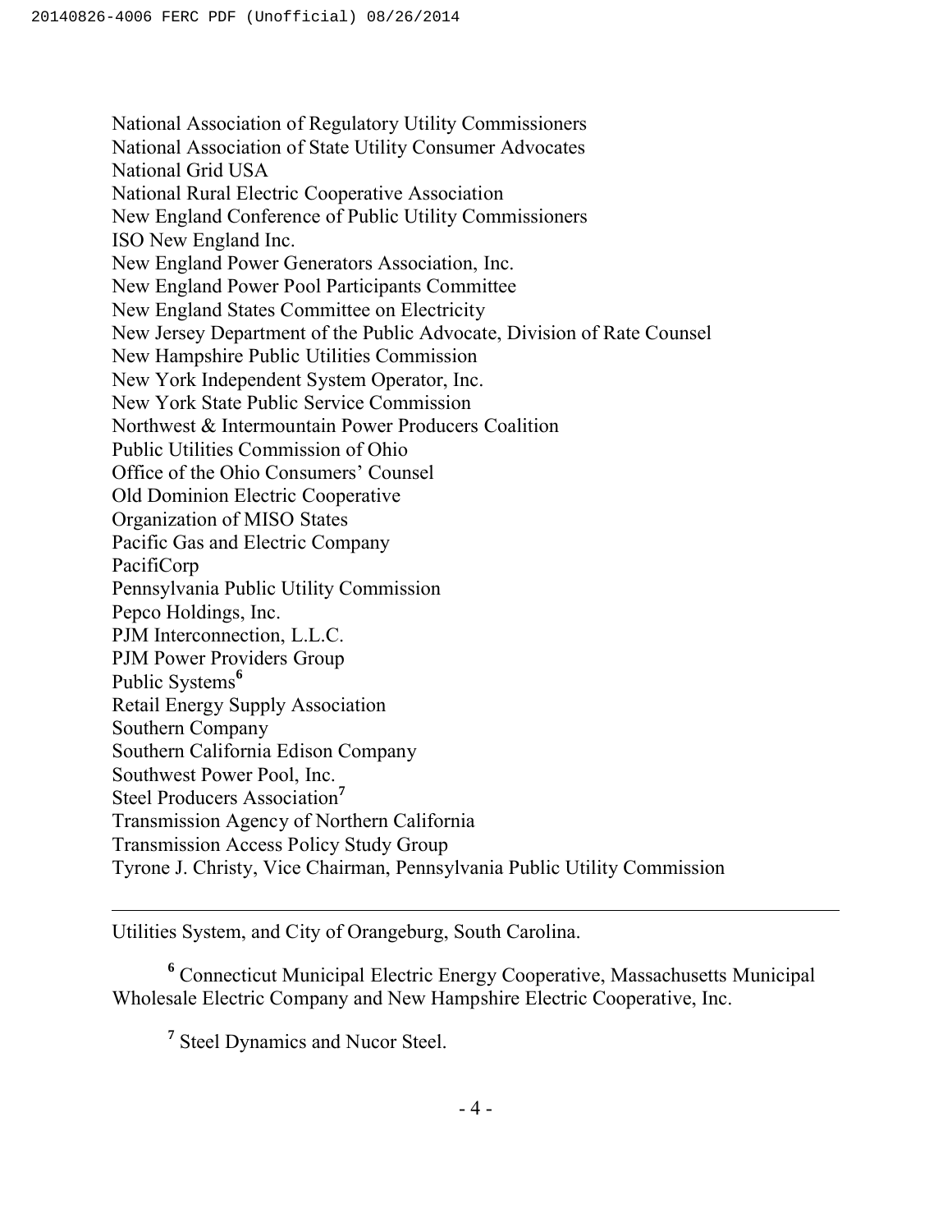National Association of Regulatory Utility Commissioners
National Association of State Utility Consumer Advocates
National Grid USA
National Rural Electric Cooperative Association
New England Conference of Public Utility Commissioners
ISO New England Inc.
New England Power Generators Association, Inc.
New England Power Pool Participants Committee
New England States Committee on Electricity
New Jersey Department of the Public Advocate, Division of Rate Counsel
New Hampshire Public Utilities Commission
New York Independent System Operator, Inc.
New York State Public Service Commission
Northwest & Intermountain Power Producers Coalition
Public Utilities Commission of Ohio
Office of the Ohio Consumers' Counsel
Old Dominion Electric Cooperative
Organization of MISO States
Pacific Gas and Electric Company
PacifiCorp
Pennsylvania Public Utility Commission
Pepco Holdings, Inc.
PJM Interconnection, L.L.C.
PJM Power Providers Group
Public Systems[6]
Retail Energy Supply Association
Southern Company
Southern California Edison Company
Southwest Power Pool, Inc.
Steel Producers Association[7]
Transmission Agency of Northern California
Transmission Access Policy Study Group
Tyrone J. Christy, Vice Chairman, Pennsylvania Public Utility Commission

---

Utilities System, and City of Orangeburg, South Carolina.

[6] Connecticut Municipal Electric Energy Cooperative, Massachusetts Municipal Wholesale Electric Company and New Hampshire Electric Cooperative, Inc.

[7] Steel Dynamics and Nucor Steel.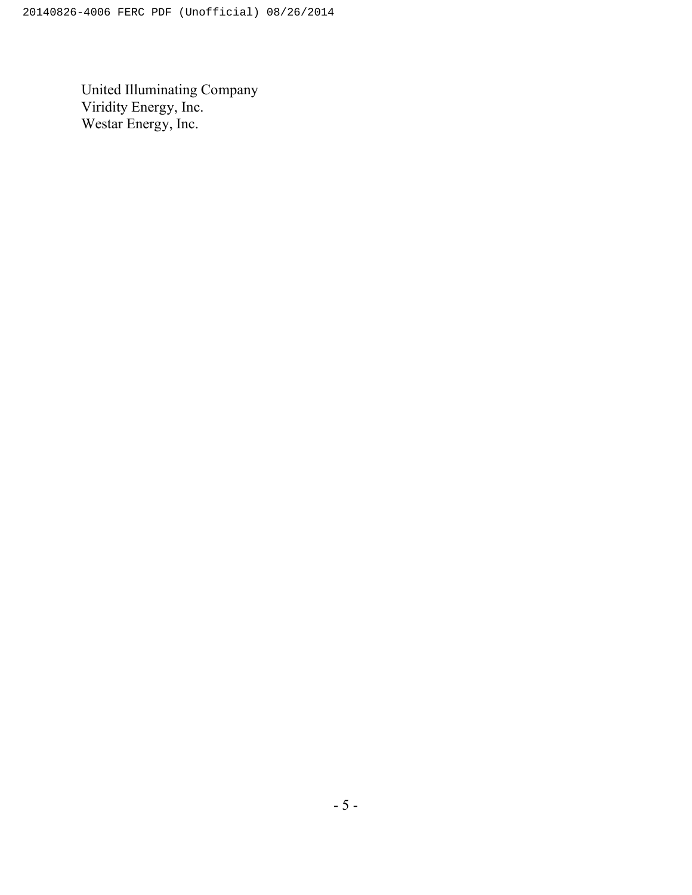United Illuminating Company
Viridity Energy, Inc.
Westar Energy, Inc.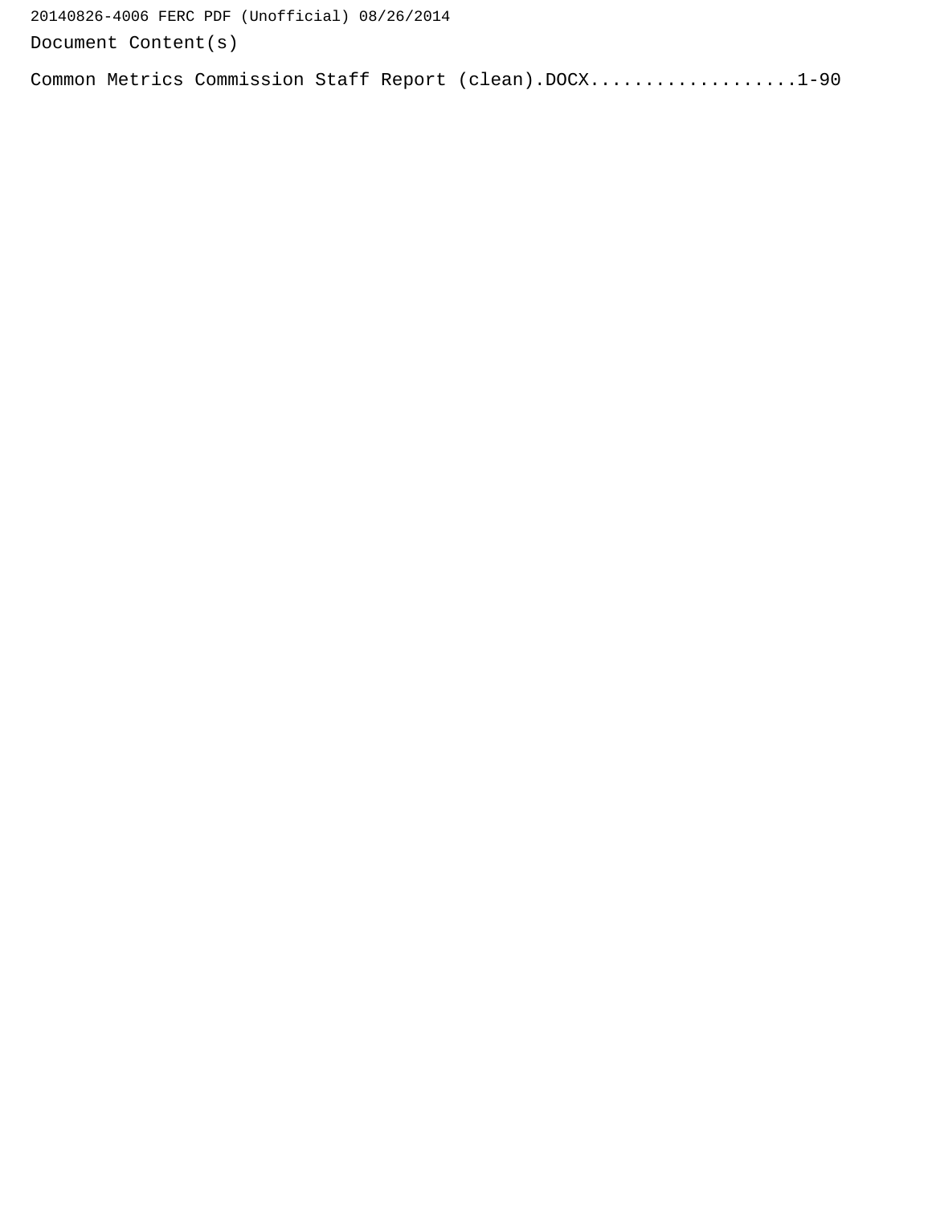Document Content(s)

Common Metrics Commission Staff Report (clean).DOCX...................1-90